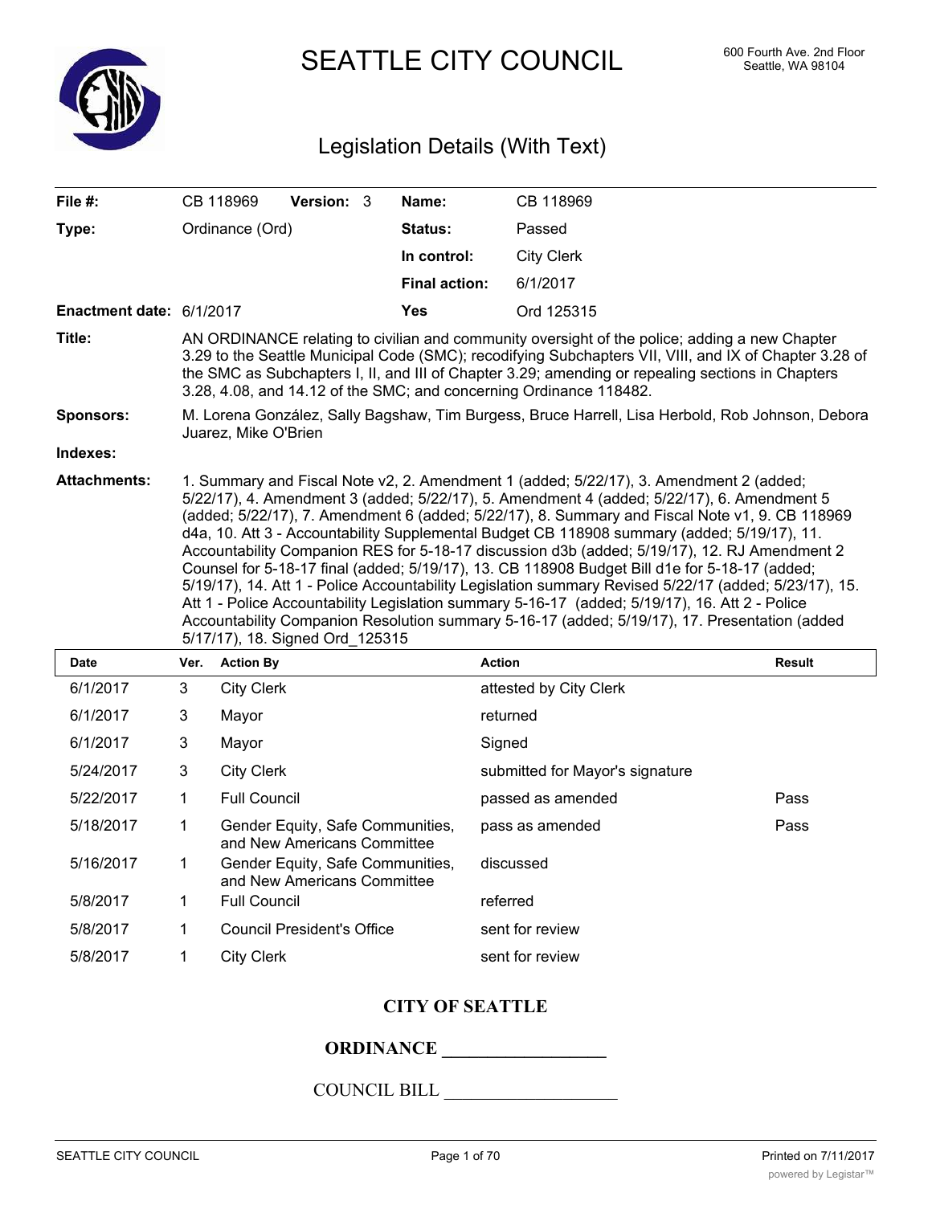# SEATTLE CITY COUNCIL

600 Fourth Ave. 2nd Floor
Seattle, WA 98104

## Legislation Details (With Text)

| | | | |
|---|---|---|---|
| **File #:** | CB 118969 **Version:** 3 | **Name:** | CB 118969 |
| **Type:** | Ordinance (Ord) | **Status:** | Passed |
| | | **In control:** | City Clerk |
| | | **Final action:** | 6/1/2017 |
| **Enactment date:** | 6/1/2017 | **Yes** | Ord 125315 |

**Title:** AN ORDINANCE relating to civilian and community oversight of the police; adding a new Chapter 3.29 to the Seattle Municipal Code (SMC); recodifying Subchapters VII, VIII, and IX of Chapter 3.28 of the SMC as Subchapters I, II, and III of Chapter 3.29; amending or repealing sections in Chapters 3.28, 4.08, and 14.12 of the SMC; and concerning Ordinance 118482.

**Sponsors:** M. Lorena González, Sally Bagshaw, Tim Burgess, Bruce Harrell, Lisa Herbold, Rob Johnson, Debora Juarez, Mike O'Brien

**Indexes:**

**Attachments:** 1. Summary and Fiscal Note v2, 2. Amendment 1 (added; 5/22/17), 3. Amendment 2 (added; 5/22/17), 4. Amendment 3 (added; 5/22/17), 5. Amendment 4 (added; 5/22/17), 6. Amendment 5 (added; 5/22/17), 7. Amendment 6 (added; 5/22/17), 8. Summary and Fiscal Note v1, 9. CB 118969 d4a, 10. Att 3 - Accountability Supplemental Budget CB 118908 summary (added; 5/19/17), 11. Accountability Companion RES for 5-18-17 discussion d3b (added; 5/19/17), 12. RJ Amendment 2 Counsel for 5-18-17 final (added; 5/19/17), 13. CB 118908 Budget Bill d1e for 5-18-17 (added; 5/19/17), 14. Att 1 - Police Accountability Legislation summary Revised 5/22/17 (added; 5/23/17), 15. Att 1 - Police Accountability Legislation summary 5-16-17 (added; 5/19/17), 16. Att 2 - Police Accountability Companion Resolution summary 5-16-17 (added; 5/19/17), 17. Presentation (added 5/17/17), 18. Signed Ord_125315

| Date | Ver. | Action By | Action | Result |
|---|---|---|---|---|
| 6/1/2017 | 3 | City Clerk | attested by City Clerk | |
| 6/1/2017 | 3 | Mayor | returned | |
| 6/1/2017 | 3 | Mayor | Signed | |
| 5/24/2017 | 3 | City Clerk | submitted for Mayor's signature | |
| 5/22/2017 | 1 | Full Council | passed as amended | Pass |
| 5/18/2017 | 1 | Gender Equity, Safe Communities, and New Americans Committee | pass as amended | Pass |
| 5/16/2017 | 1 | Gender Equity, Safe Communities, and New Americans Committee | discussed | |
| 5/8/2017 | 1 | Full Council | referred | |
| 5/8/2017 | 1 | Council President's Office | sent for review | |
| 5/8/2017 | 1 | City Clerk | sent for review | |

**CITY OF SEATTLE**

**ORDINANCE __________________**

COUNCIL BILL ___________________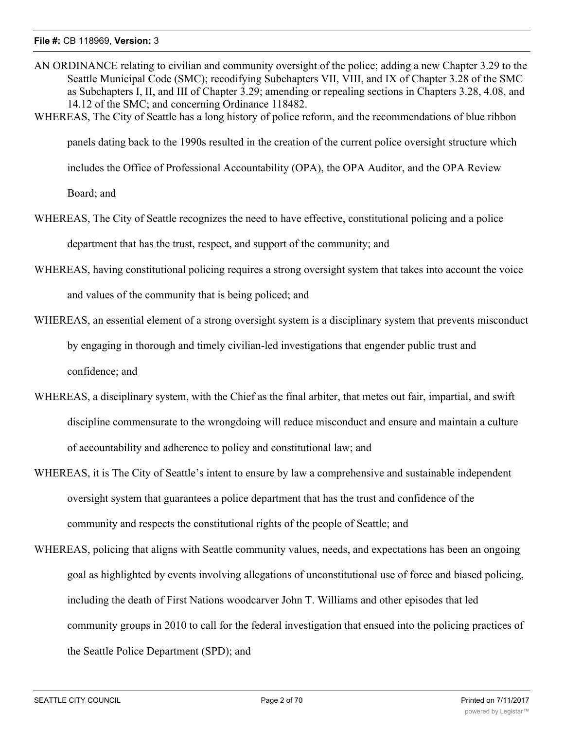AN ORDINANCE relating to civilian and community oversight of the police; adding a new Chapter 3.29 to the Seattle Municipal Code (SMC); recodifying Subchapters VII, VIII, and IX of Chapter 3.28 of the SMC as Subchapters I, II, and III of Chapter 3.29; amending or repealing sections in Chapters 3.28, 4.08, and 14.12 of the SMC; and concerning Ordinance 118482.

WHEREAS, The City of Seattle has a long history of police reform, and the recommendations of blue ribbon panels dating back to the 1990s resulted in the creation of the current police oversight structure which includes the Office of Professional Accountability (OPA), the OPA Auditor, and the OPA Review Board; and

WHEREAS, The City of Seattle recognizes the need to have effective, constitutional policing and a police department that has the trust, respect, and support of the community; and

WHEREAS, having constitutional policing requires a strong oversight system that takes into account the voice and values of the community that is being policed; and

WHEREAS, an essential element of a strong oversight system is a disciplinary system that prevents misconduct by engaging in thorough and timely civilian-led investigations that engender public trust and confidence; and

WHEREAS, a disciplinary system, with the Chief as the final arbiter, that metes out fair, impartial, and swift discipline commensurate to the wrongdoing will reduce misconduct and ensure and maintain a culture of accountability and adherence to policy and constitutional law; and

WHEREAS, it is The City of Seattle's intent to ensure by law a comprehensive and sustainable independent oversight system that guarantees a police department that has the trust and confidence of the community and respects the constitutional rights of the people of Seattle; and

WHEREAS, policing that aligns with Seattle community values, needs, and expectations has been an ongoing goal as highlighted by events involving allegations of unconstitutional use of force and biased policing, including the death of First Nations woodcarver John T. Williams and other episodes that led community groups in 2010 to call for the federal investigation that ensued into the policing practices of the Seattle Police Department (SPD); and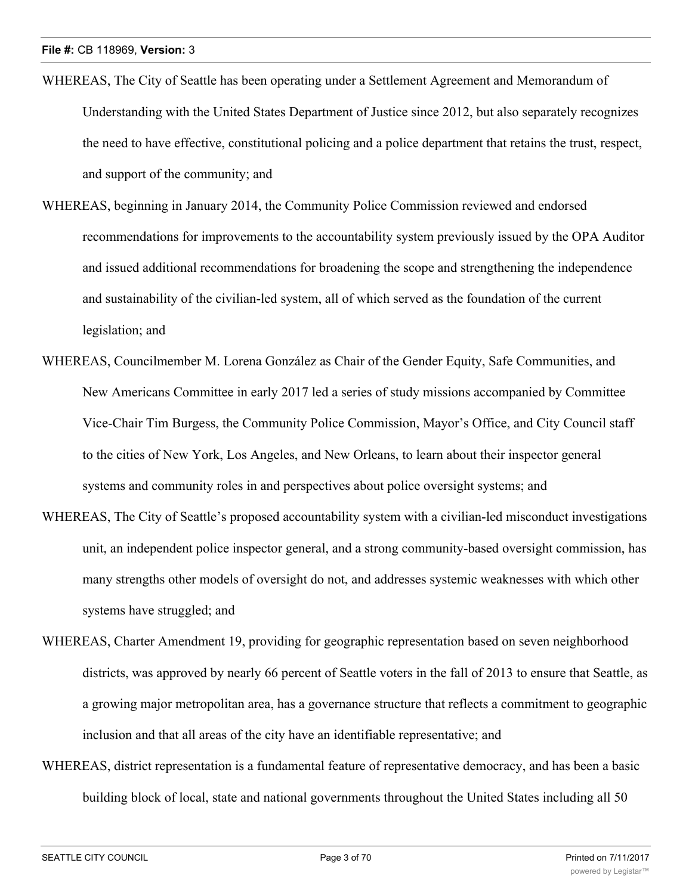WHEREAS, The City of Seattle has been operating under a Settlement Agreement and Memorandum of Understanding with the United States Department of Justice since 2012, but also separately recognizes the need to have effective, constitutional policing and a police department that retains the trust, respect, and support of the community; and

WHEREAS, beginning in January 2014, the Community Police Commission reviewed and endorsed recommendations for improvements to the accountability system previously issued by the OPA Auditor and issued additional recommendations for broadening the scope and strengthening the independence and sustainability of the civilian-led system, all of which served as the foundation of the current legislation; and

WHEREAS, Councilmember M. Lorena González as Chair of the Gender Equity, Safe Communities, and New Americans Committee in early 2017 led a series of study missions accompanied by Committee Vice-Chair Tim Burgess, the Community Police Commission, Mayor's Office, and City Council staff to the cities of New York, Los Angeles, and New Orleans, to learn about their inspector general systems and community roles in and perspectives about police oversight systems; and

WHEREAS, The City of Seattle's proposed accountability system with a civilian-led misconduct investigations unit, an independent police inspector general, and a strong community-based oversight commission, has many strengths other models of oversight do not, and addresses systemic weaknesses with which other systems have struggled; and

WHEREAS, Charter Amendment 19, providing for geographic representation based on seven neighborhood districts, was approved by nearly 66 percent of Seattle voters in the fall of 2013 to ensure that Seattle, as a growing major metropolitan area, has a governance structure that reflects a commitment to geographic inclusion and that all areas of the city have an identifiable representative; and

WHEREAS, district representation is a fundamental feature of representative democracy, and has been a basic building block of local, state and national governments throughout the United States including all 50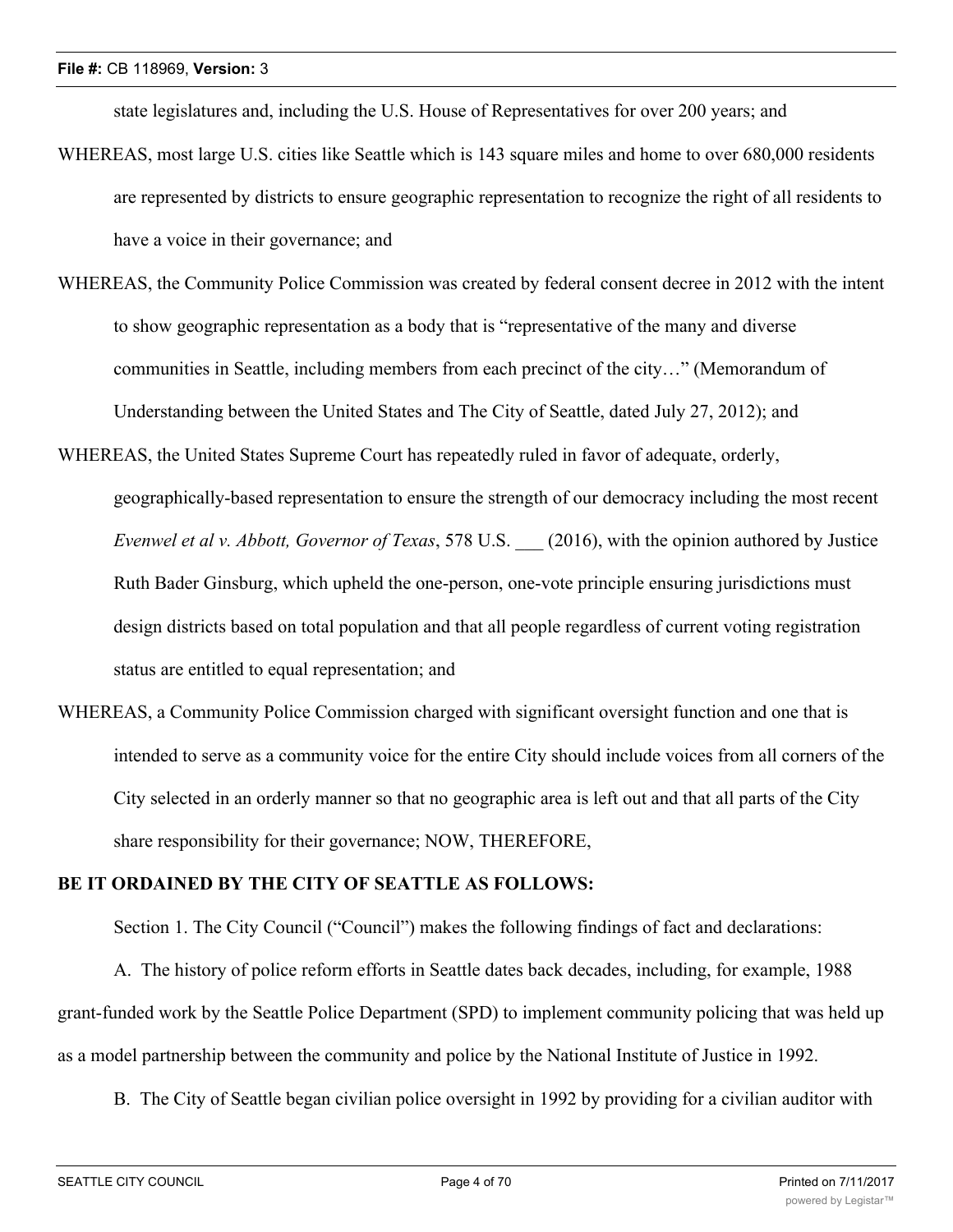state legislatures and, including the U.S. House of Representatives for over 200 years; and

WHEREAS, most large U.S. cities like Seattle which is 143 square miles and home to over 680,000 residents are represented by districts to ensure geographic representation to recognize the right of all residents to have a voice in their governance; and

WHEREAS, the Community Police Commission was created by federal consent decree in 2012 with the intent to show geographic representation as a body that is "representative of the many and diverse communities in Seattle, including members from each precinct of the city…" (Memorandum of Understanding between the United States and The City of Seattle, dated July 27, 2012); and

WHEREAS, the United States Supreme Court has repeatedly ruled in favor of adequate, orderly, geographically-based representation to ensure the strength of our democracy including the most recent *Evenwel et al v. Abbott, Governor of Texas*, 578 U.S. ___ (2016), with the opinion authored by Justice Ruth Bader Ginsburg, which upheld the one-person, one-vote principle ensuring jurisdictions must design districts based on total population and that all people regardless of current voting registration status are entitled to equal representation; and

WHEREAS, a Community Police Commission charged with significant oversight function and one that is intended to serve as a community voice for the entire City should include voices from all corners of the City selected in an orderly manner so that no geographic area is left out and that all parts of the City share responsibility for their governance; NOW, THEREFORE,

**BE IT ORDAINED BY THE CITY OF SEATTLE AS FOLLOWS:**

Section 1. The City Council ("Council") makes the following findings of fact and declarations:

A. The history of police reform efforts in Seattle dates back decades, including, for example, 1988 grant-funded work by the Seattle Police Department (SPD) to implement community policing that was held up as a model partnership between the community and police by the National Institute of Justice in 1992.

B. The City of Seattle began civilian police oversight in 1992 by providing for a civilian auditor with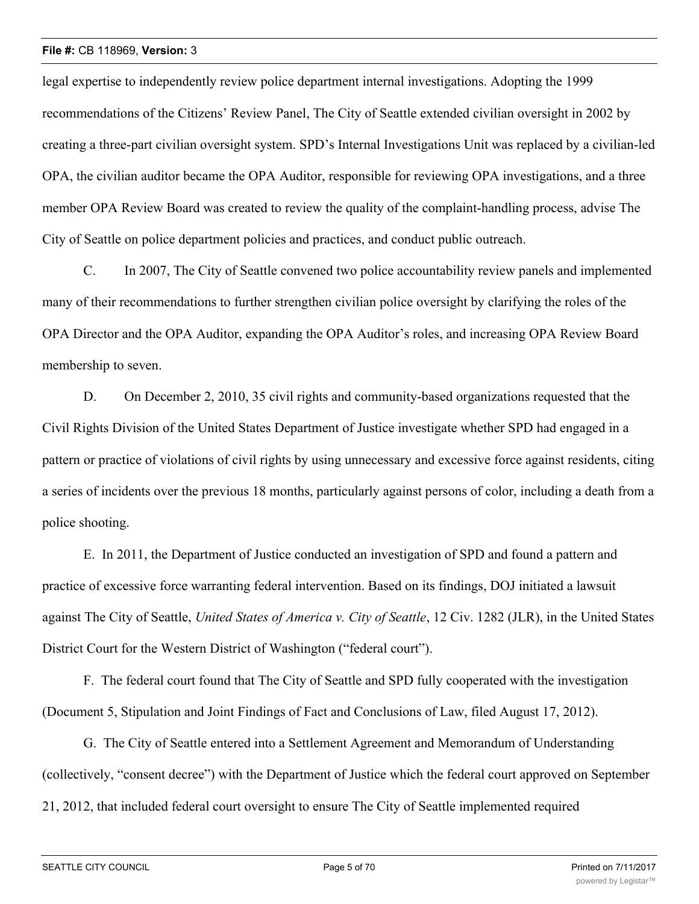legal expertise to independently review police department internal investigations. Adopting the 1999 recommendations of the Citizens' Review Panel, The City of Seattle extended civilian oversight in 2002 by creating a three-part civilian oversight system. SPD's Internal Investigations Unit was replaced by a civilian-led OPA, the civilian auditor became the OPA Auditor, responsible for reviewing OPA investigations, and a three member OPA Review Board was created to review the quality of the complaint-handling process, advise The City of Seattle on police department policies and practices, and conduct public outreach.

C. In 2007, The City of Seattle convened two police accountability review panels and implemented many of their recommendations to further strengthen civilian police oversight by clarifying the roles of the OPA Director and the OPA Auditor, expanding the OPA Auditor's roles, and increasing OPA Review Board membership to seven.

D. On December 2, 2010, 35 civil rights and community-based organizations requested that the Civil Rights Division of the United States Department of Justice investigate whether SPD had engaged in a pattern or practice of violations of civil rights by using unnecessary and excessive force against residents, citing a series of incidents over the previous 18 months, particularly against persons of color, including a death from a police shooting.

E. In 2011, the Department of Justice conducted an investigation of SPD and found a pattern and practice of excessive force warranting federal intervention. Based on its findings, DOJ initiated a lawsuit against The City of Seattle, *United States of America v. City of Seattle*, 12 Civ. 1282 (JLR), in the United States District Court for the Western District of Washington ("federal court").

F. The federal court found that The City of Seattle and SPD fully cooperated with the investigation (Document 5, Stipulation and Joint Findings of Fact and Conclusions of Law, filed August 17, 2012).

G. The City of Seattle entered into a Settlement Agreement and Memorandum of Understanding (collectively, "consent decree") with the Department of Justice which the federal court approved on September 21, 2012, that included federal court oversight to ensure The City of Seattle implemented required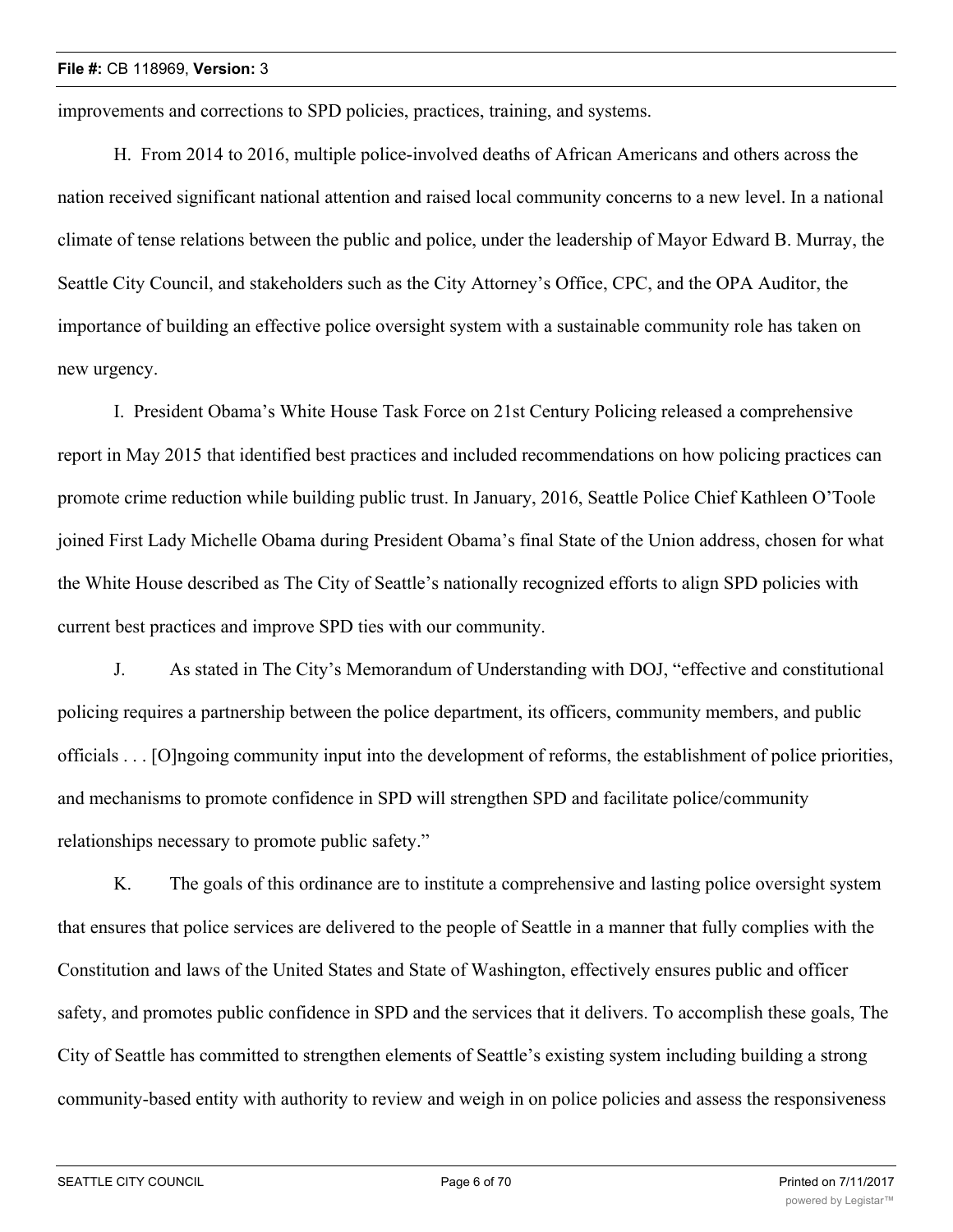improvements and corrections to SPD policies, practices, training, and systems.

H. From 2014 to 2016, multiple police-involved deaths of African Americans and others across the nation received significant national attention and raised local community concerns to a new level. In a national climate of tense relations between the public and police, under the leadership of Mayor Edward B. Murray, the Seattle City Council, and stakeholders such as the City Attorney's Office, CPC, and the OPA Auditor, the importance of building an effective police oversight system with a sustainable community role has taken on new urgency.

I. President Obama's White House Task Force on 21st Century Policing released a comprehensive report in May 2015 that identified best practices and included recommendations on how policing practices can promote crime reduction while building public trust. In January, 2016, Seattle Police Chief Kathleen O'Toole joined First Lady Michelle Obama during President Obama's final State of the Union address, chosen for what the White House described as The City of Seattle's nationally recognized efforts to align SPD policies with current best practices and improve SPD ties with our community.

J. As stated in The City's Memorandum of Understanding with DOJ, "effective and constitutional policing requires a partnership between the police department, its officers, community members, and public officials . . . [O]ngoing community input into the development of reforms, the establishment of police priorities, and mechanisms to promote confidence in SPD will strengthen SPD and facilitate police/community relationships necessary to promote public safety."

K. The goals of this ordinance are to institute a comprehensive and lasting police oversight system that ensures that police services are delivered to the people of Seattle in a manner that fully complies with the Constitution and laws of the United States and State of Washington, effectively ensures public and officer safety, and promotes public confidence in SPD and the services that it delivers. To accomplish these goals, The City of Seattle has committed to strengthen elements of Seattle's existing system including building a strong community-based entity with authority to review and weigh in on police policies and assess the responsiveness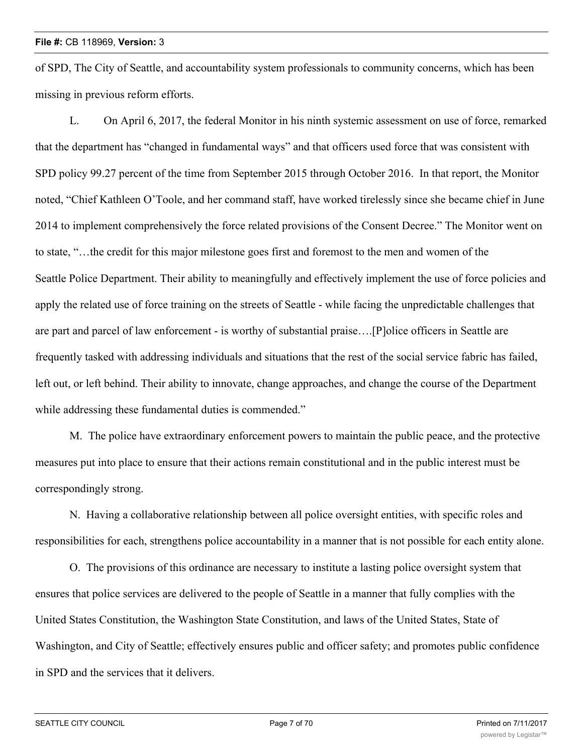of SPD, The City of Seattle, and accountability system professionals to community concerns, which has been missing in previous reform efforts.

L. On April 6, 2017, the federal Monitor in his ninth systemic assessment on use of force, remarked that the department has "changed in fundamental ways" and that officers used force that was consistent with SPD policy 99.27 percent of the time from September 2015 through October 2016. In that report, the Monitor noted, "Chief Kathleen O'Toole, and her command staff, have worked tirelessly since she became chief in June 2014 to implement comprehensively the force related provisions of the Consent Decree." The Monitor went on to state, "…the credit for this major milestone goes first and foremost to the men and women of the Seattle Police Department. Their ability to meaningfully and effectively implement the use of force policies and apply the related use of force training on the streets of Seattle - while facing the unpredictable challenges that are part and parcel of law enforcement - is worthy of substantial praise….[P]olice officers in Seattle are frequently tasked with addressing individuals and situations that the rest of the social service fabric has failed, left out, or left behind. Their ability to innovate, change approaches, and change the course of the Department while addressing these fundamental duties is commended."

M. The police have extraordinary enforcement powers to maintain the public peace, and the protective measures put into place to ensure that their actions remain constitutional and in the public interest must be correspondingly strong.

N. Having a collaborative relationship between all police oversight entities, with specific roles and responsibilities for each, strengthens police accountability in a manner that is not possible for each entity alone.

O. The provisions of this ordinance are necessary to institute a lasting police oversight system that ensures that police services are delivered to the people of Seattle in a manner that fully complies with the United States Constitution, the Washington State Constitution, and laws of the United States, State of Washington, and City of Seattle; effectively ensures public and officer safety; and promotes public confidence in SPD and the services that it delivers.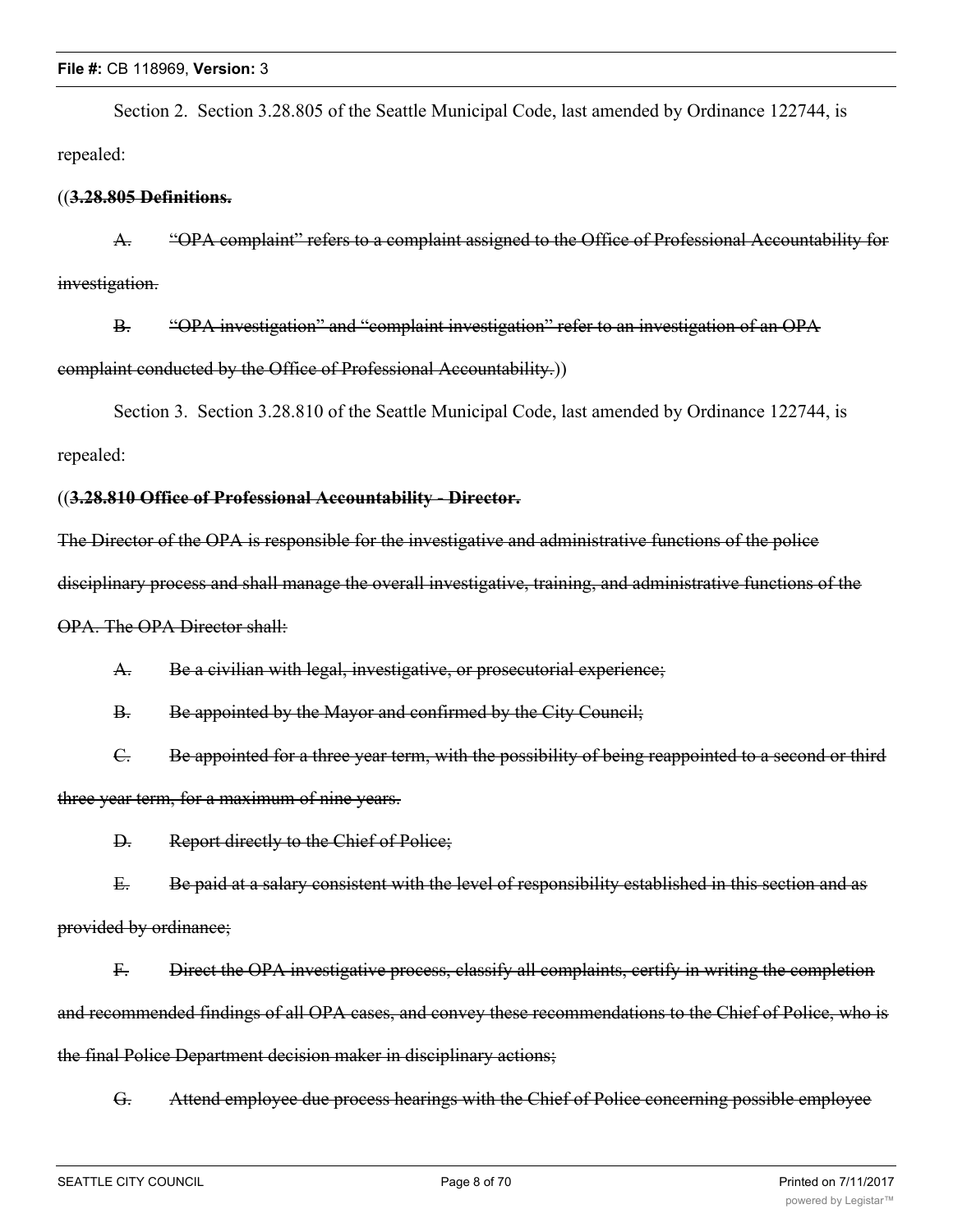Section 2. Section 3.28.805 of the Seattle Municipal Code, last amended by Ordinance 122744, is repealed:

((~~**3.28.805 Definitions.**~~

~~A. "OPA complaint" refers to a complaint assigned to the Office of Professional Accountability for investigation.~~

~~B. "OPA investigation" and "complaint investigation" refer to an investigation of an OPA complaint conducted by the Office of Professional Accountability.~~))

Section 3. Section 3.28.810 of the Seattle Municipal Code, last amended by Ordinance 122744, is repealed:

((~~**3.28.810 Office of Professional Accountability - Director.**~~

~~The Director of the OPA is responsible for the investigative and administrative functions of the police disciplinary process and shall manage the overall investigative, training, and administrative functions of the OPA. The OPA Director shall:~~

~~A. Be a civilian with legal, investigative, or prosecutorial experience;~~

~~B. Be appointed by the Mayor and confirmed by the City Council;~~

~~C. Be appointed for a three year term, with the possibility of being reappointed to a second or third three year term, for a maximum of nine years.~~

~~D. Report directly to the Chief of Police;~~

~~E. Be paid at a salary consistent with the level of responsibility established in this section and as provided by ordinance;~~

~~F. Direct the OPA investigative process, classify all complaints, certify in writing the completion and recommended findings of all OPA cases, and convey these recommendations to the Chief of Police, who is the final Police Department decision maker in disciplinary actions;~~

~~G. Attend employee due process hearings with the Chief of Police concerning possible employee~~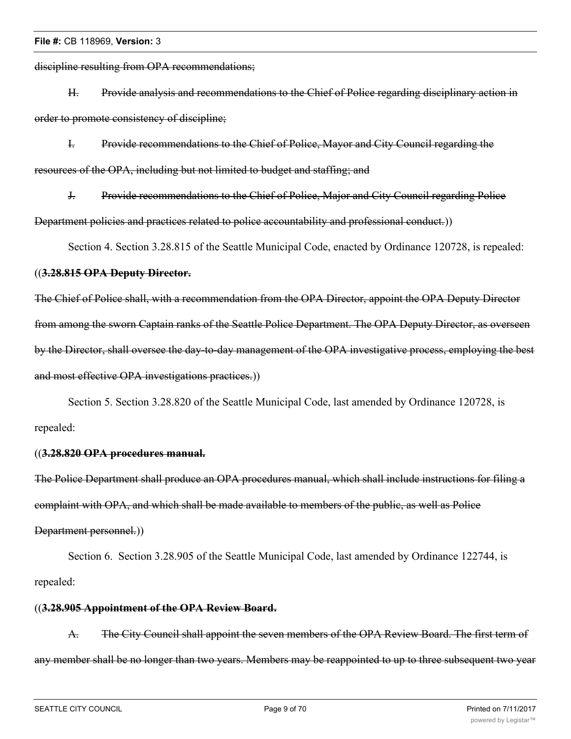~~discipline resulting from OPA recommendations;~~

~~H. Provide analysis and recommendations to the Chief of Police regarding disciplinary action in order to promote consistency of discipline;~~

~~I. Provide recommendations to the Chief of Police, Mayor and City Council regarding the resources of the OPA, including but not limited to budget and staffing; and~~

~~J. Provide recommendations to the Chief of Police, Major and City Council regarding Police Department policies and practices related to police accountability and professional conduct.~~))

Section 4. Section 3.28.815 of the Seattle Municipal Code, enacted by Ordinance 120728, is repealed:

((**~~3.28.815 OPA Deputy Director.~~**

~~The Chief of Police shall, with a recommendation from the OPA Director, appoint the OPA Deputy Director from among the sworn Captain ranks of the Seattle Police Department. The OPA Deputy Director, as overseen by the Director, shall oversee the day-to-day management of the OPA investigative process, employing the best and most effective OPA investigations practices.~~))

Section 5. Section 3.28.820 of the Seattle Municipal Code, last amended by Ordinance 120728, is repealed:

((**~~3.28.820 OPA procedures manual.~~**

~~The Police Department shall produce an OPA procedures manual, which shall include instructions for filing a complaint with OPA, and which shall be made available to members of the public, as well as Police Department personnel.~~))

Section 6. Section 3.28.905 of the Seattle Municipal Code, last amended by Ordinance 122744, is repealed:

((**~~3.28.905 Appointment of the OPA Review Board.~~**

~~A. The City Council shall appoint the seven members of the OPA Review Board. The first term of any member shall be no longer than two years. Members may be reappointed to up to three subsequent two year~~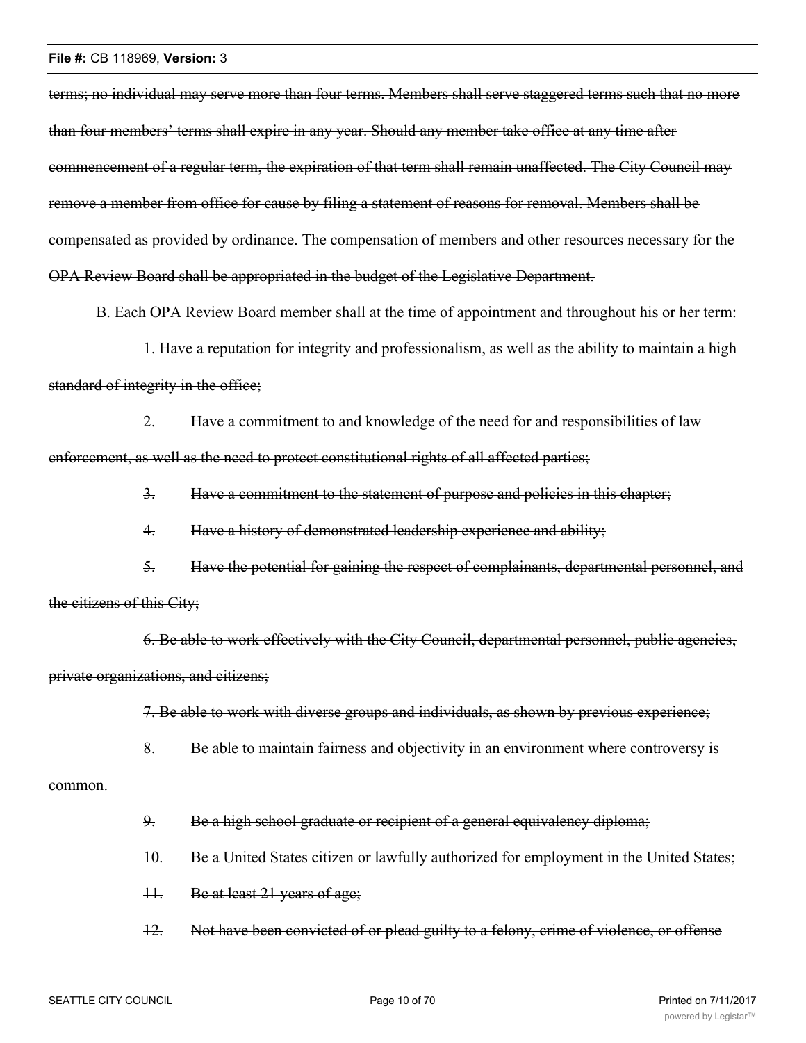~~terms; no individual may serve more than four terms. Members shall serve staggered terms such that no more than four members' terms shall expire in any year. Should any member take office at any time after commencement of a regular term, the expiration of that term shall remain unaffected. The City Council may remove a member from office for cause by filing a statement of reasons for removal. Members shall be compensated as provided by ordinance. The compensation of members and other resources necessary for the OPA Review Board shall be appropriated in the budget of the Legislative Department.~~

~~B. Each OPA Review Board member shall at the time of appointment and throughout his or her term:~~

~~1. Have a reputation for integrity and professionalism, as well as the ability to maintain a high standard of integrity in the office;~~

~~2. Have a commitment to and knowledge of the need for and responsibilities of law enforcement, as well as the need to protect constitutional rights of all affected parties;~~

~~3. Have a commitment to the statement of purpose and policies in this chapter;~~

~~4. Have a history of demonstrated leadership experience and ability;~~

~~5. Have the potential for gaining the respect of complainants, departmental personnel, and the citizens of this City;~~

~~6. Be able to work effectively with the City Council, departmental personnel, public agencies, private organizations, and citizens;~~

~~7. Be able to work with diverse groups and individuals, as shown by previous experience;~~

~~8. Be able to maintain fairness and objectivity in an environment where controversy is common.~~

~~9. Be a high school graduate or recipient of a general equivalency diploma;~~

~~10. Be a United States citizen or lawfully authorized for employment in the United States;~~

~~11. Be at least 21 years of age;~~

~~12. Not have been convicted of or plead guilty to a felony, crime of violence, or offense~~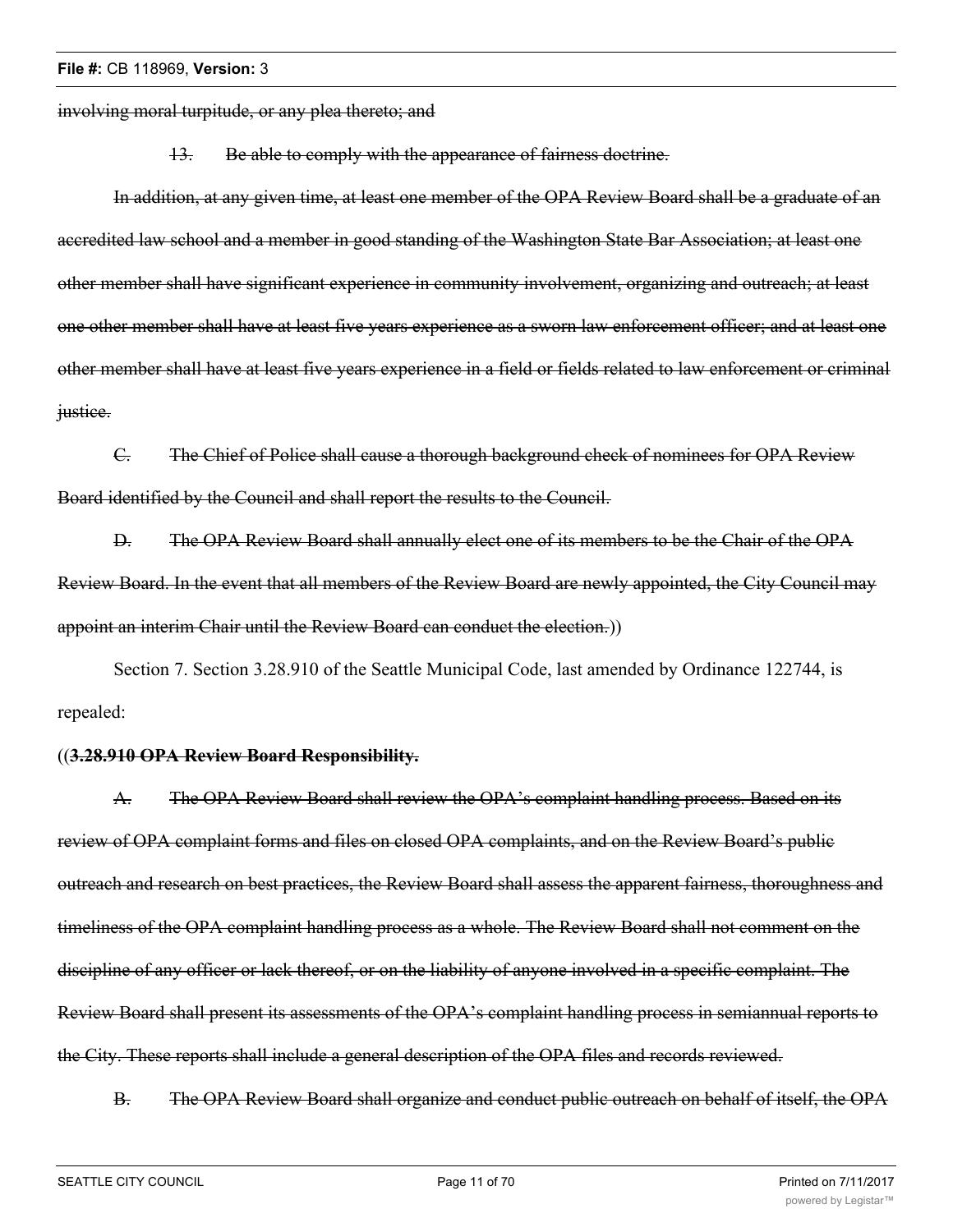~~involving moral turpitude, or any plea thereto; and~~

~~13. Be able to comply with the appearance of fairness doctrine.~~

~~In addition, at any given time, at least one member of the OPA Review Board shall be a graduate of an accredited law school and a member in good standing of the Washington State Bar Association; at least one other member shall have significant experience in community involvement, organizing and outreach; at least one other member shall have at least five years experience as a sworn law enforcement officer; and at least one other member shall have at least five years experience in a field or fields related to law enforcement or criminal justice.~~

~~C. The Chief of Police shall cause a thorough background check of nominees for OPA Review Board identified by the Council and shall report the results to the Council.~~

~~D. The OPA Review Board shall annually elect one of its members to be the Chair of the OPA Review Board. In the event that all members of the Review Board are newly appointed, the City Council may appoint an interim Chair until the Review Board can conduct the election.~~))

Section 7. Section 3.28.910 of the Seattle Municipal Code, last amended by Ordinance 122744, is repealed:

((**~~3.28.910 OPA Review Board Responsibility.~~**

~~A. The OPA Review Board shall review the OPA's complaint handling process. Based on its review of OPA complaint forms and files on closed OPA complaints, and on the Review Board's public outreach and research on best practices, the Review Board shall assess the apparent fairness, thoroughness and timeliness of the OPA complaint handling process as a whole. The Review Board shall not comment on the discipline of any officer or lack thereof, or on the liability of anyone involved in a specific complaint. The Review Board shall present its assessments of the OPA's complaint handling process in semiannual reports to the City. These reports shall include a general description of the OPA files and records reviewed.~~

~~B. The OPA Review Board shall organize and conduct public outreach on behalf of itself, the OPA~~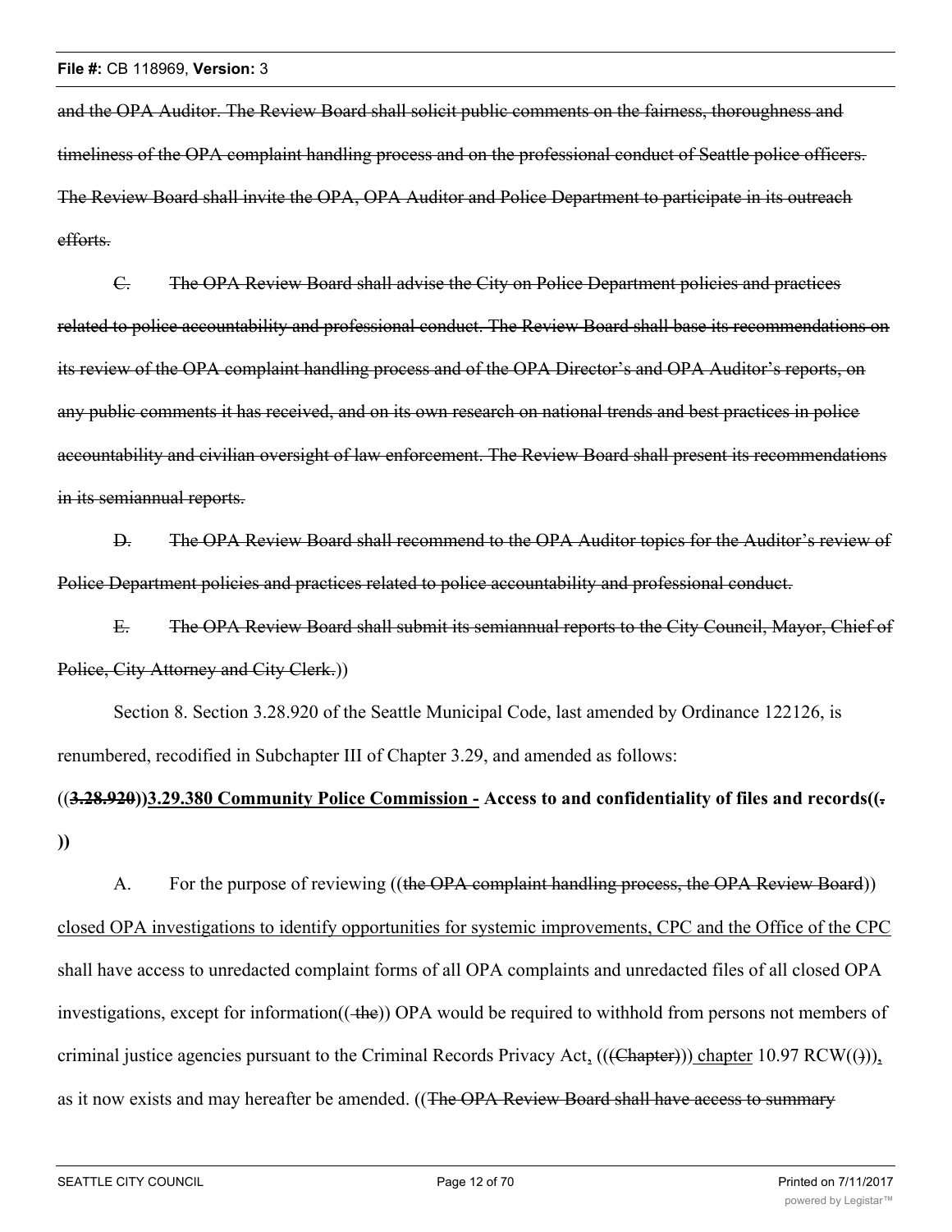and the OPA Auditor. The Review Board shall solicit public comments on the fairness, thoroughness and timeliness of the OPA complaint handling process and on the professional conduct of Seattle police officers. The Review Board shall invite the OPA, OPA Auditor and Police Department to participate in its outreach efforts.

~~C.~~ ~~The OPA Review Board shall advise the City on Police Department policies and practices related to police accountability and professional conduct. The Review Board shall base its recommendations on its review of the OPA complaint handling process and of the OPA Director's and OPA Auditor's reports, on any public comments it has received, and on its own research on national trends and best practices in police accountability and civilian oversight of law enforcement. The Review Board shall present its recommendations in its semiannual reports.~~

~~D.~~ ~~The OPA Review Board shall recommend to the OPA Auditor topics for the Auditor's review of Police Department policies and practices related to police accountability and professional conduct.~~

~~E.~~ ~~The OPA Review Board shall submit its semiannual reports to the City Council, Mayor, Chief of Police, City Attorney and City Clerk.~~))

Section 8. Section 3.28.920 of the Seattle Municipal Code, last amended by Ordinance 122126, is renumbered, recodified in Subchapter III of Chapter 3.29, and amended as follows:

**((~~3.28.920~~))<u>3.29.380 Community Police Commission -</u> Access to and confidentiality of files and records((~~.~~))**

A. For the purpose of reviewing ((~~the OPA complaint handling process, the OPA Review Board~~)) <u>closed OPA investigations to identify opportunities for systemic improvements, CPC and the Office of the CPC</u> shall have access to unredacted complaint forms of all OPA complaints and unredacted files of all closed OPA investigations, except for information((~~ the~~)) OPA would be required to withhold from persons not members of criminal justice agencies pursuant to the Criminal Records Privacy Act<u>,</u> (((~~Chapter~~))) <u>chapter</u> 10.97 RCW((~~)~~))<u>,</u> as it now exists and may hereafter be amended. ((~~The OPA Review Board shall have access to summary~~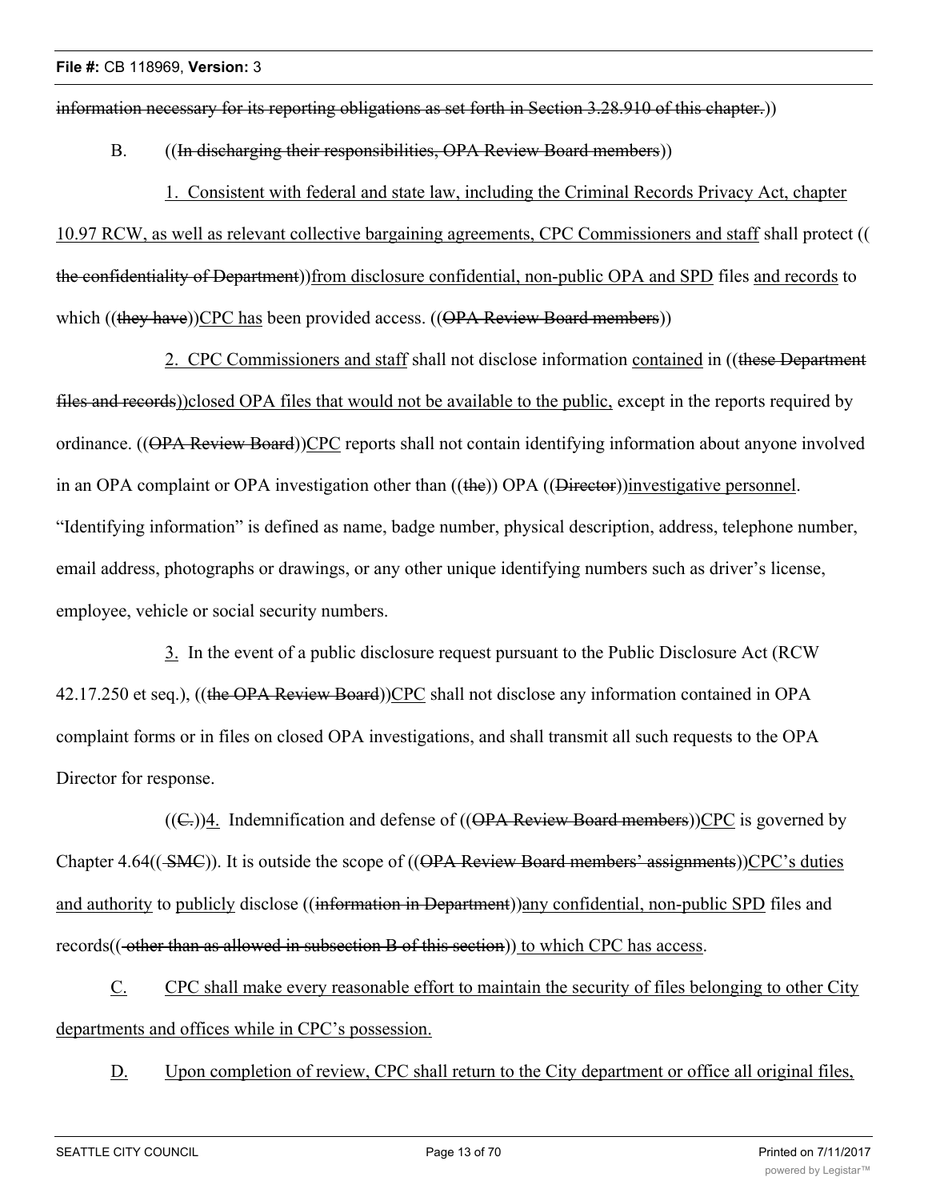~~information necessary for its reporting obligations as set forth in Section 3.28.910 of this chapter.~~))

B. ((~~In discharging their responsibilities, OPA Review Board members~~))

1. <u>Consistent with federal and state law, including the Criminal Records Privacy Act, chapter 10.97 RCW, as well as relevant collective bargaining agreements, CPC Commissioners and staff</u> shall protect ((~~the confidentiality of Department~~))<u>from disclosure confidential, non-public OPA and SPD</u> files <u>and records</u> to which ((~~they have~~))<u>CPC has</u> been provided access. ((~~OPA Review Board members~~))

2. <u>CPC Commissioners and staff</u> shall not disclose information <u>contained</u> in ((~~these Department files and records~~))<u>closed OPA files that would not be available to the public,</u> except in the reports required by ordinance. ((~~OPA Review Board~~))<u>CPC</u> reports shall not contain identifying information about anyone involved in an OPA complaint or OPA investigation other than ((~~the~~)) OPA ((~~Director~~))<u>investigative personnel</u>. "Identifying information" is defined as name, badge number, physical description, address, telephone number, email address, photographs or drawings, or any other unique identifying numbers such as driver's license, employee, vehicle or social security numbers.

<u>3.</u> In the event of a public disclosure request pursuant to the Public Disclosure Act (RCW 42.17.250 et seq.), ((~~the OPA Review Board~~))<u>CPC</u> shall not disclose any information contained in OPA complaint forms or in files on closed OPA investigations, and shall transmit all such requests to the OPA Director for response.

((~~C.~~))<u>4.</u> Indemnification and defense of ((~~OPA Review Board members~~))<u>CPC</u> is governed by Chapter 4.64((~~ SMC~~)). It is outside the scope of ((~~OPA Review Board members' assignments~~))<u>CPC's duties and authority</u> to <u>publicly</u> disclose ((~~information in Department~~))<u>any confidential, non-public SPD</u> files and records((~~ other than as allowed in subsection B of this section~~))<u> to which CPC has access</u>.

<u>C.</u> <u>CPC shall make every reasonable effort to maintain the security of files belonging to other City departments and offices while in CPC's possession.</u>

<u>D.</u> <u>Upon completion of review, CPC shall return to the City department or office all original files,</u>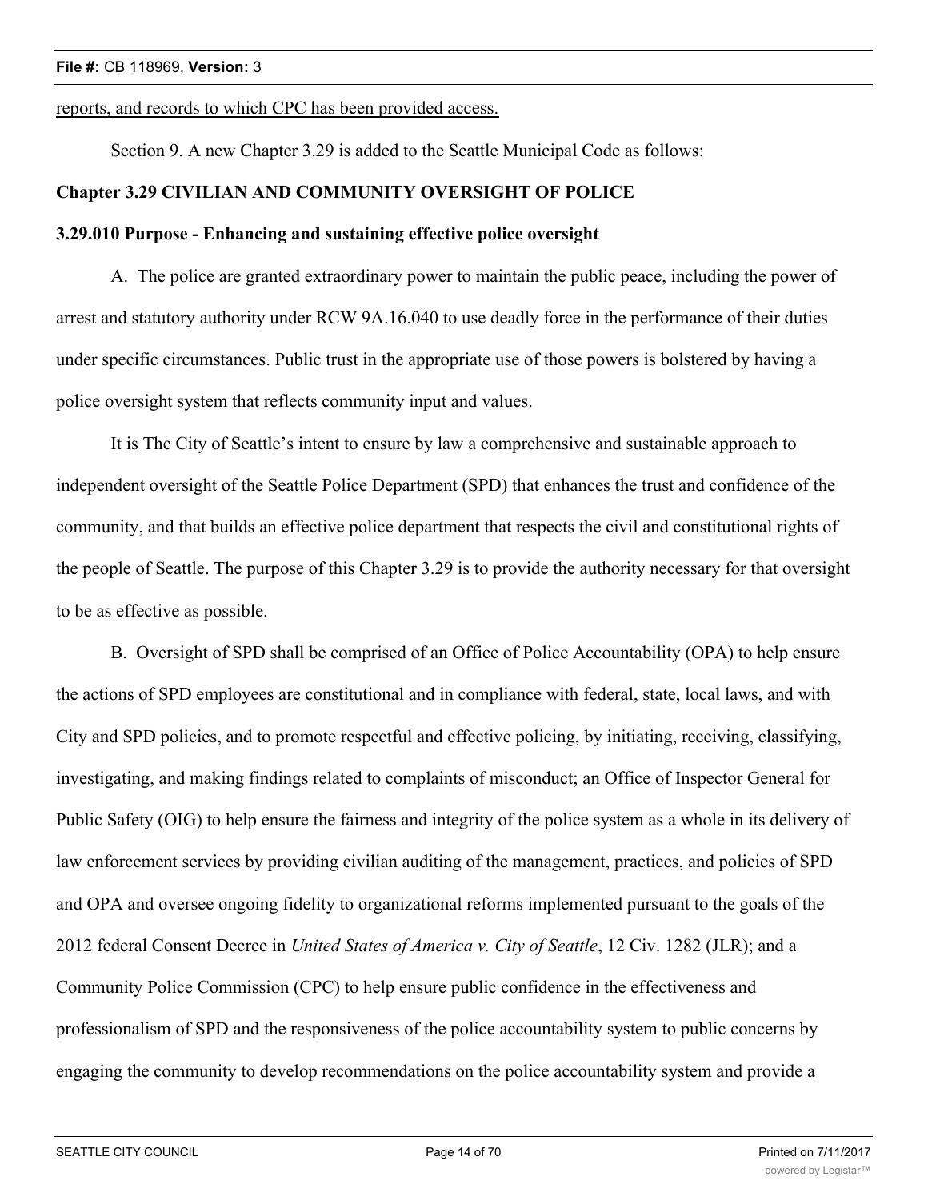reports, and records to which CPC has been provided access.

Section 9. A new Chapter 3.29 is added to the Seattle Municipal Code as follows:

**Chapter 3.29 CIVILIAN AND COMMUNITY OVERSIGHT OF POLICE**

**3.29.010 Purpose - Enhancing and sustaining effective police oversight**

A. The police are granted extraordinary power to maintain the public peace, including the power of arrest and statutory authority under RCW 9A.16.040 to use deadly force in the performance of their duties under specific circumstances. Public trust in the appropriate use of those powers is bolstered by having a police oversight system that reflects community input and values.

It is The City of Seattle's intent to ensure by law a comprehensive and sustainable approach to independent oversight of the Seattle Police Department (SPD) that enhances the trust and confidence of the community, and that builds an effective police department that respects the civil and constitutional rights of the people of Seattle. The purpose of this Chapter 3.29 is to provide the authority necessary for that oversight to be as effective as possible.

B. Oversight of SPD shall be comprised of an Office of Police Accountability (OPA) to help ensure the actions of SPD employees are constitutional and in compliance with federal, state, local laws, and with City and SPD policies, and to promote respectful and effective policing, by initiating, receiving, classifying, investigating, and making findings related to complaints of misconduct; an Office of Inspector General for Public Safety (OIG) to help ensure the fairness and integrity of the police system as a whole in its delivery of law enforcement services by providing civilian auditing of the management, practices, and policies of SPD and OPA and oversee ongoing fidelity to organizational reforms implemented pursuant to the goals of the 2012 federal Consent Decree in *United States of America v. City of Seattle*, 12 Civ. 1282 (JLR); and a Community Police Commission (CPC) to help ensure public confidence in the effectiveness and professionalism of SPD and the responsiveness of the police accountability system to public concerns by engaging the community to develop recommendations on the police accountability system and provide a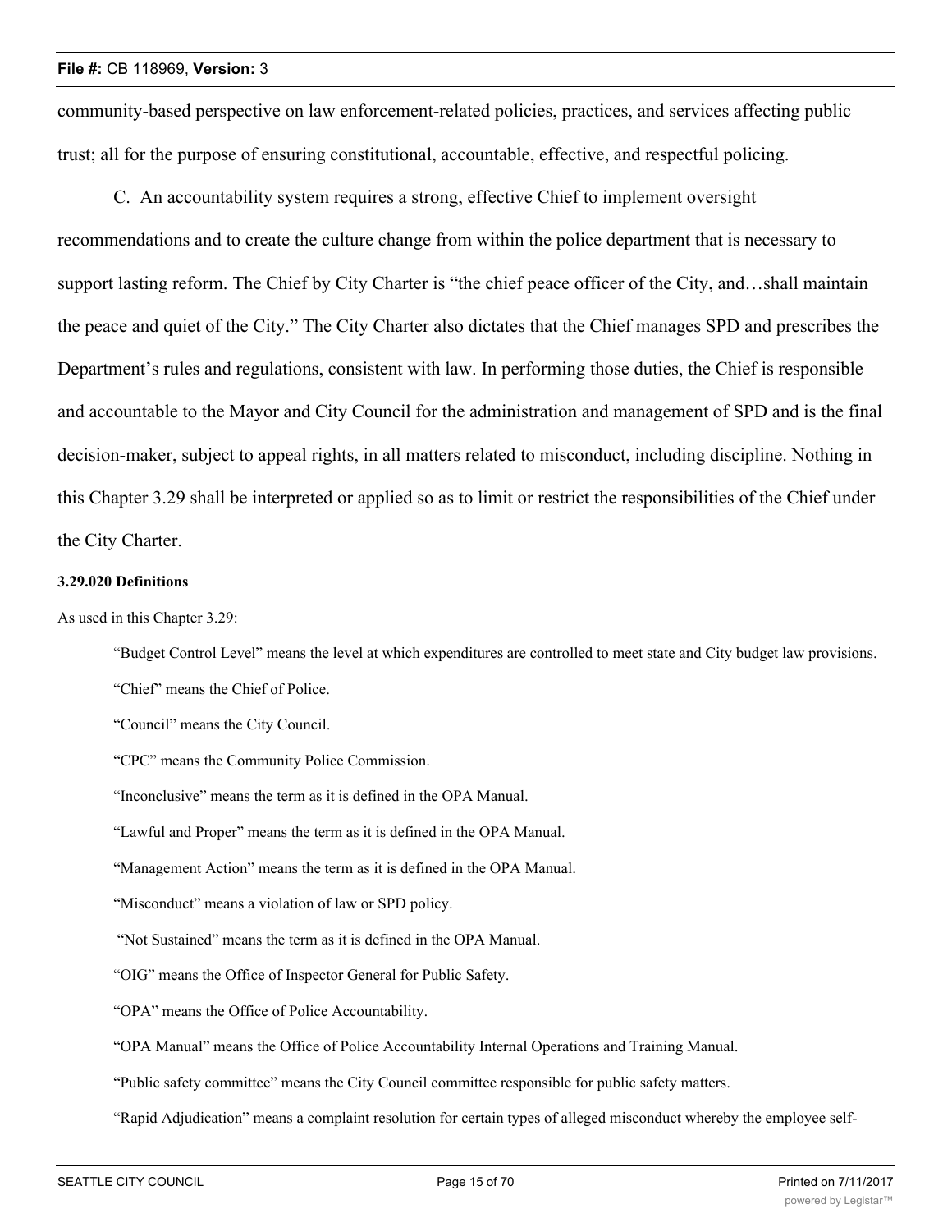community-based perspective on law enforcement-related policies, practices, and services affecting public trust; all for the purpose of ensuring constitutional, accountable, effective, and respectful policing.

C. An accountability system requires a strong, effective Chief to implement oversight recommendations and to create the culture change from within the police department that is necessary to support lasting reform. The Chief by City Charter is "the chief peace officer of the City, and…shall maintain the peace and quiet of the City." The City Charter also dictates that the Chief manages SPD and prescribes the Department's rules and regulations, consistent with law. In performing those duties, the Chief is responsible and accountable to the Mayor and City Council for the administration and management of SPD and is the final decision-maker, subject to appeal rights, in all matters related to misconduct, including discipline. Nothing in this Chapter 3.29 shall be interpreted or applied so as to limit or restrict the responsibilities of the Chief under the City Charter.

**3.29.020 Definitions**

As used in this Chapter 3.29:

"Budget Control Level" means the level at which expenditures are controlled to meet state and City budget law provisions.

"Chief" means the Chief of Police.

"Council" means the City Council.

"CPC" means the Community Police Commission.

"Inconclusive" means the term as it is defined in the OPA Manual.

"Lawful and Proper" means the term as it is defined in the OPA Manual.

"Management Action" means the term as it is defined in the OPA Manual.

"Misconduct" means a violation of law or SPD policy.

"Not Sustained" means the term as it is defined in the OPA Manual.

"OIG" means the Office of Inspector General for Public Safety.

"OPA" means the Office of Police Accountability.

"OPA Manual" means the Office of Police Accountability Internal Operations and Training Manual.

"Public safety committee" means the City Council committee responsible for public safety matters.

"Rapid Adjudication" means a complaint resolution for certain types of alleged misconduct whereby the employee self-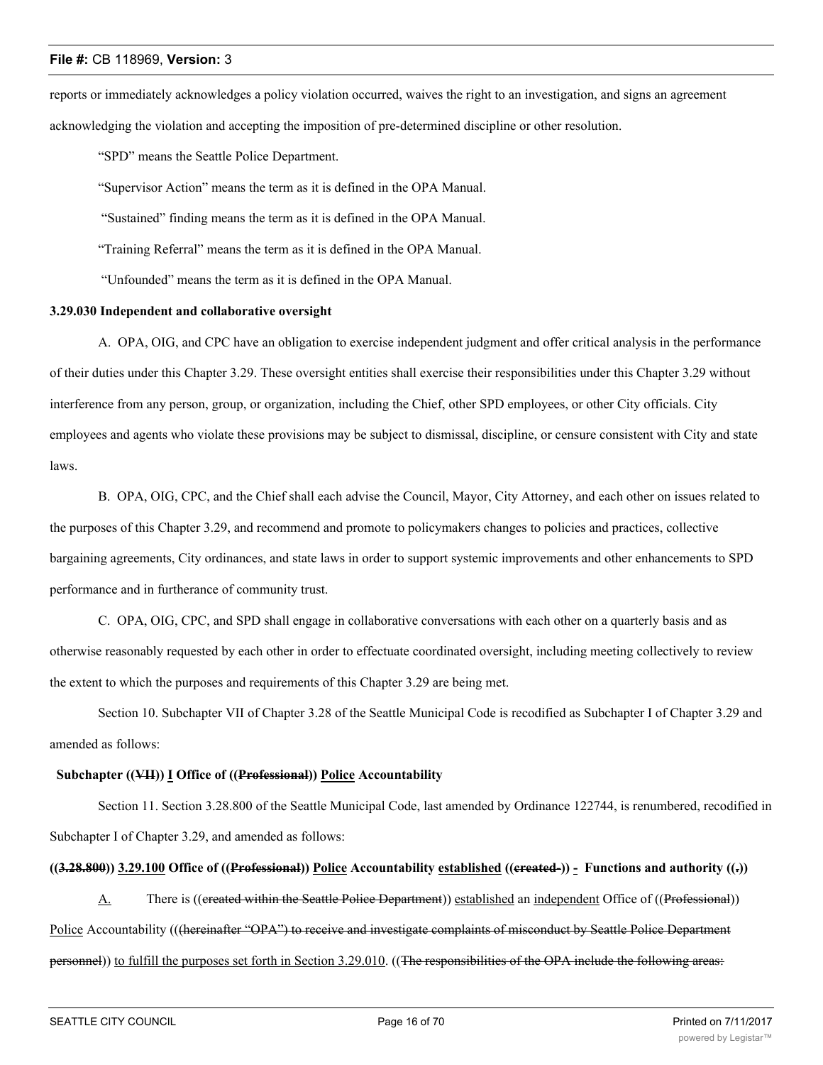reports or immediately acknowledges a policy violation occurred, waives the right to an investigation, and signs an agreement acknowledging the violation and accepting the imposition of pre-determined discipline or other resolution.

"SPD" means the Seattle Police Department.

"Supervisor Action" means the term as it is defined in the OPA Manual.

"Sustained" finding means the term as it is defined in the OPA Manual.

"Training Referral" means the term as it is defined in the OPA Manual.

"Unfounded" means the term as it is defined in the OPA Manual.

**3.29.030 Independent and collaborative oversight**

A. OPA, OIG, and CPC have an obligation to exercise independent judgment and offer critical analysis in the performance of their duties under this Chapter 3.29. These oversight entities shall exercise their responsibilities under this Chapter 3.29 without interference from any person, group, or organization, including the Chief, other SPD employees, or other City officials. City employees and agents who violate these provisions may be subject to dismissal, discipline, or censure consistent with City and state laws.

B. OPA, OIG, CPC, and the Chief shall each advise the Council, Mayor, City Attorney, and each other on issues related to the purposes of this Chapter 3.29, and recommend and promote to policymakers changes to policies and practices, collective bargaining agreements, City ordinances, and state laws in order to support systemic improvements and other enhancements to SPD performance and in furtherance of community trust.

C. OPA, OIG, CPC, and SPD shall engage in collaborative conversations with each other on a quarterly basis and as otherwise reasonably requested by each other in order to effectuate coordinated oversight, including meeting collectively to review the extent to which the purposes and requirements of this Chapter 3.29 are being met.

Section 10. Subchapter VII of Chapter 3.28 of the Seattle Municipal Code is recodified as Subchapter I of Chapter 3.29 and amended as follows:

**Subchapter ((~~VII~~)) <u>I</u> Office of ((~~Professional~~)) <u>Police</u> Accountability**

Section 11. Section 3.28.800 of the Seattle Municipal Code, last amended by Ordinance 122744, is renumbered, recodified in Subchapter I of Chapter 3.29, and amended as follows:

**((~~3.28.800~~)) <u>3.29.100</u> Office of ((~~Professional~~)) <u>Police</u> Accountability <u>established</u> ((~~created~~-)) <u>-</u> Functions and authority ((~~.~~))**

<u>A.</u> There is ((~~created within the Seattle Police Department~~)) <u>established</u> an <u>independent</u> Office of ((~~Professional~~)) <u>Police</u> Accountability (((~~hereinafter "OPA") to receive and investigate complaints of misconduct by Seattle Police Department personnel~~)) <u>to fulfill the purposes set forth in Section 3.29.010</u>. ((~~The responsibilities of the OPA include the following areas:~~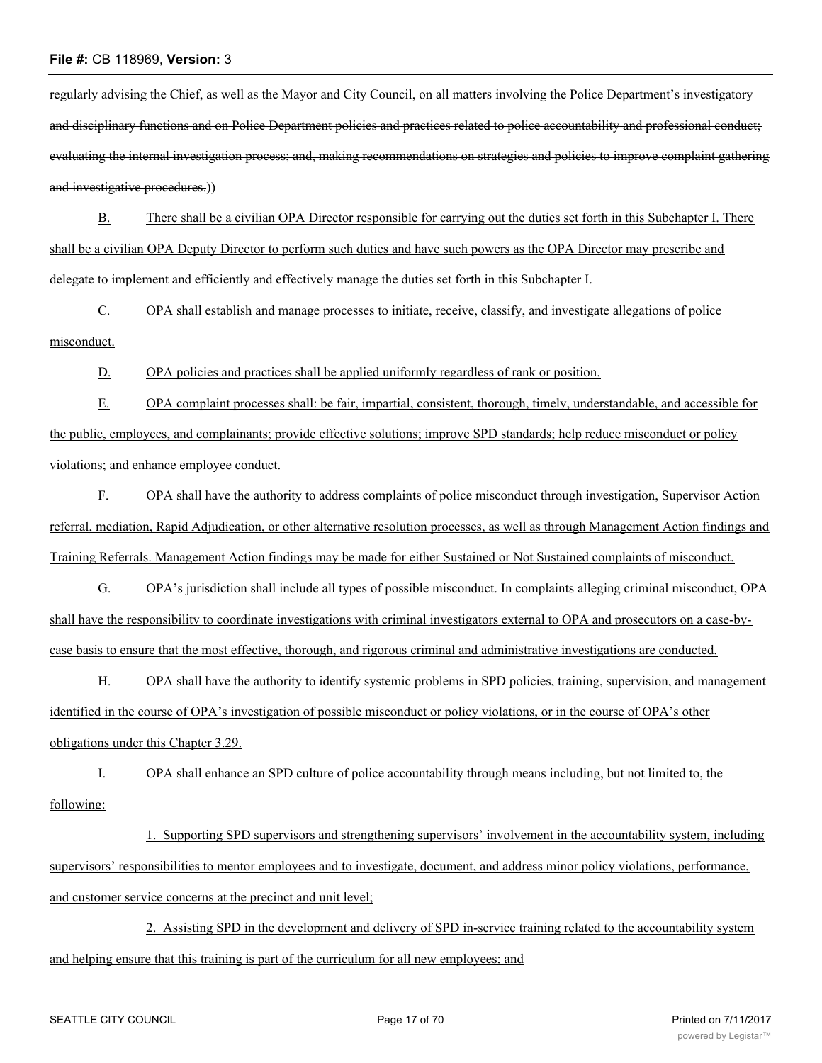~~regularly advising the Chief, as well as the Mayor and City Council, on all matters involving the Police Department's investigatory and disciplinary functions and on Police Department policies and practices related to police accountability and professional conduct; evaluating the internal investigation process; and, making recommendations on strategies and policies to improve complaint gathering and investigative procedures.~~))

<u>B.</u> <u>There shall be a civilian OPA Director responsible for carrying out the duties set forth in this Subchapter I. There shall be a civilian OPA Deputy Director to perform such duties and have such powers as the OPA Director may prescribe and delegate to implement and efficiently and effectively manage the duties set forth in this Subchapter I.</u>

<u>C.</u> <u>OPA shall establish and manage processes to initiate, receive, classify, and investigate allegations of police misconduct.</u>

<u>D.</u> <u>OPA policies and practices shall be applied uniformly regardless of rank or position.</u>

<u>E.</u> <u>OPA complaint processes shall: be fair, impartial, consistent, thorough, timely, understandable, and accessible for the public, employees, and complainants; provide effective solutions; improve SPD standards; help reduce misconduct or policy violations; and enhance employee conduct.</u>

<u>F.</u> <u>OPA shall have the authority to address complaints of police misconduct through investigation, Supervisor Action referral, mediation, Rapid Adjudication, or other alternative resolution processes, as well as through Management Action findings and Training Referrals. Management Action findings may be made for either Sustained or Not Sustained complaints of misconduct.</u>

<u>G.</u> <u>OPA's jurisdiction shall include all types of possible misconduct. In complaints alleging criminal misconduct, OPA shall have the responsibility to coordinate investigations with criminal investigators external to OPA and prosecutors on a case-by-case basis to ensure that the most effective, thorough, and rigorous criminal and administrative investigations are conducted.</u>

<u>H.</u> <u>OPA shall have the authority to identify systemic problems in SPD policies, training, supervision, and management identified in the course of OPA's investigation of possible misconduct or policy violations, or in the course of OPA's other obligations under this Chapter 3.29.</u>

<u>I.</u> <u>OPA shall enhance an SPD culture of police accountability through means including, but not limited to, the following:</u>

<u>1. Supporting SPD supervisors and strengthening supervisors' involvement in the accountability system, including supervisors' responsibilities to mentor employees and to investigate, document, and address minor policy violations, performance, and customer service concerns at the precinct and unit level;</u>

<u>2. Assisting SPD in the development and delivery of SPD in-service training related to the accountability system and helping ensure that this training is part of the curriculum for all new employees; and</u>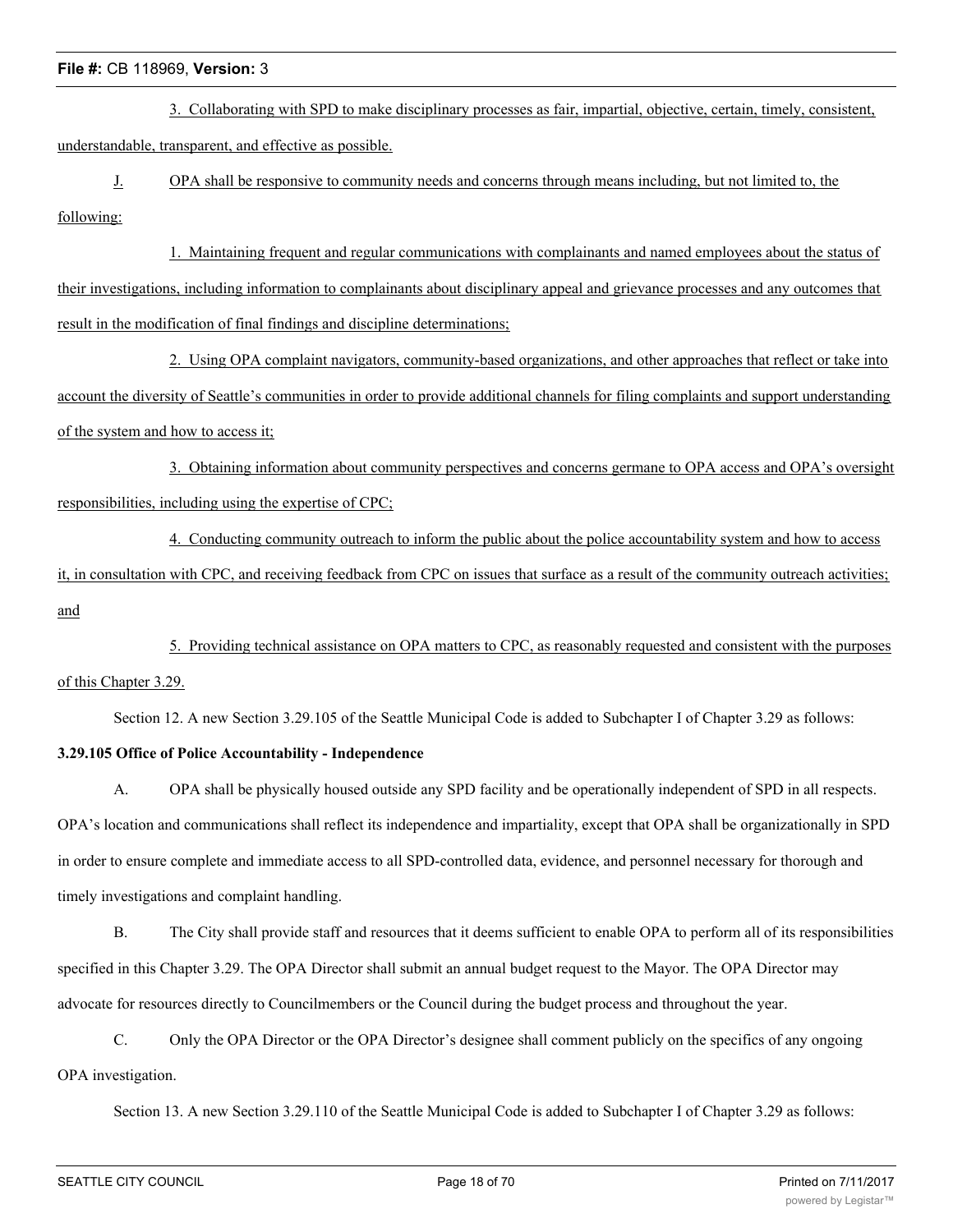3. Collaborating with SPD to make disciplinary processes as fair, impartial, objective, certain, timely, consistent, understandable, transparent, and effective as possible.

J. OPA shall be responsive to community needs and concerns through means including, but not limited to, the following:

1. Maintaining frequent and regular communications with complainants and named employees about the status of their investigations, including information to complainants about disciplinary appeal and grievance processes and any outcomes that result in the modification of final findings and discipline determinations;

2. Using OPA complaint navigators, community-based organizations, and other approaches that reflect or take into account the diversity of Seattle's communities in order to provide additional channels for filing complaints and support understanding of the system and how to access it;

3. Obtaining information about community perspectives and concerns germane to OPA access and OPA's oversight responsibilities, including using the expertise of CPC;

4. Conducting community outreach to inform the public about the police accountability system and how to access it, in consultation with CPC, and receiving feedback from CPC on issues that surface as a result of the community outreach activities; and

5. Providing technical assistance on OPA matters to CPC, as reasonably requested and consistent with the purposes of this Chapter 3.29.

Section 12. A new Section 3.29.105 of the Seattle Municipal Code is added to Subchapter I of Chapter 3.29 as follows:

**3.29.105 Office of Police Accountability - Independence**

A. OPA shall be physically housed outside any SPD facility and be operationally independent of SPD in all respects. OPA's location and communications shall reflect its independence and impartiality, except that OPA shall be organizationally in SPD in order to ensure complete and immediate access to all SPD-controlled data, evidence, and personnel necessary for thorough and timely investigations and complaint handling.

B. The City shall provide staff and resources that it deems sufficient to enable OPA to perform all of its responsibilities specified in this Chapter 3.29. The OPA Director shall submit an annual budget request to the Mayor. The OPA Director may advocate for resources directly to Councilmembers or the Council during the budget process and throughout the year.

C. Only the OPA Director or the OPA Director's designee shall comment publicly on the specifics of any ongoing OPA investigation.

Section 13. A new Section 3.29.110 of the Seattle Municipal Code is added to Subchapter I of Chapter 3.29 as follows: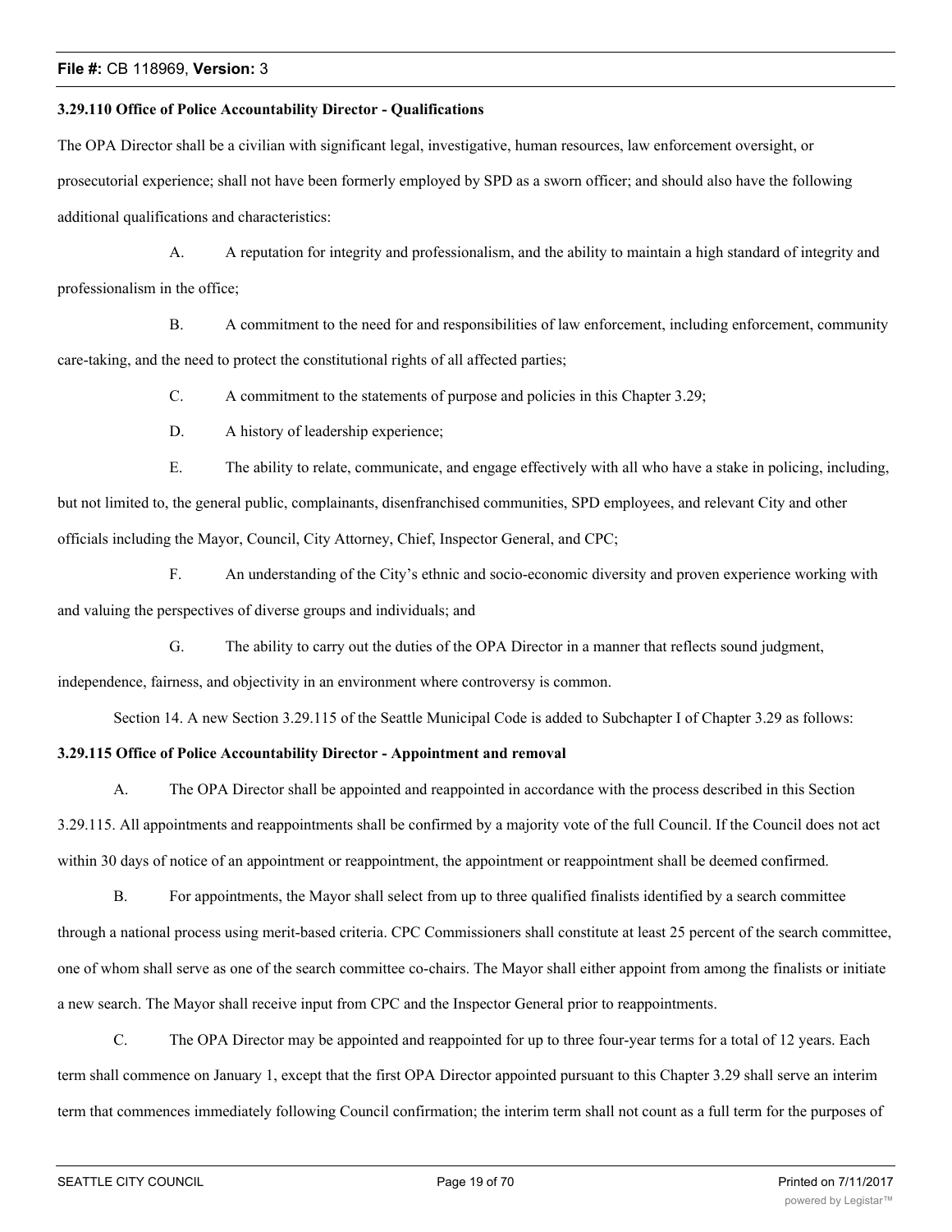**3.29.110 Office of Police Accountability Director - Qualifications**

The OPA Director shall be a civilian with significant legal, investigative, human resources, law enforcement oversight, or prosecutorial experience; shall not have been formerly employed by SPD as a sworn officer; and should also have the following additional qualifications and characteristics:

A. A reputation for integrity and professionalism, and the ability to maintain a high standard of integrity and professionalism in the office;

B. A commitment to the need for and responsibilities of law enforcement, including enforcement, community care-taking, and the need to protect the constitutional rights of all affected parties;

C. A commitment to the statements of purpose and policies in this Chapter 3.29;

D. A history of leadership experience;

E. The ability to relate, communicate, and engage effectively with all who have a stake in policing, including, but not limited to, the general public, complainants, disenfranchised communities, SPD employees, and relevant City and other officials including the Mayor, Council, City Attorney, Chief, Inspector General, and CPC;

F. An understanding of the City's ethnic and socio-economic diversity and proven experience working with and valuing the perspectives of diverse groups and individuals; and

G. The ability to carry out the duties of the OPA Director in a manner that reflects sound judgment, independence, fairness, and objectivity in an environment where controversy is common.

Section 14. A new Section 3.29.115 of the Seattle Municipal Code is added to Subchapter I of Chapter 3.29 as follows:

**3.29.115 Office of Police Accountability Director - Appointment and removal**

A. The OPA Director shall be appointed and reappointed in accordance with the process described in this Section 3.29.115. All appointments and reappointments shall be confirmed by a majority vote of the full Council. If the Council does not act within 30 days of notice of an appointment or reappointment, the appointment or reappointment shall be deemed confirmed.

B. For appointments, the Mayor shall select from up to three qualified finalists identified by a search committee through a national process using merit-based criteria. CPC Commissioners shall constitute at least 25 percent of the search committee, one of whom shall serve as one of the search committee co-chairs. The Mayor shall either appoint from among the finalists or initiate a new search. The Mayor shall receive input from CPC and the Inspector General prior to reappointments.

C. The OPA Director may be appointed and reappointed for up to three four-year terms for a total of 12 years. Each term shall commence on January 1, except that the first OPA Director appointed pursuant to this Chapter 3.29 shall serve an interim term that commences immediately following Council confirmation; the interim term shall not count as a full term for the purposes of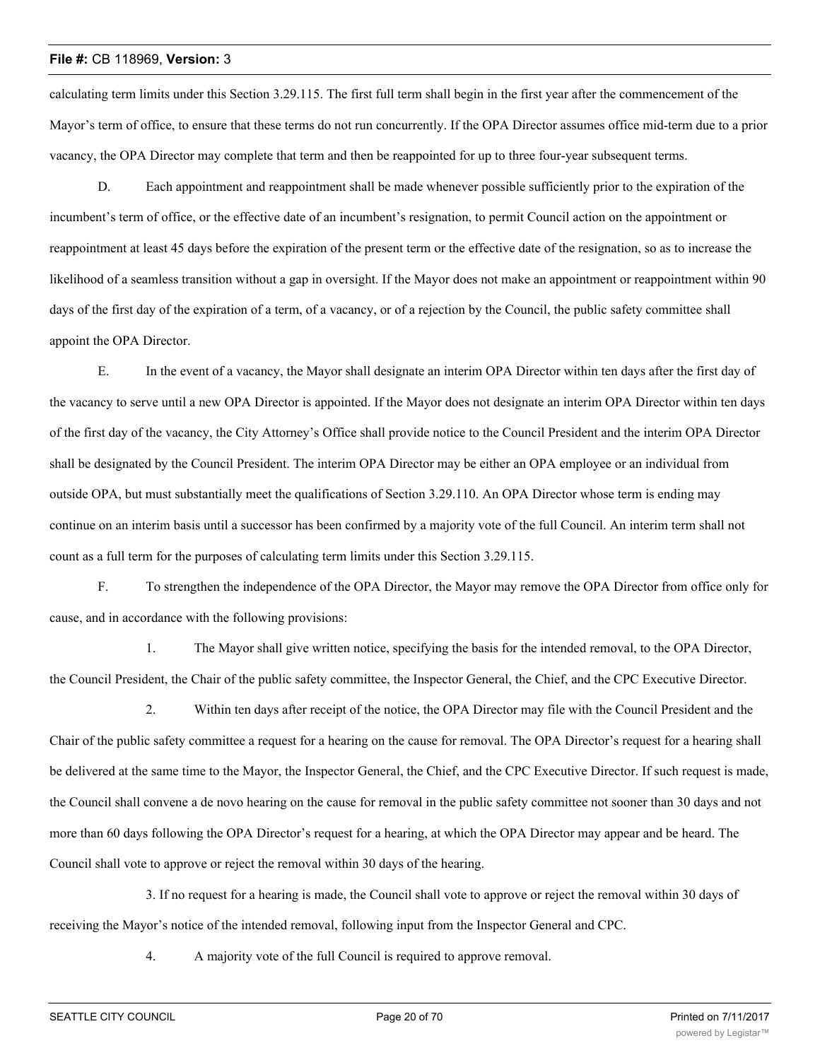calculating term limits under this Section 3.29.115. The first full term shall begin in the first year after the commencement of the Mayor's term of office, to ensure that these terms do not run concurrently. If the OPA Director assumes office mid-term due to a prior vacancy, the OPA Director may complete that term and then be reappointed for up to three four-year subsequent terms.

D. Each appointment and reappointment shall be made whenever possible sufficiently prior to the expiration of the incumbent's term of office, or the effective date of an incumbent's resignation, to permit Council action on the appointment or reappointment at least 45 days before the expiration of the present term or the effective date of the resignation, so as to increase the likelihood of a seamless transition without a gap in oversight. If the Mayor does not make an appointment or reappointment within 90 days of the first day of the expiration of a term, of a vacancy, or of a rejection by the Council, the public safety committee shall appoint the OPA Director.

E. In the event of a vacancy, the Mayor shall designate an interim OPA Director within ten days after the first day of the vacancy to serve until a new OPA Director is appointed. If the Mayor does not designate an interim OPA Director within ten days of the first day of the vacancy, the City Attorney's Office shall provide notice to the Council President and the interim OPA Director shall be designated by the Council President. The interim OPA Director may be either an OPA employee or an individual from outside OPA, but must substantially meet the qualifications of Section 3.29.110. An OPA Director whose term is ending may continue on an interim basis until a successor has been confirmed by a majority vote of the full Council. An interim term shall not count as a full term for the purposes of calculating term limits under this Section 3.29.115.

F. To strengthen the independence of the OPA Director, the Mayor may remove the OPA Director from office only for cause, and in accordance with the following provisions:

1. The Mayor shall give written notice, specifying the basis for the intended removal, to the OPA Director, the Council President, the Chair of the public safety committee, the Inspector General, the Chief, and the CPC Executive Director.

2. Within ten days after receipt of the notice, the OPA Director may file with the Council President and the Chair of the public safety committee a request for a hearing on the cause for removal. The OPA Director's request for a hearing shall be delivered at the same time to the Mayor, the Inspector General, the Chief, and the CPC Executive Director. If such request is made, the Council shall convene a de novo hearing on the cause for removal in the public safety committee not sooner than 30 days and not more than 60 days following the OPA Director's request for a hearing, at which the OPA Director may appear and be heard. The Council shall vote to approve or reject the removal within 30 days of the hearing.

3. If no request for a hearing is made, the Council shall vote to approve or reject the removal within 30 days of receiving the Mayor's notice of the intended removal, following input from the Inspector General and CPC.

4. A majority vote of the full Council is required to approve removal.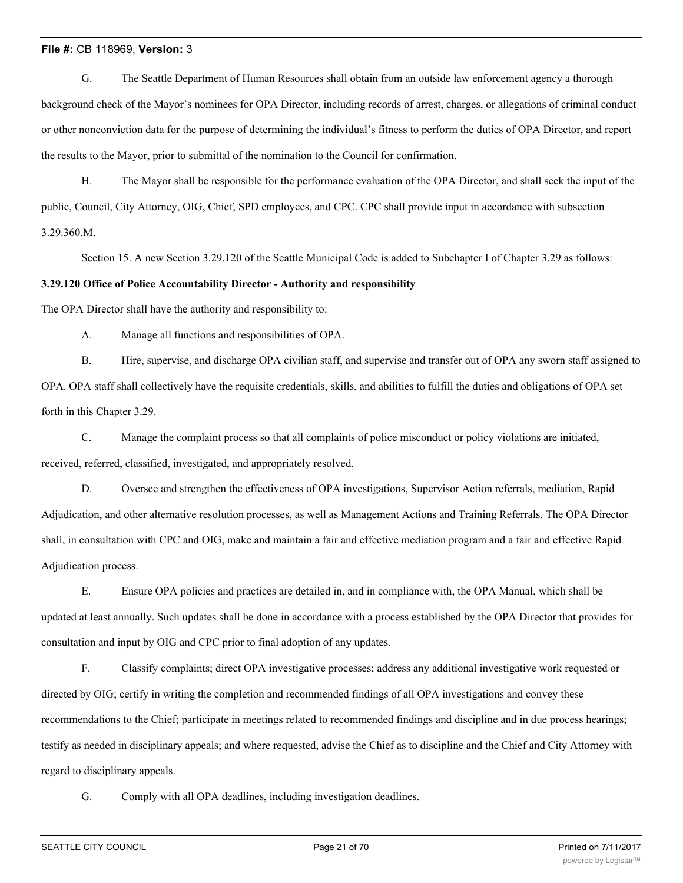G. The Seattle Department of Human Resources shall obtain from an outside law enforcement agency a thorough background check of the Mayor's nominees for OPA Director, including records of arrest, charges, or allegations of criminal conduct or other nonconviction data for the purpose of determining the individual's fitness to perform the duties of OPA Director, and report the results to the Mayor, prior to submittal of the nomination to the Council for confirmation.

H. The Mayor shall be responsible for the performance evaluation of the OPA Director, and shall seek the input of the public, Council, City Attorney, OIG, Chief, SPD employees, and CPC. CPC shall provide input in accordance with subsection 3.29.360.M.

Section 15. A new Section 3.29.120 of the Seattle Municipal Code is added to Subchapter I of Chapter 3.29 as follows:

**3.29.120 Office of Police Accountability Director - Authority and responsibility**

The OPA Director shall have the authority and responsibility to:

A. Manage all functions and responsibilities of OPA.

B. Hire, supervise, and discharge OPA civilian staff, and supervise and transfer out of OPA any sworn staff assigned to OPA. OPA staff shall collectively have the requisite credentials, skills, and abilities to fulfill the duties and obligations of OPA set forth in this Chapter 3.29.

C. Manage the complaint process so that all complaints of police misconduct or policy violations are initiated, received, referred, classified, investigated, and appropriately resolved.

D. Oversee and strengthen the effectiveness of OPA investigations, Supervisor Action referrals, mediation, Rapid Adjudication, and other alternative resolution processes, as well as Management Actions and Training Referrals. The OPA Director shall, in consultation with CPC and OIG, make and maintain a fair and effective mediation program and a fair and effective Rapid Adjudication process.

E. Ensure OPA policies and practices are detailed in, and in compliance with, the OPA Manual, which shall be updated at least annually. Such updates shall be done in accordance with a process established by the OPA Director that provides for consultation and input by OIG and CPC prior to final adoption of any updates.

F. Classify complaints; direct OPA investigative processes; address any additional investigative work requested or directed by OIG; certify in writing the completion and recommended findings of all OPA investigations and convey these recommendations to the Chief; participate in meetings related to recommended findings and discipline and in due process hearings; testify as needed in disciplinary appeals; and where requested, advise the Chief as to discipline and the Chief and City Attorney with regard to disciplinary appeals.

G. Comply with all OPA deadlines, including investigation deadlines.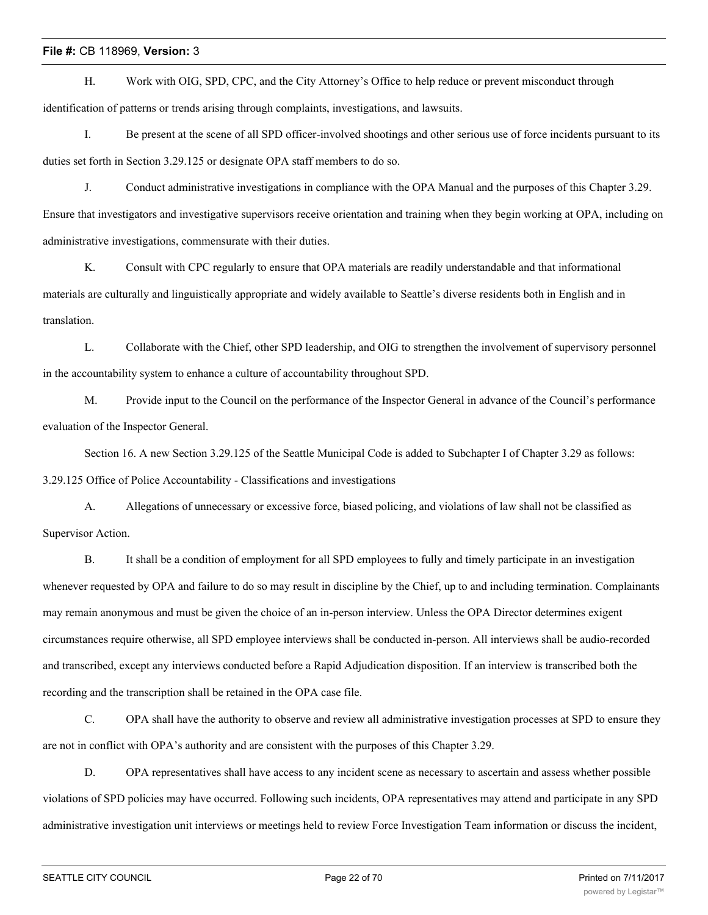H. Work with OIG, SPD, CPC, and the City Attorney's Office to help reduce or prevent misconduct through identification of patterns or trends arising through complaints, investigations, and lawsuits.

I. Be present at the scene of all SPD officer-involved shootings and other serious use of force incidents pursuant to its duties set forth in Section 3.29.125 or designate OPA staff members to do so.

J. Conduct administrative investigations in compliance with the OPA Manual and the purposes of this Chapter 3.29. Ensure that investigators and investigative supervisors receive orientation and training when they begin working at OPA, including on administrative investigations, commensurate with their duties.

K. Consult with CPC regularly to ensure that OPA materials are readily understandable and that informational materials are culturally and linguistically appropriate and widely available to Seattle's diverse residents both in English and in translation.

L. Collaborate with the Chief, other SPD leadership, and OIG to strengthen the involvement of supervisory personnel in the accountability system to enhance a culture of accountability throughout SPD.

M. Provide input to the Council on the performance of the Inspector General in advance of the Council's performance evaluation of the Inspector General.

Section 16. A new Section 3.29.125 of the Seattle Municipal Code is added to Subchapter I of Chapter 3.29 as follows:

3.29.125 Office of Police Accountability - Classifications and investigations

A. Allegations of unnecessary or excessive force, biased policing, and violations of law shall not be classified as Supervisor Action.

B. It shall be a condition of employment for all SPD employees to fully and timely participate in an investigation whenever requested by OPA and failure to do so may result in discipline by the Chief, up to and including termination. Complainants may remain anonymous and must be given the choice of an in-person interview. Unless the OPA Director determines exigent circumstances require otherwise, all SPD employee interviews shall be conducted in-person. All interviews shall be audio-recorded and transcribed, except any interviews conducted before a Rapid Adjudication disposition. If an interview is transcribed both the recording and the transcription shall be retained in the OPA case file.

C. OPA shall have the authority to observe and review all administrative investigation processes at SPD to ensure they are not in conflict with OPA's authority and are consistent with the purposes of this Chapter 3.29.

D. OPA representatives shall have access to any incident scene as necessary to ascertain and assess whether possible violations of SPD policies may have occurred. Following such incidents, OPA representatives may attend and participate in any SPD administrative investigation unit interviews or meetings held to review Force Investigation Team information or discuss the incident,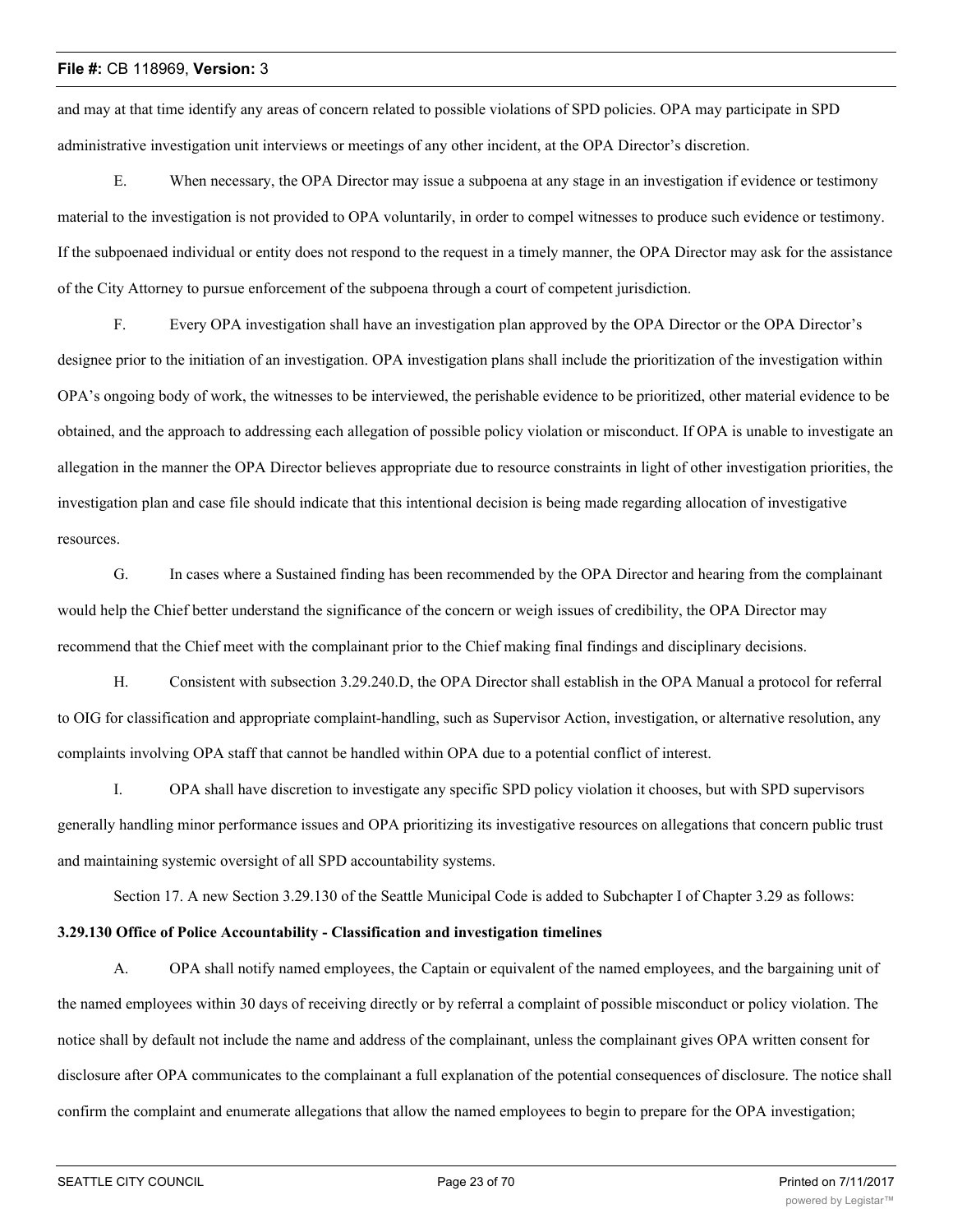and may at that time identify any areas of concern related to possible violations of SPD policies. OPA may participate in SPD administrative investigation unit interviews or meetings of any other incident, at the OPA Director's discretion.

E. When necessary, the OPA Director may issue a subpoena at any stage in an investigation if evidence or testimony material to the investigation is not provided to OPA voluntarily, in order to compel witnesses to produce such evidence or testimony. If the subpoenaed individual or entity does not respond to the request in a timely manner, the OPA Director may ask for the assistance of the City Attorney to pursue enforcement of the subpoena through a court of competent jurisdiction.

F. Every OPA investigation shall have an investigation plan approved by the OPA Director or the OPA Director's designee prior to the initiation of an investigation. OPA investigation plans shall include the prioritization of the investigation within OPA's ongoing body of work, the witnesses to be interviewed, the perishable evidence to be prioritized, other material evidence to be obtained, and the approach to addressing each allegation of possible policy violation or misconduct. If OPA is unable to investigate an allegation in the manner the OPA Director believes appropriate due to resource constraints in light of other investigation priorities, the investigation plan and case file should indicate that this intentional decision is being made regarding allocation of investigative resources.

G. In cases where a Sustained finding has been recommended by the OPA Director and hearing from the complainant would help the Chief better understand the significance of the concern or weigh issues of credibility, the OPA Director may recommend that the Chief meet with the complainant prior to the Chief making final findings and disciplinary decisions.

H. Consistent with subsection 3.29.240.D, the OPA Director shall establish in the OPA Manual a protocol for referral to OIG for classification and appropriate complaint-handling, such as Supervisor Action, investigation, or alternative resolution, any complaints involving OPA staff that cannot be handled within OPA due to a potential conflict of interest.

I. OPA shall have discretion to investigate any specific SPD policy violation it chooses, but with SPD supervisors generally handling minor performance issues and OPA prioritizing its investigative resources on allegations that concern public trust and maintaining systemic oversight of all SPD accountability systems.

Section 17. A new Section 3.29.130 of the Seattle Municipal Code is added to Subchapter I of Chapter 3.29 as follows:

**3.29.130 Office of Police Accountability - Classification and investigation timelines**

A. OPA shall notify named employees, the Captain or equivalent of the named employees, and the bargaining unit of the named employees within 30 days of receiving directly or by referral a complaint of possible misconduct or policy violation. The notice shall by default not include the name and address of the complainant, unless the complainant gives OPA written consent for disclosure after OPA communicates to the complainant a full explanation of the potential consequences of disclosure. The notice shall confirm the complaint and enumerate allegations that allow the named employees to begin to prepare for the OPA investigation;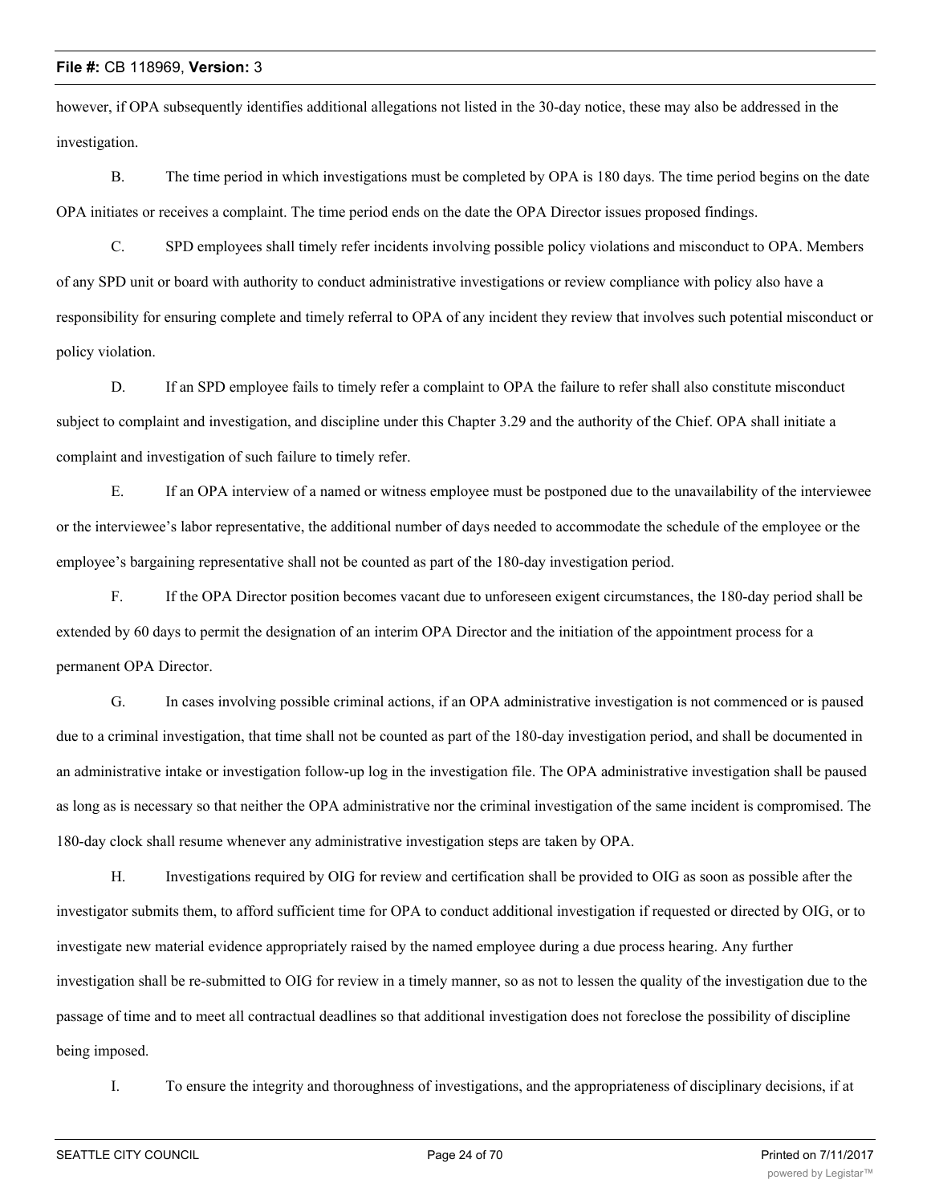however, if OPA subsequently identifies additional allegations not listed in the 30-day notice, these may also be addressed in the investigation.

B. The time period in which investigations must be completed by OPA is 180 days. The time period begins on the date OPA initiates or receives a complaint. The time period ends on the date the OPA Director issues proposed findings.

C. SPD employees shall timely refer incidents involving possible policy violations and misconduct to OPA. Members of any SPD unit or board with authority to conduct administrative investigations or review compliance with policy also have a responsibility for ensuring complete and timely referral to OPA of any incident they review that involves such potential misconduct or policy violation.

D. If an SPD employee fails to timely refer a complaint to OPA the failure to refer shall also constitute misconduct subject to complaint and investigation, and discipline under this Chapter 3.29 and the authority of the Chief. OPA shall initiate a complaint and investigation of such failure to timely refer.

E. If an OPA interview of a named or witness employee must be postponed due to the unavailability of the interviewee or the interviewee's labor representative, the additional number of days needed to accommodate the schedule of the employee or the employee's bargaining representative shall not be counted as part of the 180-day investigation period.

F. If the OPA Director position becomes vacant due to unforeseen exigent circumstances, the 180-day period shall be extended by 60 days to permit the designation of an interim OPA Director and the initiation of the appointment process for a permanent OPA Director.

G. In cases involving possible criminal actions, if an OPA administrative investigation is not commenced or is paused due to a criminal investigation, that time shall not be counted as part of the 180-day investigation period, and shall be documented in an administrative intake or investigation follow-up log in the investigation file. The OPA administrative investigation shall be paused as long as is necessary so that neither the OPA administrative nor the criminal investigation of the same incident is compromised. The 180-day clock shall resume whenever any administrative investigation steps are taken by OPA.

H. Investigations required by OIG for review and certification shall be provided to OIG as soon as possible after the investigator submits them, to afford sufficient time for OPA to conduct additional investigation if requested or directed by OIG, or to investigate new material evidence appropriately raised by the named employee during a due process hearing. Any further investigation shall be re-submitted to OIG for review in a timely manner, so as not to lessen the quality of the investigation due to the passage of time and to meet all contractual deadlines so that additional investigation does not foreclose the possibility of discipline being imposed.

I. To ensure the integrity and thoroughness of investigations, and the appropriateness of disciplinary decisions, if at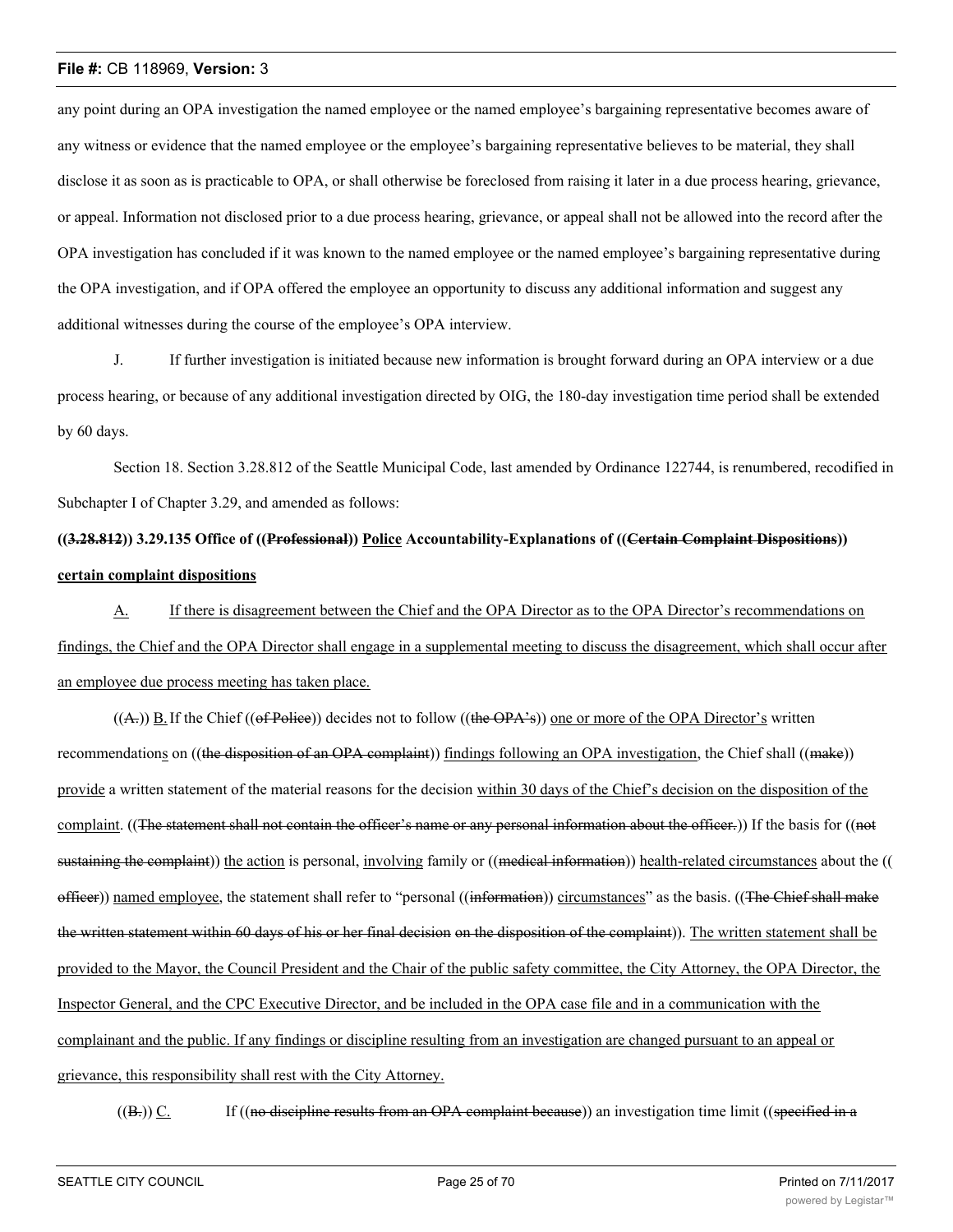any point during an OPA investigation the named employee or the named employee's bargaining representative becomes aware of any witness or evidence that the named employee or the employee's bargaining representative believes to be material, they shall disclose it as soon as is practicable to OPA, or shall otherwise be foreclosed from raising it later in a due process hearing, grievance, or appeal. Information not disclosed prior to a due process hearing, grievance, or appeal shall not be allowed into the record after the OPA investigation has concluded if it was known to the named employee or the named employee's bargaining representative during the OPA investigation, and if OPA offered the employee an opportunity to discuss any additional information and suggest any additional witnesses during the course of the employee's OPA interview.

J. If further investigation is initiated because new information is brought forward during an OPA interview or a due process hearing, or because of any additional investigation directed by OIG, the 180-day investigation time period shall be extended by 60 days.

Section 18. Section 3.28.812 of the Seattle Municipal Code, last amended by Ordinance 122744, is renumbered, recodified in Subchapter I of Chapter 3.29, and amended as follows:

**((~~3.28.812~~)) 3.29.135 Office of ((~~Professional~~)) <u>Police</u> Accountability-Explanations of ((~~Certain Complaint Dispositions~~)) <u>certain complaint dispositions</u>**

<u>A.</u> <u>If there is disagreement between the Chief and the OPA Director as to the OPA Director's recommendations on findings, the Chief and the OPA Director shall engage in a supplemental meeting to discuss the disagreement, which shall occur after an employee due process meeting has taken place.</u>

((~~A.~~)) <u>B.</u> If the Chief ((~~of Police~~)) decides not to follow ((~~the OPA's~~)) <u>one or more of the OPA Director's</u> written recommendation<u>s</u> on ((~~the disposition of an OPA complaint~~)) <u>findings following an OPA investigation</u>, the Chief shall ((~~make~~)) <u>provide</u> a written statement of the material reasons for the decision <u>within 30 days of the Chief's decision on the disposition of the complaint</u>. ((~~The statement shall not contain the officer's name or any personal information about the officer.~~)) If the basis for ((~~not sustaining the complaint~~)) <u>the action</u> is personal, <u>involving</u> family or ((~~medical information~~)) <u>health-related circumstances</u> about the ((~~officer~~)) <u>named employee</u>, the statement shall refer to "personal ((~~information~~)) <u>circumstances</u>" as the basis. ((~~The Chief shall make the written statement within 60 days of his or her final decision on the disposition of the complaint~~)). <u>The written statement shall be provided to the Mayor, the Council President and the Chair of the public safety committee, the City Attorney, the OPA Director, the Inspector General, and the CPC Executive Director, and be included in the OPA case file and in a communication with the complainant and the public. If any findings or discipline resulting from an investigation are changed pursuant to an appeal or grievance, this responsibility shall rest with the City Attorney.</u>

((~~B.~~)) <u>C.</u> If ((~~no discipline results from an OPA complaint because~~)) an investigation time limit ((~~specified in a~~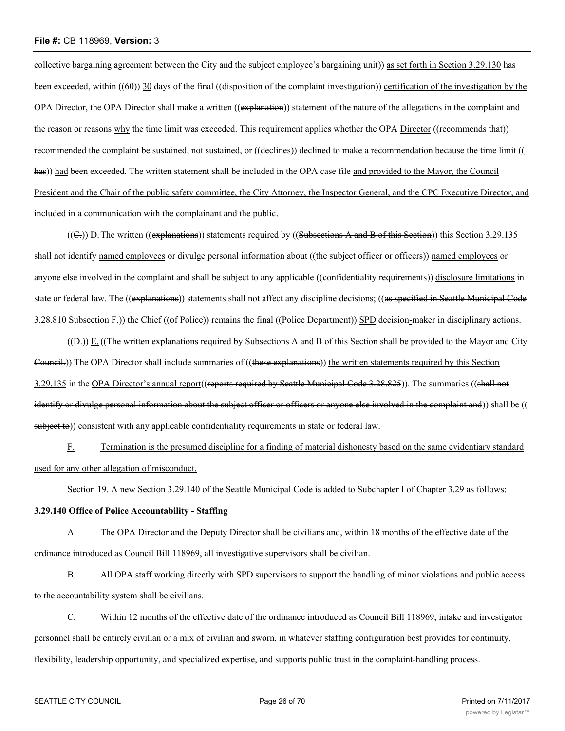collective bargaining agreement between the City and the subject employee's bargaining unit)) as set forth in Section 3.29.130 has been exceeded, within ((60)) 30 days of the final ((disposition of the complaint investigation)) certification of the investigation by the OPA Director, the OPA Director shall make a written ((explanation)) statement of the nature of the allegations in the complaint and the reason or reasons why the time limit was exceeded. This requirement applies whether the OPA Director ((recommends that)) recommended the complaint be sustained, not sustained, or ((declines)) declined to make a recommendation because the time limit ((has)) had been exceeded. The written statement shall be included in the OPA case file and provided to the Mayor, the Council President and the Chair of the public safety committee, the City Attorney, the Inspector General, and the CPC Executive Director, and included in a communication with the complainant and the public.

((C.)) D. The written ((explanations)) statements required by ((Subsections A and B of this Section)) this Section 3.29.135 shall not identify named employees or divulge personal information about ((the subject officer or officers)) named employees or anyone else involved in the complaint and shall be subject to any applicable ((confidentiality requirements)) disclosure limitations in state or federal law. The ((explanations)) statements shall not affect any discipline decisions; ((as specified in Seattle Municipal Code 3.28.810 Subsection F,)) the Chief ((of Police)) remains the final ((Police Department)) SPD decision-maker in disciplinary actions.

((D.)) E. ((The written explanations required by Subsections A and B of this Section shall be provided to the Mayor and City Council.)) The OPA Director shall include summaries of ((these explanations)) the written statements required by this Section 3.29.135 in the OPA Director's annual report((reports required by Seattle Municipal Code 3.28.825)). The summaries ((shall not identify or divulge personal information about the subject officer or officers or anyone else involved in the complaint and)) shall be ((subject to)) consistent with any applicable confidentiality requirements in state or federal law.

F. Termination is the presumed discipline for a finding of material dishonesty based on the same evidentiary standard used for any other allegation of misconduct.

Section 19. A new Section 3.29.140 of the Seattle Municipal Code is added to Subchapter I of Chapter 3.29 as follows:

**3.29.140 Office of Police Accountability - Staffing**

A. The OPA Director and the Deputy Director shall be civilians and, within 18 months of the effective date of the ordinance introduced as Council Bill 118969, all investigative supervisors shall be civilian.

B. All OPA staff working directly with SPD supervisors to support the handling of minor violations and public access to the accountability system shall be civilians.

C. Within 12 months of the effective date of the ordinance introduced as Council Bill 118969, intake and investigator personnel shall be entirely civilian or a mix of civilian and sworn, in whatever staffing configuration best provides for continuity, flexibility, leadership opportunity, and specialized expertise, and supports public trust in the complaint-handling process.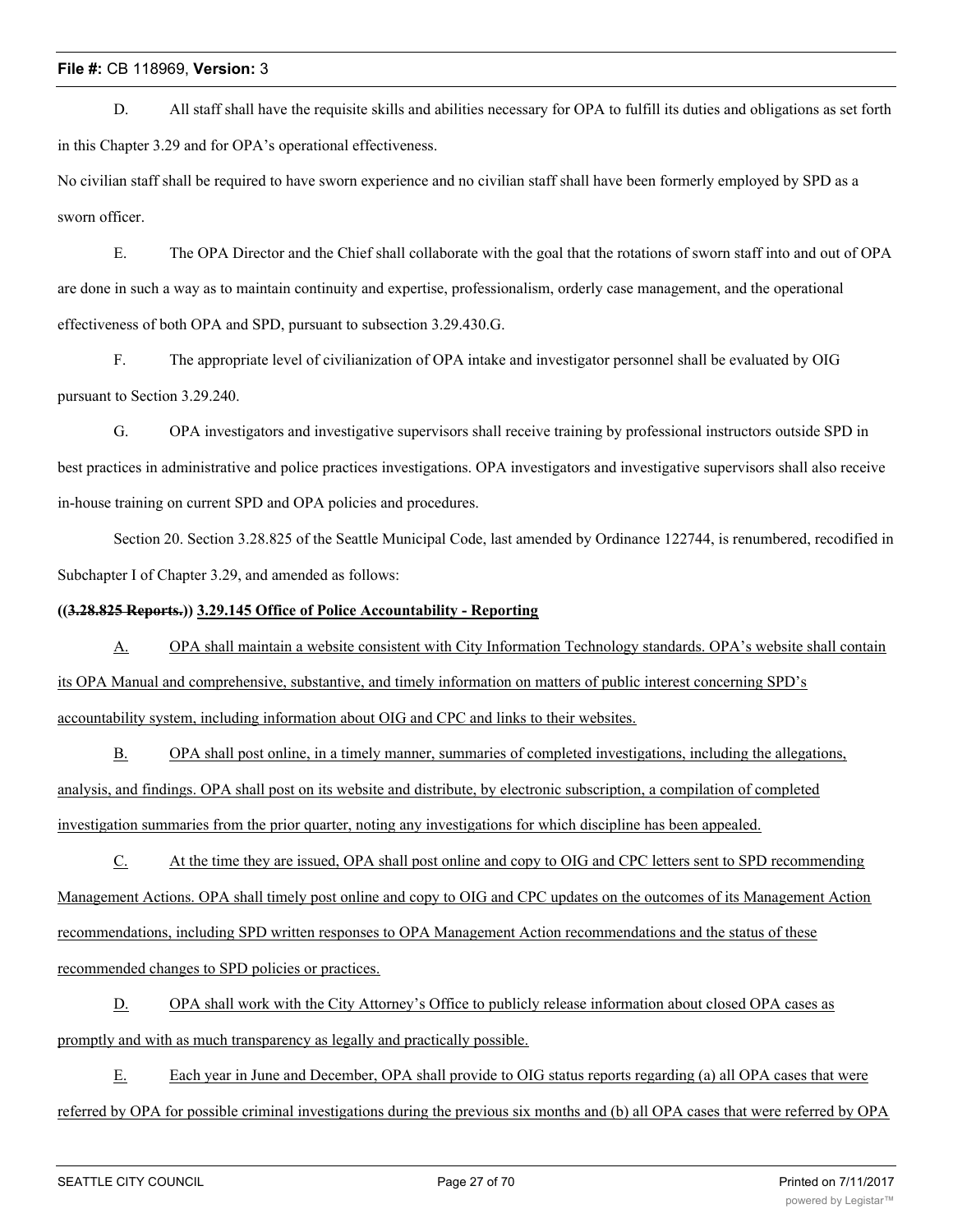D. All staff shall have the requisite skills and abilities necessary for OPA to fulfill its duties and obligations as set forth in this Chapter 3.29 and for OPA's operational effectiveness.

No civilian staff shall be required to have sworn experience and no civilian staff shall have been formerly employed by SPD as a sworn officer.

E. The OPA Director and the Chief shall collaborate with the goal that the rotations of sworn staff into and out of OPA are done in such a way as to maintain continuity and expertise, professionalism, orderly case management, and the operational effectiveness of both OPA and SPD, pursuant to subsection 3.29.430.G.

F. The appropriate level of civilianization of OPA intake and investigator personnel shall be evaluated by OIG pursuant to Section 3.29.240.

G. OPA investigators and investigative supervisors shall receive training by professional instructors outside SPD in best practices in administrative and police practices investigations. OPA investigators and investigative supervisors shall also receive in-house training on current SPD and OPA policies and procedures.

Section 20. Section 3.28.825 of the Seattle Municipal Code, last amended by Ordinance 122744, is renumbered, recodified in Subchapter I of Chapter 3.29, and amended as follows:

**((~~3.28.825 Reports.~~)) 3.29.145 Office of Police Accountability - Reporting**

A. OPA shall maintain a website consistent with City Information Technology standards. OPA's website shall contain its OPA Manual and comprehensive, substantive, and timely information on matters of public interest concerning SPD's accountability system, including information about OIG and CPC and links to their websites.

B. OPA shall post online, in a timely manner, summaries of completed investigations, including the allegations, analysis, and findings. OPA shall post on its website and distribute, by electronic subscription, a compilation of completed investigation summaries from the prior quarter, noting any investigations for which discipline has been appealed.

C. At the time they are issued, OPA shall post online and copy to OIG and CPC letters sent to SPD recommending Management Actions. OPA shall timely post online and copy to OIG and CPC updates on the outcomes of its Management Action recommendations, including SPD written responses to OPA Management Action recommendations and the status of these recommended changes to SPD policies or practices.

D. OPA shall work with the City Attorney's Office to publicly release information about closed OPA cases as promptly and with as much transparency as legally and practically possible.

E. Each year in June and December, OPA shall provide to OIG status reports regarding (a) all OPA cases that were referred by OPA for possible criminal investigations during the previous six months and (b) all OPA cases that were referred by OPA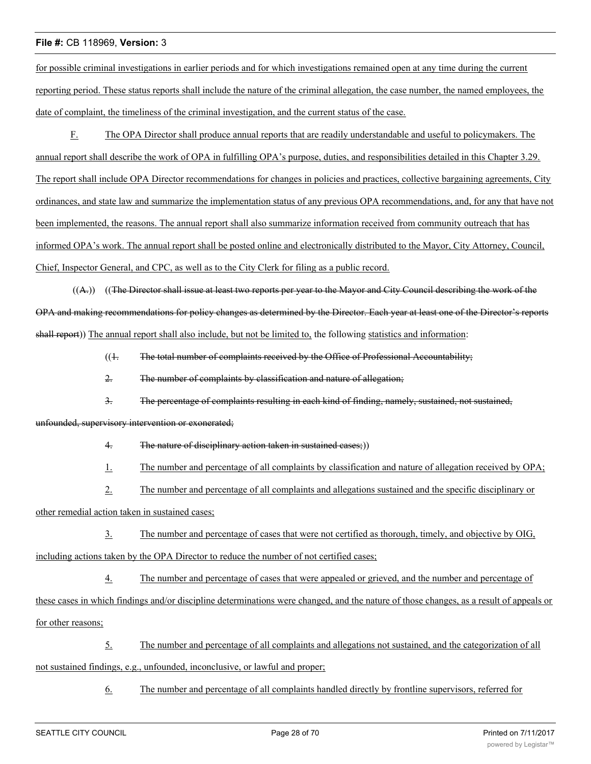for possible criminal investigations in earlier periods and for which investigations remained open at any time during the current reporting period. These status reports shall include the nature of the criminal allegation, the case number, the named employees, the date of complaint, the timeliness of the criminal investigation, and the current status of the case.

F. The OPA Director shall produce annual reports that are readily understandable and useful to policymakers. The annual report shall describe the work of OPA in fulfilling OPA's purpose, duties, and responsibilities detailed in this Chapter 3.29. The report shall include OPA Director recommendations for changes in policies and practices, collective bargaining agreements, City ordinances, and state law and summarize the implementation status of any previous OPA recommendations, and, for any that have not been implemented, the reasons. The annual report shall also summarize information received from community outreach that has informed OPA's work. The annual report shall be posted online and electronically distributed to the Mayor, City Attorney, Council, Chief, Inspector General, and CPC, as well as to the City Clerk for filing as a public record.

((~~A.~~)) ((~~The Director shall issue at least two reports per year to the Mayor and City Council describing the work of the OPA and making recommendations for policy changes as determined by the Director. Each year at least one of the Director's reports shall report~~)) The annual report shall also include, but not be limited to, the following statistics and information:

((~~1. The total number of complaints received by the Office of Professional Accountability;~~

~~2. The number of complaints by classification and nature of allegation;~~

~~3. The percentage of complaints resulting in each kind of finding, namely, sustained, not sustained, unfounded, supervisory intervention or exonerated;~~

~~4. The nature of disciplinary action taken in sustained cases;~~))

1. The number and percentage of all complaints by classification and nature of allegation received by OPA;

2. The number and percentage of all complaints and allegations sustained and the specific disciplinary or other remedial action taken in sustained cases;

3. The number and percentage of cases that were not certified as thorough, timely, and objective by OIG, including actions taken by the OPA Director to reduce the number of not certified cases;

4. The number and percentage of cases that were appealed or grieved, and the number and percentage of these cases in which findings and/or discipline determinations were changed, and the nature of those changes, as a result of appeals or for other reasons;

5. The number and percentage of all complaints and allegations not sustained, and the categorization of all not sustained findings, e.g., unfounded, inconclusive, or lawful and proper;

6. The number and percentage of all complaints handled directly by frontline supervisors, referred for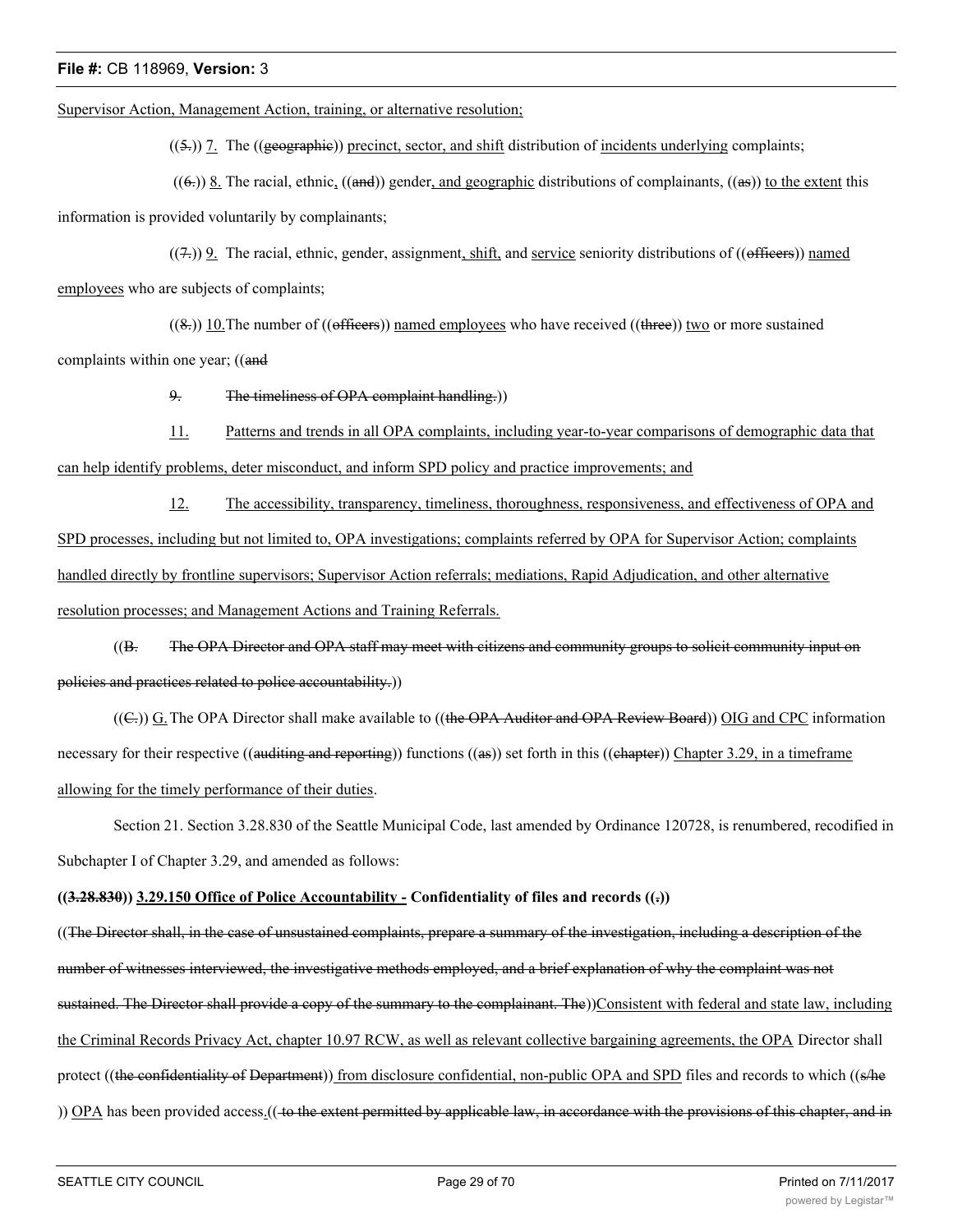Supervisor Action, Management Action, training, or alternative resolution;

((5.)) 7. The ((geographic)) precinct, sector, and shift distribution of incidents underlying complaints;

((6.)) 8. The racial, ethnic, ((and)) gender, and geographic distributions of complainants, ((as)) to the extent this information is provided voluntarily by complainants;

((7.)) 9. The racial, ethnic, gender, assignment, shift, and service seniority distributions of ((officers)) named employees who are subjects of complaints;

((8.)) 10. The number of ((officers)) named employees who have received ((three)) two or more sustained complaints within one year; ((and

9. The timeliness of OPA complaint handling.))

11. Patterns and trends in all OPA complaints, including year-to-year comparisons of demographic data that can help identify problems, deter misconduct, and inform SPD policy and practice improvements; and

12. The accessibility, transparency, timeliness, thoroughness, responsiveness, and effectiveness of OPA and SPD processes, including but not limited to, OPA investigations; complaints referred by OPA for Supervisor Action; complaints handled directly by frontline supervisors; Supervisor Action referrals; mediations, Rapid Adjudication, and other alternative resolution processes; and Management Actions and Training Referrals.

((B. The OPA Director and OPA staff may meet with citizens and community groups to solicit community input on policies and practices related to police accountability.))

((C.)) G. The OPA Director shall make available to ((the OPA Auditor and OPA Review Board)) OIG and CPC information necessary for their respective ((auditing and reporting)) functions ((as)) set forth in this ((chapter)) Chapter 3.29, in a timeframe allowing for the timely performance of their duties.

Section 21. Section 3.28.830 of the Seattle Municipal Code, last amended by Ordinance 120728, is renumbered, recodified in Subchapter I of Chapter 3.29, and amended as follows:

**((3.28.830)) 3.29.150 Office of Police Accountability - Confidentiality of files and records ((.))**

((The Director shall, in the case of unsustained complaints, prepare a summary of the investigation, including a description of the number of witnesses interviewed, the investigative methods employed, and a brief explanation of why the complaint was not sustained. The Director shall provide a copy of the summary to the complainant. The))Consistent with federal and state law, including the Criminal Records Privacy Act, chapter 10.97 RCW, as well as relevant collective bargaining agreements, the OPA Director shall protect ((the confidentiality of Department)) from disclosure confidential, non-public OPA and SPD files and records to which ((s/he)) OPA has been provided access.(( to the extent permitted by applicable law, in accordance with the provisions of this chapter, and in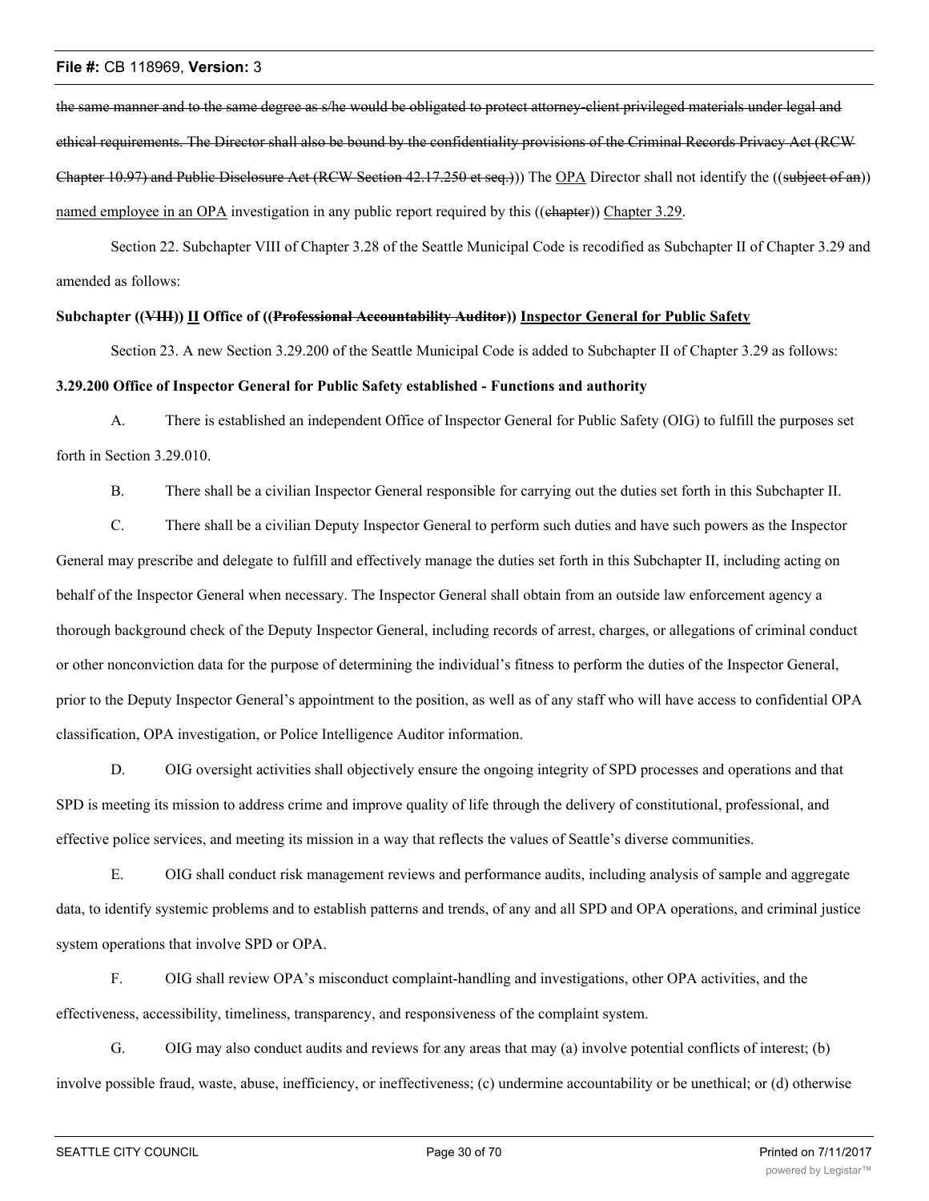~~the same manner and to the same degree as s/he would be obligated to protect attorney-client privileged materials under legal and ethical requirements. The Director shall also be bound by the confidentiality provisions of the Criminal Records Privacy Act (RCW Chapter 10.97) and Public Disclosure Act (RCW Section 42.17.250 et seq.)~~)) The <u>OPA</u> Director shall not identify the ((~~subject of an~~)) <u>named employee in an OPA</u> investigation in any public report required by this ((~~chapter~~)) <u>Chapter 3.29</u>.

Section 22. Subchapter VIII of Chapter 3.28 of the Seattle Municipal Code is recodified as Subchapter II of Chapter 3.29 and amended as follows:

**Subchapter ((~~VIII~~)) <u>II</u> Office of ((~~Professional Accountability Auditor~~)) <u>Inspector General for Public Safety</u>**

Section 23. A new Section 3.29.200 of the Seattle Municipal Code is added to Subchapter II of Chapter 3.29 as follows:

**3.29.200 Office of Inspector General for Public Safety established - Functions and authority**

A. There is established an independent Office of Inspector General for Public Safety (OIG) to fulfill the purposes set forth in Section 3.29.010.

B. There shall be a civilian Inspector General responsible for carrying out the duties set forth in this Subchapter II.

C. There shall be a civilian Deputy Inspector General to perform such duties and have such powers as the Inspector General may prescribe and delegate to fulfill and effectively manage the duties set forth in this Subchapter II, including acting on behalf of the Inspector General when necessary. The Inspector General shall obtain from an outside law enforcement agency a thorough background check of the Deputy Inspector General, including records of arrest, charges, or allegations of criminal conduct or other nonconviction data for the purpose of determining the individual's fitness to perform the duties of the Inspector General, prior to the Deputy Inspector General's appointment to the position, as well as of any staff who will have access to confidential OPA classification, OPA investigation, or Police Intelligence Auditor information.

D. OIG oversight activities shall objectively ensure the ongoing integrity of SPD processes and operations and that SPD is meeting its mission to address crime and improve quality of life through the delivery of constitutional, professional, and effective police services, and meeting its mission in a way that reflects the values of Seattle's diverse communities.

E. OIG shall conduct risk management reviews and performance audits, including analysis of sample and aggregate data, to identify systemic problems and to establish patterns and trends, of any and all SPD and OPA operations, and criminal justice system operations that involve SPD or OPA.

F. OIG shall review OPA's misconduct complaint-handling and investigations, other OPA activities, and the effectiveness, accessibility, timeliness, transparency, and responsiveness of the complaint system.

G. OIG may also conduct audits and reviews for any areas that may (a) involve potential conflicts of interest; (b) involve possible fraud, waste, abuse, inefficiency, or ineffectiveness; (c) undermine accountability or be unethical; or (d) otherwise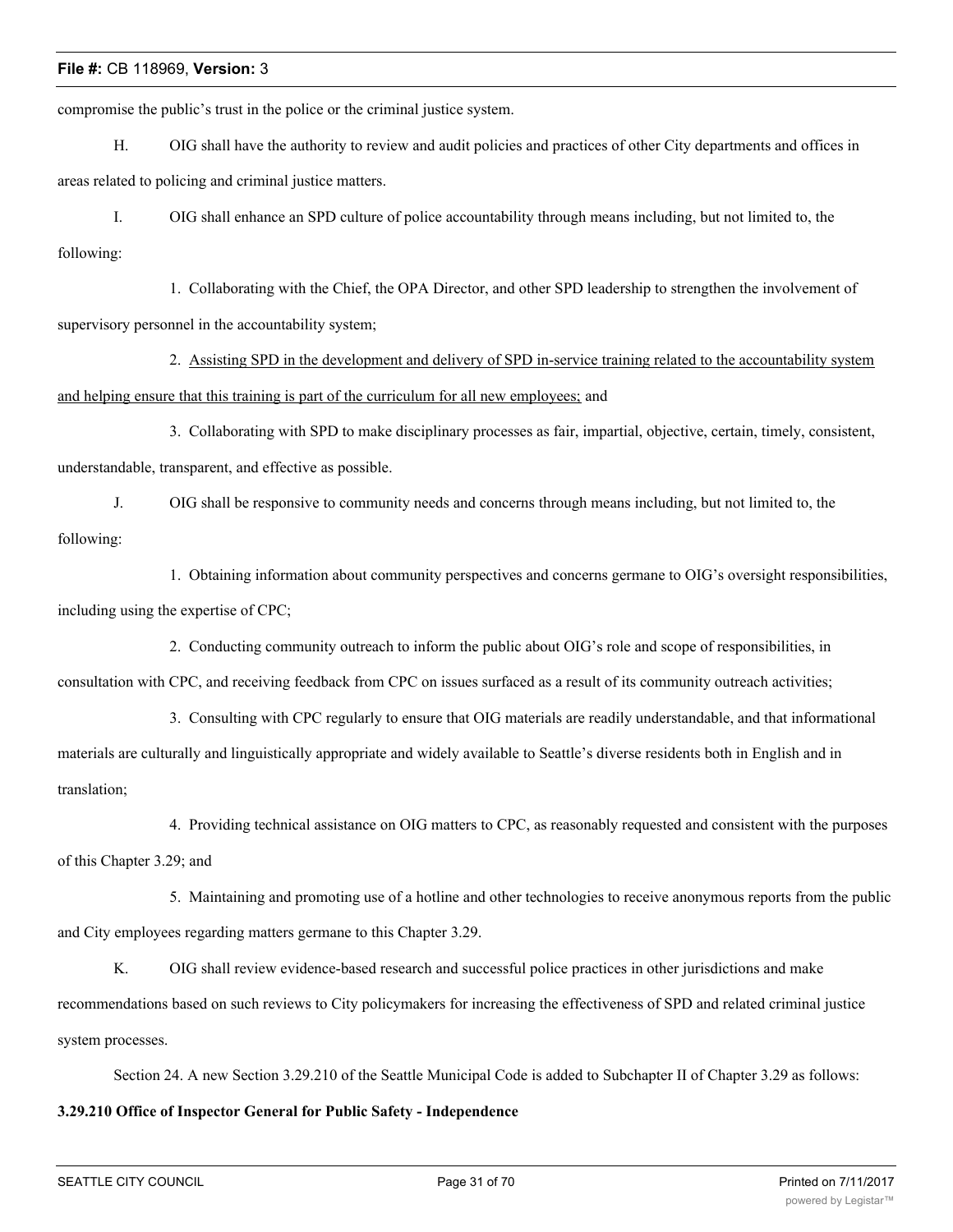compromise the public's trust in the police or the criminal justice system.

H. OIG shall have the authority to review and audit policies and practices of other City departments and offices in areas related to policing and criminal justice matters.

I. OIG shall enhance an SPD culture of police accountability through means including, but not limited to, the following:

1. Collaborating with the Chief, the OPA Director, and other SPD leadership to strengthen the involvement of supervisory personnel in the accountability system;

2. <u>Assisting SPD in the development and delivery of SPD in-service training related to the accountability system and helping ensure that this training is part of the curriculum for all new employees;</u> and

3. Collaborating with SPD to make disciplinary processes as fair, impartial, objective, certain, timely, consistent, understandable, transparent, and effective as possible.

J. OIG shall be responsive to community needs and concerns through means including, but not limited to, the following:

1. Obtaining information about community perspectives and concerns germane to OIG's oversight responsibilities, including using the expertise of CPC;

2. Conducting community outreach to inform the public about OIG's role and scope of responsibilities, in consultation with CPC, and receiving feedback from CPC on issues surfaced as a result of its community outreach activities;

3. Consulting with CPC regularly to ensure that OIG materials are readily understandable, and that informational materials are culturally and linguistically appropriate and widely available to Seattle's diverse residents both in English and in translation;

4. Providing technical assistance on OIG matters to CPC, as reasonably requested and consistent with the purposes of this Chapter 3.29; and

5. Maintaining and promoting use of a hotline and other technologies to receive anonymous reports from the public and City employees regarding matters germane to this Chapter 3.29.

K. OIG shall review evidence-based research and successful police practices in other jurisdictions and make recommendations based on such reviews to City policymakers for increasing the effectiveness of SPD and related criminal justice system processes.

Section 24. A new Section 3.29.210 of the Seattle Municipal Code is added to Subchapter II of Chapter 3.29 as follows:

**3.29.210 Office of Inspector General for Public Safety - Independence**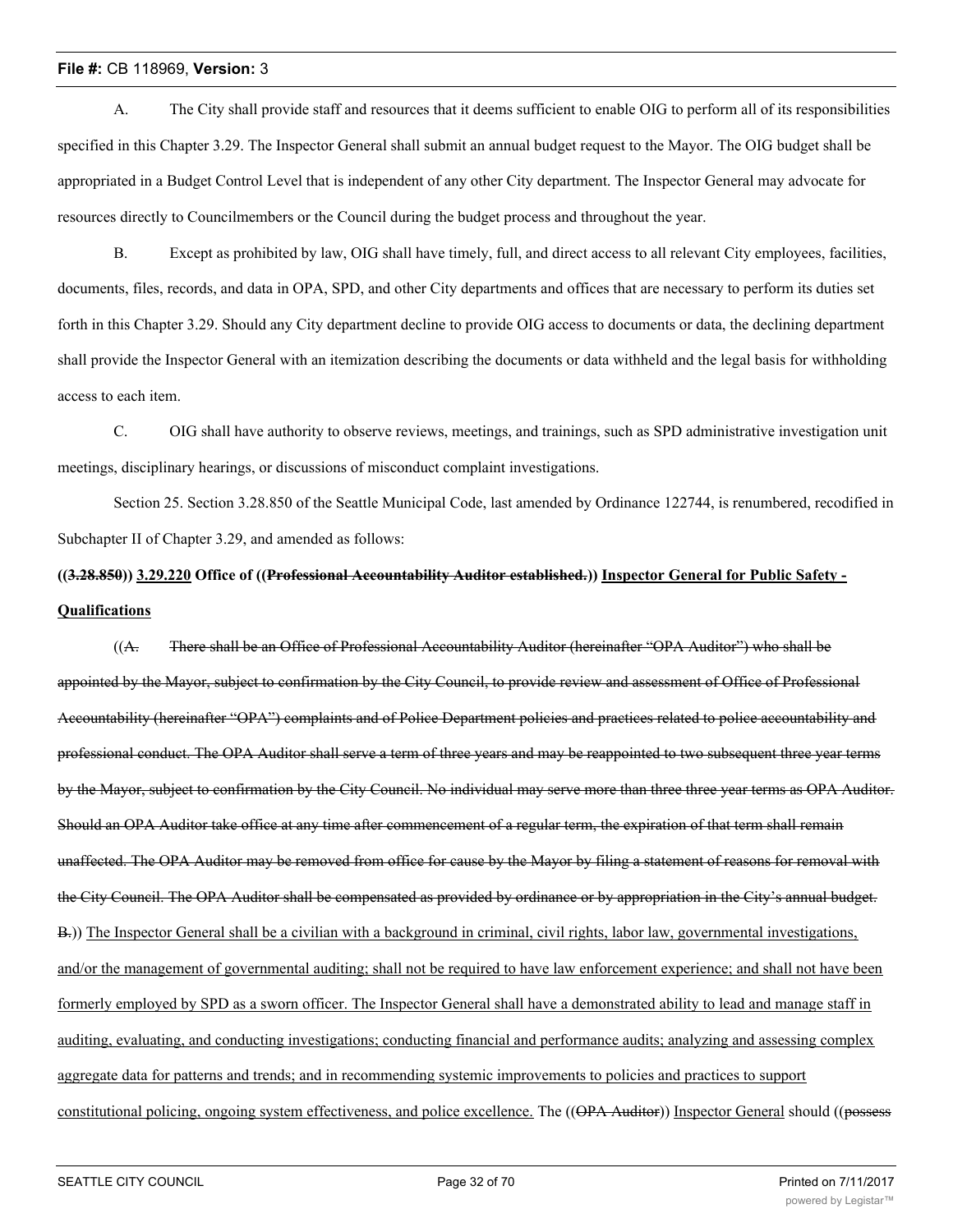A. The City shall provide staff and resources that it deems sufficient to enable OIG to perform all of its responsibilities specified in this Chapter 3.29. The Inspector General shall submit an annual budget request to the Mayor. The OIG budget shall be appropriated in a Budget Control Level that is independent of any other City department. The Inspector General may advocate for resources directly to Councilmembers or the Council during the budget process and throughout the year.

B. Except as prohibited by law, OIG shall have timely, full, and direct access to all relevant City employees, facilities, documents, files, records, and data in OPA, SPD, and other City departments and offices that are necessary to perform its duties set forth in this Chapter 3.29. Should any City department decline to provide OIG access to documents or data, the declining department shall provide the Inspector General with an itemization describing the documents or data withheld and the legal basis for withholding access to each item.

C. OIG shall have authority to observe reviews, meetings, and trainings, such as SPD administrative investigation unit meetings, disciplinary hearings, or discussions of misconduct complaint investigations.

Section 25. Section 3.28.850 of the Seattle Municipal Code, last amended by Ordinance 122744, is renumbered, recodified in Subchapter II of Chapter 3.29, and amended as follows:

**((~~3.28.850~~)) <u>3.29.220</u> Office of ((~~Professional Accountability Auditor established.~~)) <u>Inspector General for Public Safety - Qualifications</u>**

((~~A. There shall be an Office of Professional Accountability Auditor (hereinafter "OPA Auditor") who shall be appointed by the Mayor, subject to confirmation by the City Council, to provide review and assessment of Office of Professional Accountability (hereinafter "OPA") complaints and of Police Department policies and practices related to police accountability and professional conduct. The OPA Auditor shall serve a term of three years and may be reappointed to two subsequent three year terms by the Mayor, subject to confirmation by the City Council. No individual may serve more than three three year terms as OPA Auditor. Should an OPA Auditor take office at any time after commencement of a regular term, the expiration of that term shall remain unaffected. The OPA Auditor may be removed from office for cause by the Mayor by filing a statement of reasons for removal with the City Council. The OPA Auditor shall be compensated as provided by ordinance or by appropriation in the City's annual budget. B.~~)) <u>The Inspector General shall be a civilian with a background in criminal, civil rights, labor law, governmental investigations, and/or the management of governmental auditing; shall not be required to have law enforcement experience; and shall not have been formerly employed by SPD as a sworn officer. The Inspector General shall have a demonstrated ability to lead and manage staff in auditing, evaluating, and conducting investigations; conducting financial and performance audits; analyzing and assessing complex aggregate data for patterns and trends; and in recommending systemic improvements to policies and practices to support constitutional policing, ongoing system effectiveness, and police excellence.</u> The ((~~OPA Auditor~~)) <u>Inspector General</u> should ((~~possess~~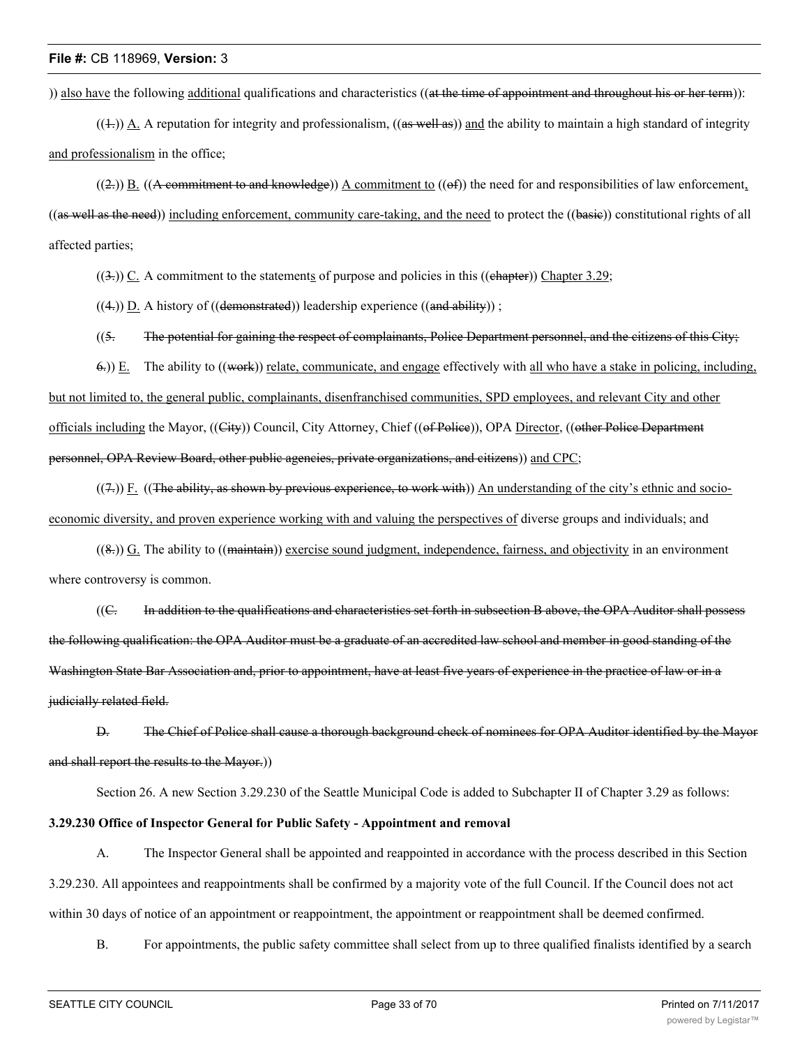)) also have the following additional qualifications and characteristics ((at the time of appointment and throughout his or her term)):

((1.)) A. A reputation for integrity and professionalism, ((as well as)) and the ability to maintain a high standard of integrity and professionalism in the office;

((2.)) B. ((A commitment to and knowledge)) A commitment to ((of)) the need for and responsibilities of law enforcement, ((as well as the need)) including enforcement, community care-taking, and the need to protect the ((basic)) constitutional rights of all affected parties;

((3.)) C. A commitment to the statements of purpose and policies in this ((chapter)) Chapter 3.29;

((4.)) D. A history of ((demonstrated)) leadership experience ((and ability)) ;

((5. The potential for gaining the respect of complainants, Police Department personnel, and the citizens of this City;

6.)) E. The ability to ((work)) relate, communicate, and engage effectively with all who have a stake in policing, including, but not limited to, the general public, complainants, disenfranchised communities, SPD employees, and relevant City and other officials including the Mayor, ((City)) Council, City Attorney, Chief ((of Police)), OPA Director, ((other Police Department personnel, OPA Review Board, other public agencies, private organizations, and citizens)) and CPC;

((7.)) F. ((The ability, as shown by previous experience, to work with)) An understanding of the city's ethnic and socio-economic diversity, and proven experience working with and valuing the perspectives of diverse groups and individuals; and

((8.)) G. The ability to ((maintain)) exercise sound judgment, independence, fairness, and objectivity in an environment where controversy is common.

((C. In addition to the qualifications and characteristics set forth in subsection B above, the OPA Auditor shall possess the following qualification: the OPA Auditor must be a graduate of an accredited law school and member in good standing of the Washington State Bar Association and, prior to appointment, have at least five years of experience in the practice of law or in a judicially related field.

D. The Chief of Police shall cause a thorough background check of nominees for OPA Auditor identified by the Mayor and shall report the results to the Mayor.))

Section 26. A new Section 3.29.230 of the Seattle Municipal Code is added to Subchapter II of Chapter 3.29 as follows:

**3.29.230 Office of Inspector General for Public Safety - Appointment and removal**

A. The Inspector General shall be appointed and reappointed in accordance with the process described in this Section 3.29.230. All appointees and reappointments shall be confirmed by a majority vote of the full Council. If the Council does not act within 30 days of notice of an appointment or reappointment, the appointment or reappointment shall be deemed confirmed.

B. For appointments, the public safety committee shall select from up to three qualified finalists identified by a search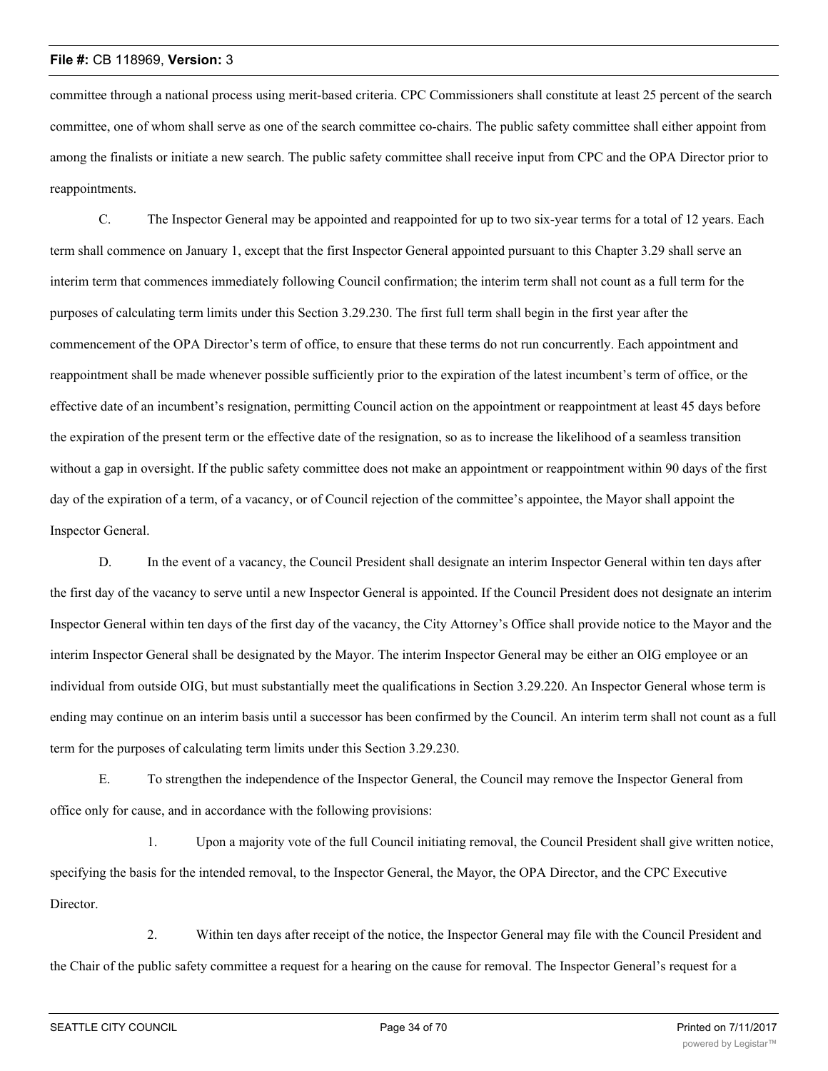committee through a national process using merit-based criteria. CPC Commissioners shall constitute at least 25 percent of the search committee, one of whom shall serve as one of the search committee co-chairs. The public safety committee shall either appoint from among the finalists or initiate a new search. The public safety committee shall receive input from CPC and the OPA Director prior to reappointments.

C. The Inspector General may be appointed and reappointed for up to two six-year terms for a total of 12 years. Each term shall commence on January 1, except that the first Inspector General appointed pursuant to this Chapter 3.29 shall serve an interim term that commences immediately following Council confirmation; the interim term shall not count as a full term for the purposes of calculating term limits under this Section 3.29.230. The first full term shall begin in the first year after the commencement of the OPA Director's term of office, to ensure that these terms do not run concurrently. Each appointment and reappointment shall be made whenever possible sufficiently prior to the expiration of the latest incumbent's term of office, or the effective date of an incumbent's resignation, permitting Council action on the appointment or reappointment at least 45 days before the expiration of the present term or the effective date of the resignation, so as to increase the likelihood of a seamless transition without a gap in oversight. If the public safety committee does not make an appointment or reappointment within 90 days of the first day of the expiration of a term, of a vacancy, or of Council rejection of the committee's appointee, the Mayor shall appoint the Inspector General.

D. In the event of a vacancy, the Council President shall designate an interim Inspector General within ten days after the first day of the vacancy to serve until a new Inspector General is appointed. If the Council President does not designate an interim Inspector General within ten days of the first day of the vacancy, the City Attorney's Office shall provide notice to the Mayor and the interim Inspector General shall be designated by the Mayor. The interim Inspector General may be either an OIG employee or an individual from outside OIG, but must substantially meet the qualifications in Section 3.29.220. An Inspector General whose term is ending may continue on an interim basis until a successor has been confirmed by the Council. An interim term shall not count as a full term for the purposes of calculating term limits under this Section 3.29.230.

E. To strengthen the independence of the Inspector General, the Council may remove the Inspector General from office only for cause, and in accordance with the following provisions:

1. Upon a majority vote of the full Council initiating removal, the Council President shall give written notice, specifying the basis for the intended removal, to the Inspector General, the Mayor, the OPA Director, and the CPC Executive Director.

2. Within ten days after receipt of the notice, the Inspector General may file with the Council President and the Chair of the public safety committee a request for a hearing on the cause for removal. The Inspector General's request for a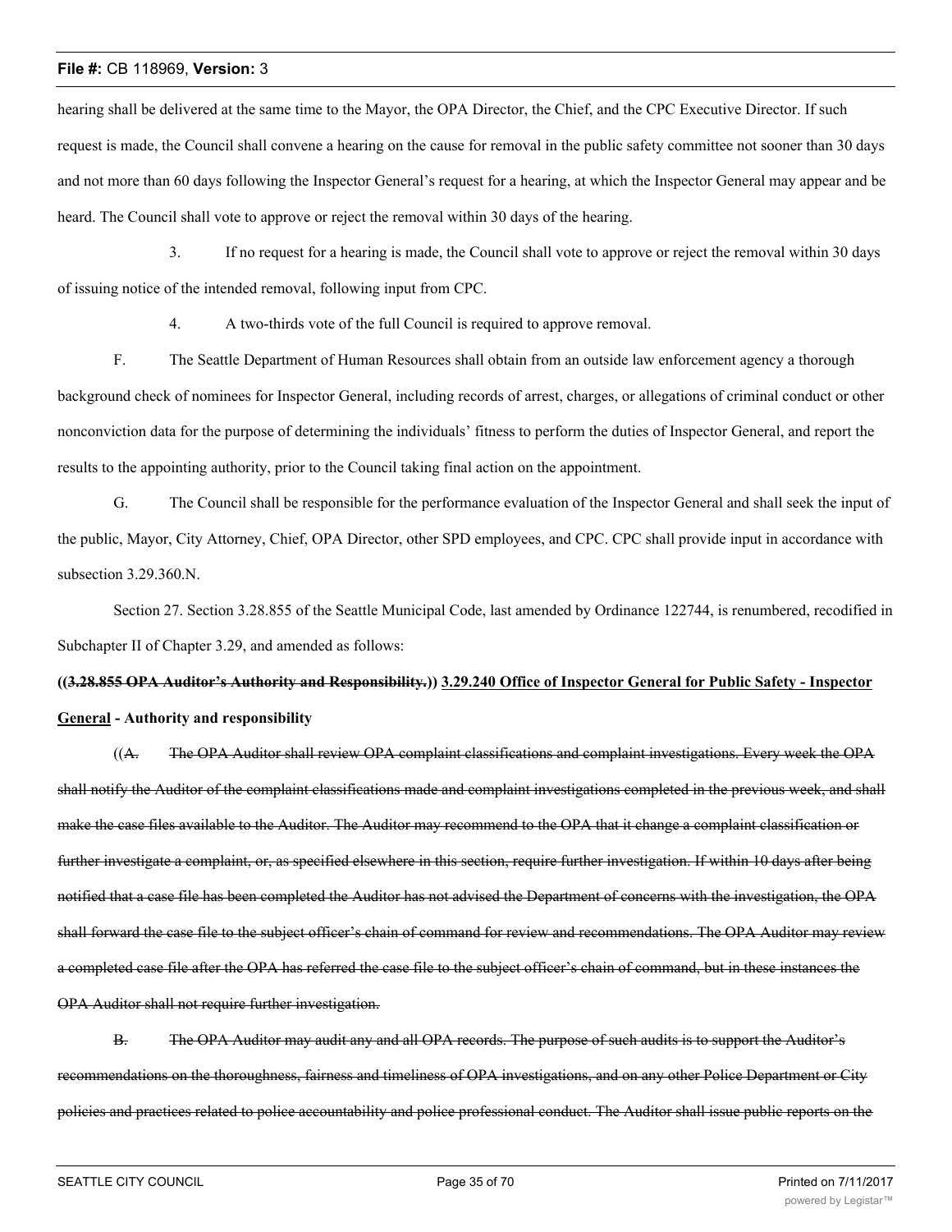hearing shall be delivered at the same time to the Mayor, the OPA Director, the Chief, and the CPC Executive Director. If such request is made, the Council shall convene a hearing on the cause for removal in the public safety committee not sooner than 30 days and not more than 60 days following the Inspector General's request for a hearing, at which the Inspector General may appear and be heard. The Council shall vote to approve or reject the removal within 30 days of the hearing.

3. If no request for a hearing is made, the Council shall vote to approve or reject the removal within 30 days of issuing notice of the intended removal, following input from CPC.

4. A two-thirds vote of the full Council is required to approve removal.

F. The Seattle Department of Human Resources shall obtain from an outside law enforcement agency a thorough background check of nominees for Inspector General, including records of arrest, charges, or allegations of criminal conduct or other nonconviction data for the purpose of determining the individuals' fitness to perform the duties of Inspector General, and report the results to the appointing authority, prior to the Council taking final action on the appointment.

G. The Council shall be responsible for the performance evaluation of the Inspector General and shall seek the input of the public, Mayor, City Attorney, Chief, OPA Director, other SPD employees, and CPC. CPC shall provide input in accordance with subsection 3.29.360.N.

Section 27. Section 3.28.855 of the Seattle Municipal Code, last amended by Ordinance 122744, is renumbered, recodified in Subchapter II of Chapter 3.29, and amended as follows:

**((~~3.28.855 OPA Auditor's Authority and Responsibility.~~)) <u>3.29.240 Office of Inspector General for Public Safety - Inspector General</u> - Authority and responsibility**

((~~A. The OPA Auditor shall review OPA complaint classifications and complaint investigations. Every week the OPA shall notify the Auditor of the complaint classifications made and complaint investigations completed in the previous week, and shall make the case files available to the Auditor. The Auditor may recommend to the OPA that it change a complaint classification or further investigate a complaint, or, as specified elsewhere in this section, require further investigation. If within 10 days after being notified that a case file has been completed the Auditor has not advised the Department of concerns with the investigation, the OPA shall forward the case file to the subject officer's chain of command for review and recommendations. The OPA Auditor may review a completed case file after the OPA has referred the case file to the subject officer's chain of command, but in these instances the OPA Auditor shall not require further investigation.~~

~~B. The OPA Auditor may audit any and all OPA records. The purpose of such audits is to support the Auditor's recommendations on the thoroughness, fairness and timeliness of OPA investigations, and on any other Police Department or City policies and practices related to police accountability and police professional conduct. The Auditor shall issue public reports on the~~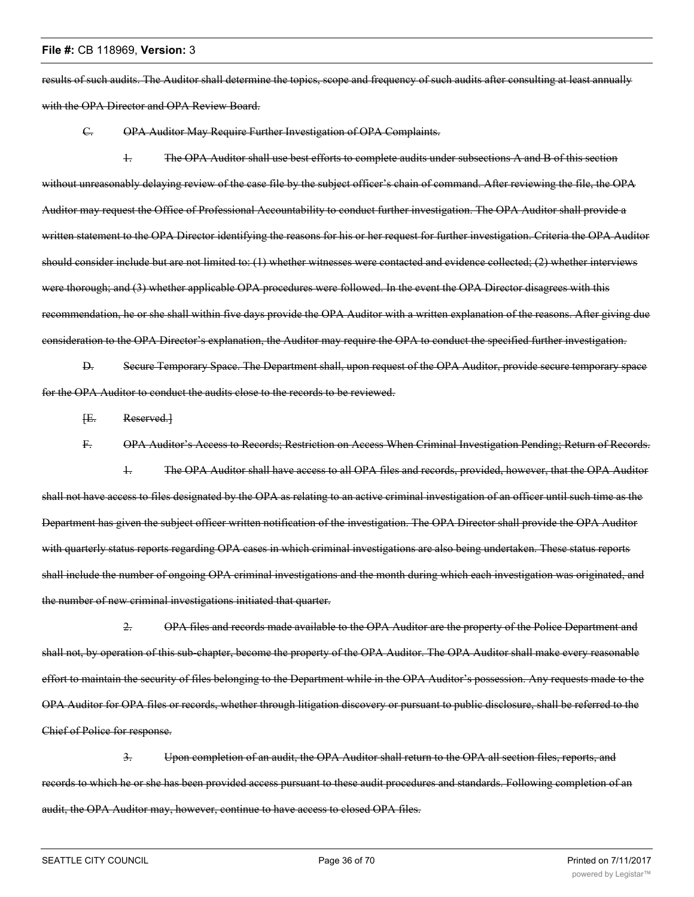~~results of such audits. The Auditor shall determine the topics, scope and frequency of such audits after consulting at least annually with the OPA Director and OPA Review Board.~~

~~C. OPA Auditor May Require Further Investigation of OPA Complaints.~~

~~1. The OPA Auditor shall use best efforts to complete audits under subsections A and B of this section without unreasonably delaying review of the case file by the subject officer's chain of command. After reviewing the file, the OPA Auditor may request the Office of Professional Accountability to conduct further investigation. The OPA Auditor shall provide a written statement to the OPA Director identifying the reasons for his or her request for further investigation. Criteria the OPA Auditor should consider include but are not limited to: (1) whether witnesses were contacted and evidence collected; (2) whether interviews were thorough; and (3) whether applicable OPA procedures were followed. In the event the OPA Director disagrees with this recommendation, he or she shall within five days provide the OPA Auditor with a written explanation of the reasons. After giving due consideration to the OPA Director's explanation, the Auditor may require the OPA to conduct the specified further investigation.~~

~~D. Secure Temporary Space. The Department shall, upon request of the OPA Auditor, provide secure temporary space for the OPA Auditor to conduct the audits close to the records to be reviewed.~~

~~[E. Reserved.]~~

~~F. OPA Auditor's Access to Records; Restriction on Access When Criminal Investigation Pending; Return of Records.~~

~~1. The OPA Auditor shall have access to all OPA files and records, provided, however, that the OPA Auditor shall not have access to files designated by the OPA as relating to an active criminal investigation of an officer until such time as the Department has given the subject officer written notification of the investigation. The OPA Director shall provide the OPA Auditor with quarterly status reports regarding OPA cases in which criminal investigations are also being undertaken. These status reports shall include the number of ongoing OPA criminal investigations and the month during which each investigation was originated, and the number of new criminal investigations initiated that quarter.~~

~~2. OPA files and records made available to the OPA Auditor are the property of the Police Department and shall not, by operation of this sub-chapter, become the property of the OPA Auditor. The OPA Auditor shall make every reasonable effort to maintain the security of files belonging to the Department while in the OPA Auditor's possession. Any requests made to the OPA Auditor for OPA files or records, whether through litigation discovery or pursuant to public disclosure, shall be referred to the Chief of Police for response.~~

~~3. Upon completion of an audit, the OPA Auditor shall return to the OPA all section files, reports, and records to which he or she has been provided access pursuant to these audit procedures and standards. Following completion of an audit, the OPA Auditor may, however, continue to have access to closed OPA files.~~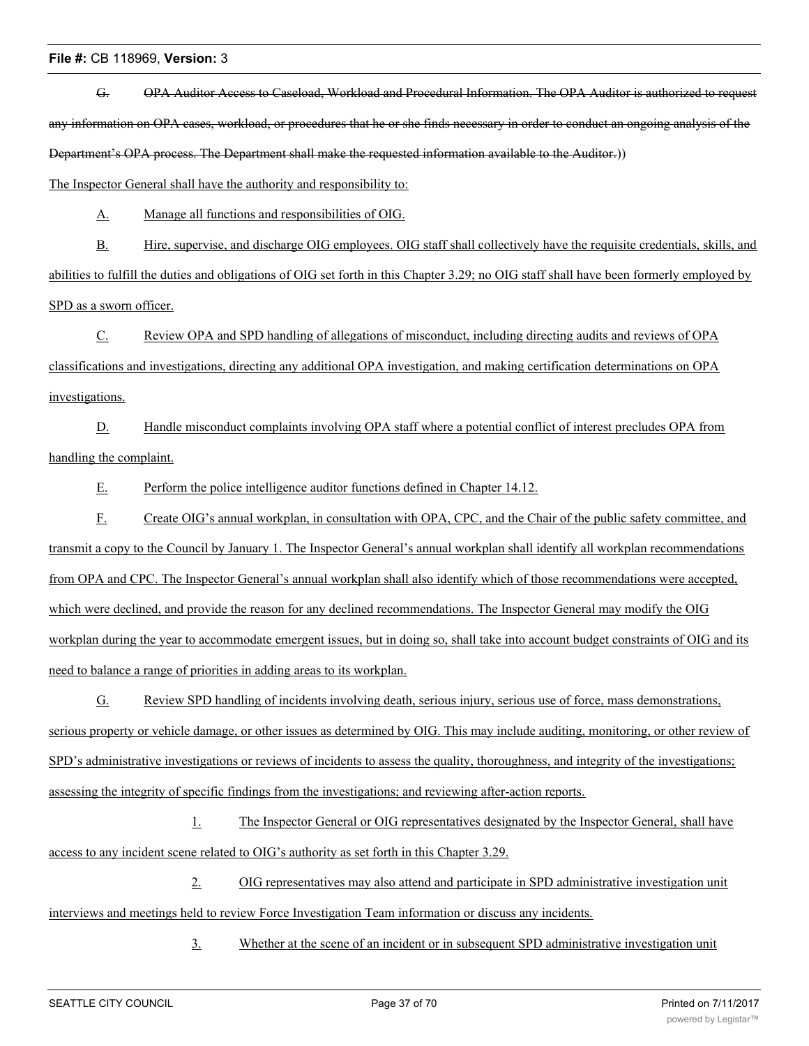~~G. OPA Auditor Access to Caseload, Workload and Procedural Information. The OPA Auditor is authorized to request any information on OPA cases, workload, or procedures that he or she finds necessary in order to conduct an ongoing analysis of the Department's OPA process. The Department shall make the requested information available to the Auditor.~~))

<u>The Inspector General shall have the authority and responsibility to:</u>

<u>A. Manage all functions and responsibilities of OIG.</u>

<u>B. Hire, supervise, and discharge OIG employees. OIG staff shall collectively have the requisite credentials, skills, and abilities to fulfill the duties and obligations of OIG set forth in this Chapter 3.29; no OIG staff shall have been formerly employed by SPD as a sworn officer.</u>

<u>C. Review OPA and SPD handling of allegations of misconduct, including directing audits and reviews of OPA classifications and investigations, directing any additional OPA investigation, and making certification determinations on OPA investigations.</u>

<u>D. Handle misconduct complaints involving OPA staff where a potential conflict of interest precludes OPA from handling the complaint.</u>

<u>E. Perform the police intelligence auditor functions defined in Chapter 14.12.</u>

<u>F. Create OIG's annual workplan, in consultation with OPA, CPC, and the Chair of the public safety committee, and transmit a copy to the Council by January 1. The Inspector General's annual workplan shall identify all workplan recommendations from OPA and CPC. The Inspector General's annual workplan shall also identify which of those recommendations were accepted, which were declined, and provide the reason for any declined recommendations. The Inspector General may modify the OIG workplan during the year to accommodate emergent issues, but in doing so, shall take into account budget constraints of OIG and its need to balance a range of priorities in adding areas to its workplan.</u>

<u>G. Review SPD handling of incidents involving death, serious injury, serious use of force, mass demonstrations, serious property or vehicle damage, or other issues as determined by OIG. This may include auditing, monitoring, or other review of SPD's administrative investigations or reviews of incidents to assess the quality, thoroughness, and integrity of the investigations; assessing the integrity of specific findings from the investigations; and reviewing after-action reports.</u>

<u>1. The Inspector General or OIG representatives designated by the Inspector General, shall have access to any incident scene related to OIG's authority as set forth in this Chapter 3.29.</u>

<u>2. OIG representatives may also attend and participate in SPD administrative investigation unit interviews and meetings held to review Force Investigation Team information or discuss any incidents.</u>

<u>3. Whether at the scene of an incident or in subsequent SPD administrative investigation unit</u>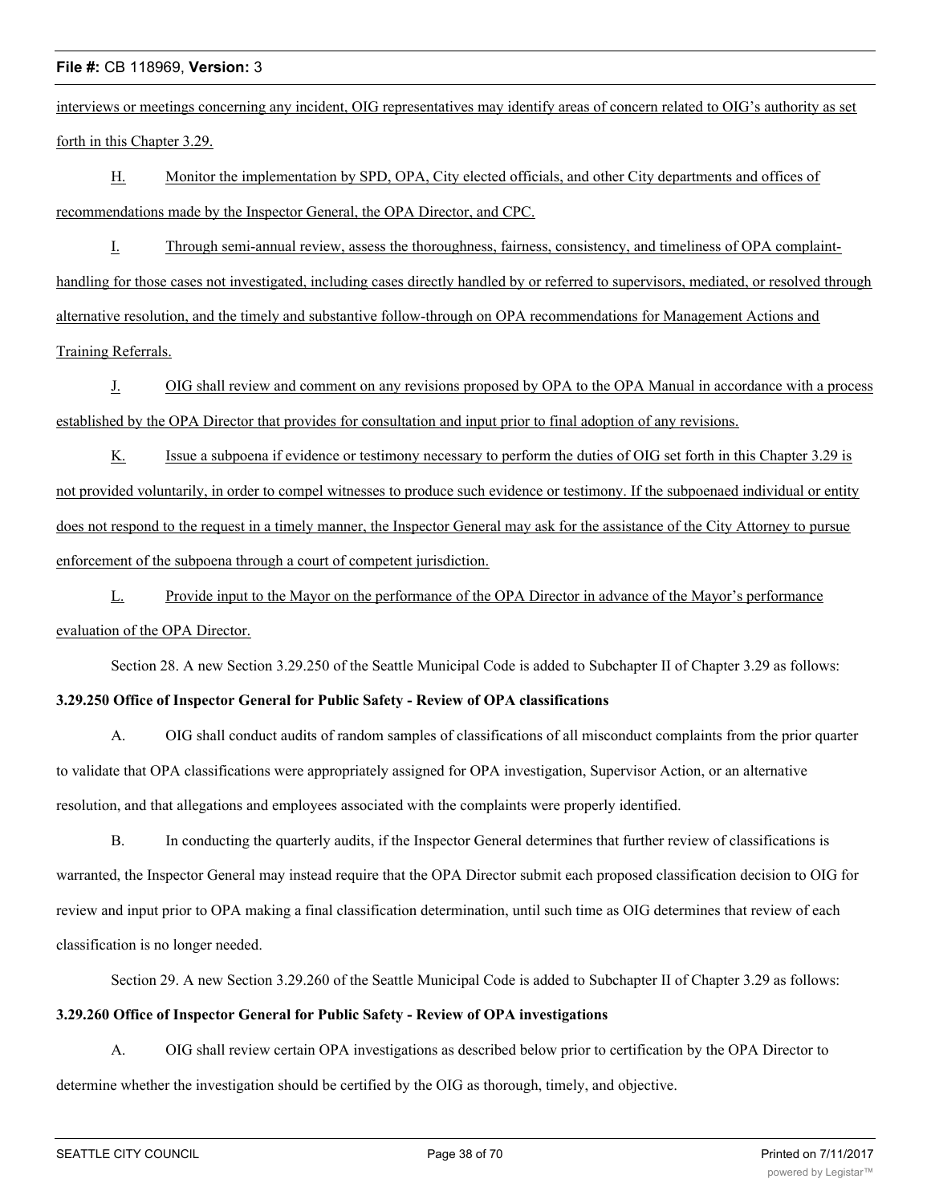interviews or meetings concerning any incident, OIG representatives may identify areas of concern related to OIG's authority as set forth in this Chapter 3.29.

H. Monitor the implementation by SPD, OPA, City elected officials, and other City departments and offices of recommendations made by the Inspector General, the OPA Director, and CPC.

I. Through semi-annual review, assess the thoroughness, fairness, consistency, and timeliness of OPA complaint-handling for those cases not investigated, including cases directly handled by or referred to supervisors, mediated, or resolved through alternative resolution, and the timely and substantive follow-through on OPA recommendations for Management Actions and Training Referrals.

J. OIG shall review and comment on any revisions proposed by OPA to the OPA Manual in accordance with a process established by the OPA Director that provides for consultation and input prior to final adoption of any revisions.

K. Issue a subpoena if evidence or testimony necessary to perform the duties of OIG set forth in this Chapter 3.29 is not provided voluntarily, in order to compel witnesses to produce such evidence or testimony. If the subpoenaed individual or entity does not respond to the request in a timely manner, the Inspector General may ask for the assistance of the City Attorney to pursue enforcement of the subpoena through a court of competent jurisdiction.

L. Provide input to the Mayor on the performance of the OPA Director in advance of the Mayor's performance evaluation of the OPA Director.

Section 28. A new Section 3.29.250 of the Seattle Municipal Code is added to Subchapter II of Chapter 3.29 as follows:

**3.29.250 Office of Inspector General for Public Safety - Review of OPA classifications**

A. OIG shall conduct audits of random samples of classifications of all misconduct complaints from the prior quarter to validate that OPA classifications were appropriately assigned for OPA investigation, Supervisor Action, or an alternative resolution, and that allegations and employees associated with the complaints were properly identified.

B. In conducting the quarterly audits, if the Inspector General determines that further review of classifications is warranted, the Inspector General may instead require that the OPA Director submit each proposed classification decision to OIG for review and input prior to OPA making a final classification determination, until such time as OIG determines that review of each classification is no longer needed.

Section 29. A new Section 3.29.260 of the Seattle Municipal Code is added to Subchapter II of Chapter 3.29 as follows:

**3.29.260 Office of Inspector General for Public Safety - Review of OPA investigations**

A. OIG shall review certain OPA investigations as described below prior to certification by the OPA Director to determine whether the investigation should be certified by the OIG as thorough, timely, and objective.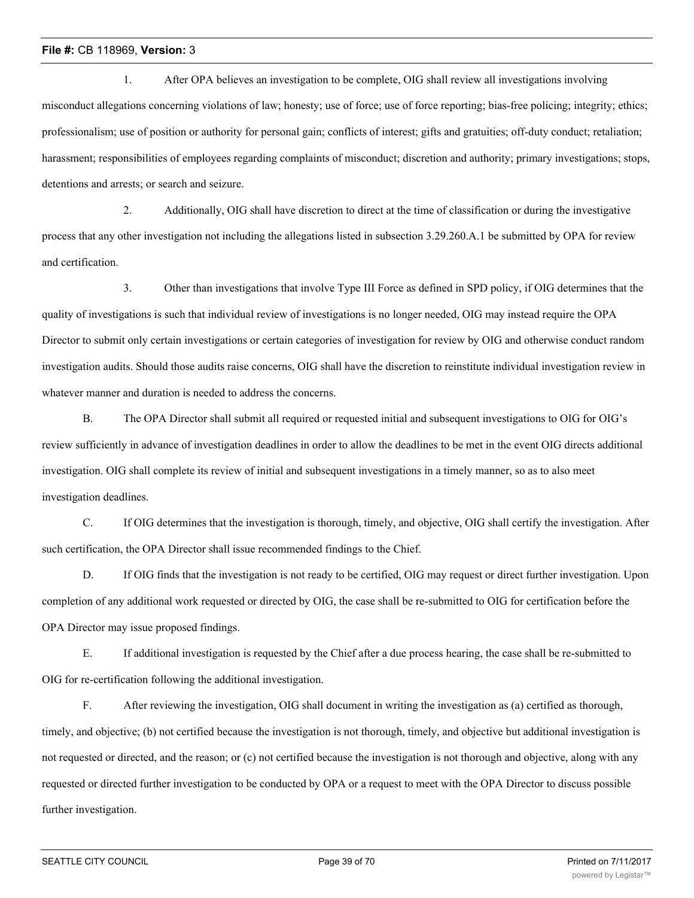1. After OPA believes an investigation to be complete, OIG shall review all investigations involving misconduct allegations concerning violations of law; honesty; use of force; use of force reporting; bias-free policing; integrity; ethics; professionalism; use of position or authority for personal gain; conflicts of interest; gifts and gratuities; off-duty conduct; retaliation; harassment; responsibilities of employees regarding complaints of misconduct; discretion and authority; primary investigations; stops, detentions and arrests; or search and seizure.

2. Additionally, OIG shall have discretion to direct at the time of classification or during the investigative process that any other investigation not including the allegations listed in subsection 3.29.260.A.1 be submitted by OPA for review and certification.

3. Other than investigations that involve Type III Force as defined in SPD policy, if OIG determines that the quality of investigations is such that individual review of investigations is no longer needed, OIG may instead require the OPA Director to submit only certain investigations or certain categories of investigation for review by OIG and otherwise conduct random investigation audits. Should those audits raise concerns, OIG shall have the discretion to reinstitute individual investigation review in whatever manner and duration is needed to address the concerns.

B. The OPA Director shall submit all required or requested initial and subsequent investigations to OIG for OIG's review sufficiently in advance of investigation deadlines in order to allow the deadlines to be met in the event OIG directs additional investigation. OIG shall complete its review of initial and subsequent investigations in a timely manner, so as to also meet investigation deadlines.

C. If OIG determines that the investigation is thorough, timely, and objective, OIG shall certify the investigation. After such certification, the OPA Director shall issue recommended findings to the Chief.

D. If OIG finds that the investigation is not ready to be certified, OIG may request or direct further investigation. Upon completion of any additional work requested or directed by OIG, the case shall be re-submitted to OIG for certification before the OPA Director may issue proposed findings.

E. If additional investigation is requested by the Chief after a due process hearing, the case shall be re-submitted to OIG for re-certification following the additional investigation.

F. After reviewing the investigation, OIG shall document in writing the investigation as (a) certified as thorough, timely, and objective; (b) not certified because the investigation is not thorough, timely, and objective but additional investigation is not requested or directed, and the reason; or (c) not certified because the investigation is not thorough and objective, along with any requested or directed further investigation to be conducted by OPA or a request to meet with the OPA Director to discuss possible further investigation.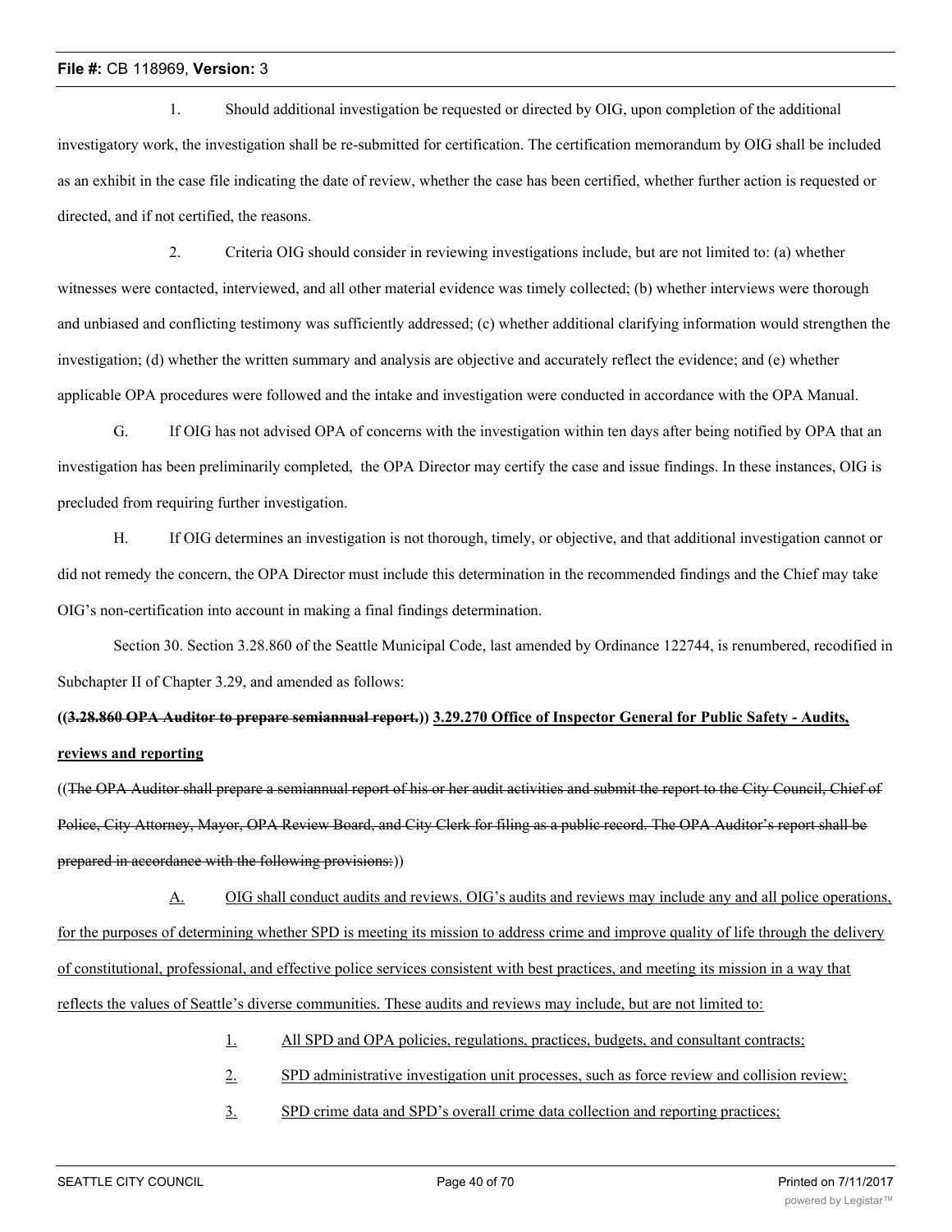1. Should additional investigation be requested or directed by OIG, upon completion of the additional investigatory work, the investigation shall be re-submitted for certification. The certification memorandum by OIG shall be included as an exhibit in the case file indicating the date of review, whether the case has been certified, whether further action is requested or directed, and if not certified, the reasons.

2. Criteria OIG should consider in reviewing investigations include, but are not limited to: (a) whether witnesses were contacted, interviewed, and all other material evidence was timely collected; (b) whether interviews were thorough and unbiased and conflicting testimony was sufficiently addressed; (c) whether additional clarifying information would strengthen the investigation; (d) whether the written summary and analysis are objective and accurately reflect the evidence; and (e) whether applicable OPA procedures were followed and the intake and investigation were conducted in accordance with the OPA Manual.

G. If OIG has not advised OPA of concerns with the investigation within ten days after being notified by OPA that an investigation has been preliminarily completed, the OPA Director may certify the case and issue findings. In these instances, OIG is precluded from requiring further investigation.

H. If OIG determines an investigation is not thorough, timely, or objective, and that additional investigation cannot or did not remedy the concern, the OPA Director must include this determination in the recommended findings and the Chief may take OIG's non-certification into account in making a final findings determination.

Section 30. Section 3.28.860 of the Seattle Municipal Code, last amended by Ordinance 122744, is renumbered, recodified in Subchapter II of Chapter 3.29, and amended as follows:

**((~~3.28.860 OPA Auditor to prepare semiannual report.~~)) <u>3.29.270 Office of Inspector General for Public Safety - Audits, reviews and reporting</u>**

((~~The OPA Auditor shall prepare a semiannual report of his or her audit activities and submit the report to the City Council, Chief of Police, City Attorney, Mayor, OPA Review Board, and City Clerk for filing as a public record. The OPA Auditor's report shall be prepared in accordance with the following provisions:~~))

<u>A. OIG shall conduct audits and reviews. OIG's audits and reviews may include any and all police operations, for the purposes of determining whether SPD is meeting its mission to address crime and improve quality of life through the delivery of constitutional, professional, and effective police services consistent with best practices, and meeting its mission in a way that reflects the values of Seattle's diverse communities. These audits and reviews may include, but are not limited to:</u>

<u>1. All SPD and OPA policies, regulations, practices, budgets, and consultant contracts;</u>

<u>2. SPD administrative investigation unit processes, such as force review and collision review;</u>

<u>3. SPD crime data and SPD's overall crime data collection and reporting practices;</u>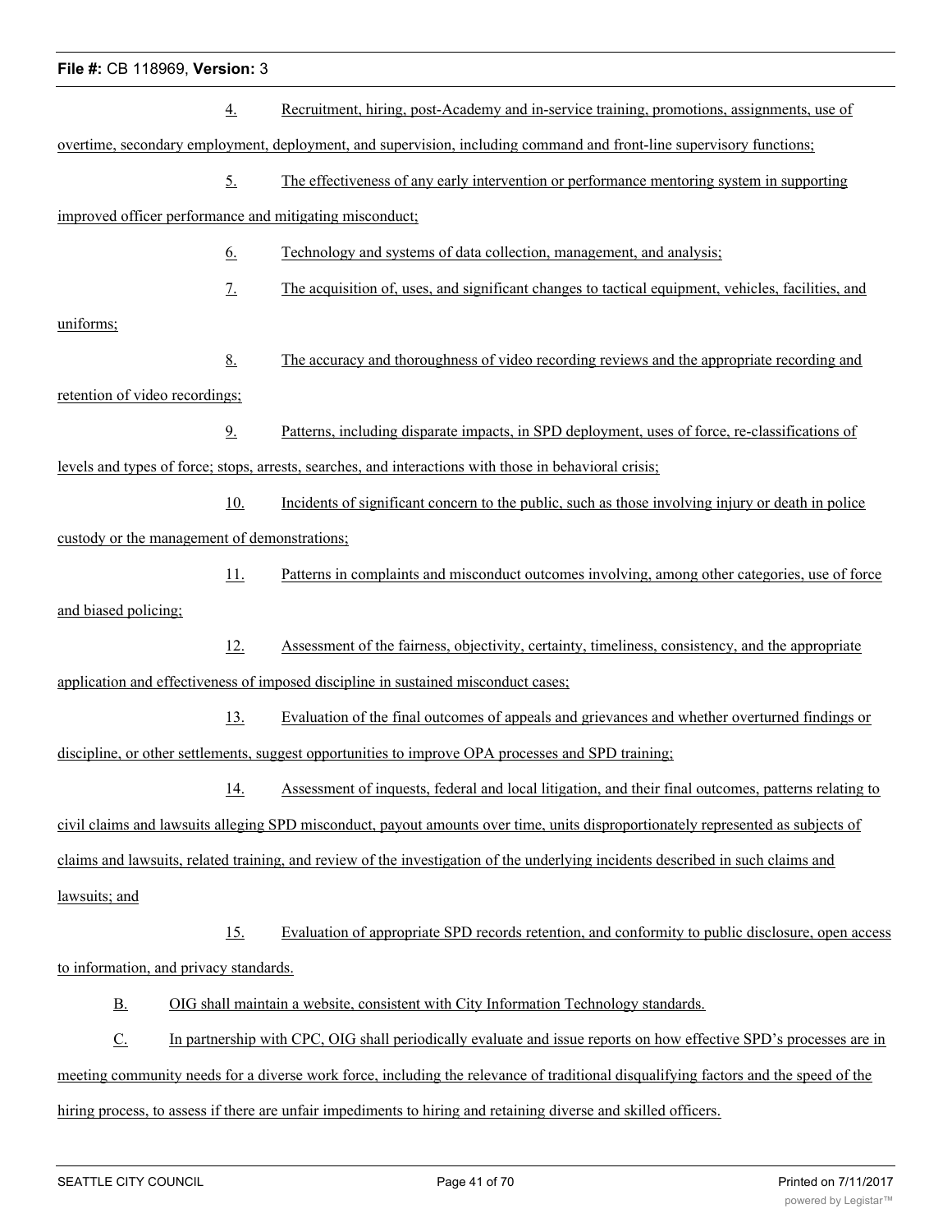4. Recruitment, hiring, post-Academy and in-service training, promotions, assignments, use of overtime, secondary employment, deployment, and supervision, including command and front-line supervisory functions;

5. The effectiveness of any early intervention or performance mentoring system in supporting improved officer performance and mitigating misconduct;

6. Technology and systems of data collection, management, and analysis;

7. The acquisition of, uses, and significant changes to tactical equipment, vehicles, facilities, and uniforms;

8. The accuracy and thoroughness of video recording reviews and the appropriate recording and retention of video recordings;

9. Patterns, including disparate impacts, in SPD deployment, uses of force, re-classifications of levels and types of force; stops, arrests, searches, and interactions with those in behavioral crisis;

10. Incidents of significant concern to the public, such as those involving injury or death in police custody or the management of demonstrations;

11. Patterns in complaints and misconduct outcomes involving, among other categories, use of force and biased policing;

12. Assessment of the fairness, objectivity, certainty, timeliness, consistency, and the appropriate application and effectiveness of imposed discipline in sustained misconduct cases;

13. Evaluation of the final outcomes of appeals and grievances and whether overturned findings or discipline, or other settlements, suggest opportunities to improve OPA processes and SPD training;

14. Assessment of inquests, federal and local litigation, and their final outcomes, patterns relating to civil claims and lawsuits alleging SPD misconduct, payout amounts over time, units disproportionately represented as subjects of claims and lawsuits, related training, and review of the investigation of the underlying incidents described in such claims and lawsuits; and

15. Evaluation of appropriate SPD records retention, and conformity to public disclosure, open access to information, and privacy standards.

B. OIG shall maintain a website, consistent with City Information Technology standards.

C. In partnership with CPC, OIG shall periodically evaluate and issue reports on how effective SPD's processes are in meeting community needs for a diverse work force, including the relevance of traditional disqualifying factors and the speed of the hiring process, to assess if there are unfair impediments to hiring and retaining diverse and skilled officers.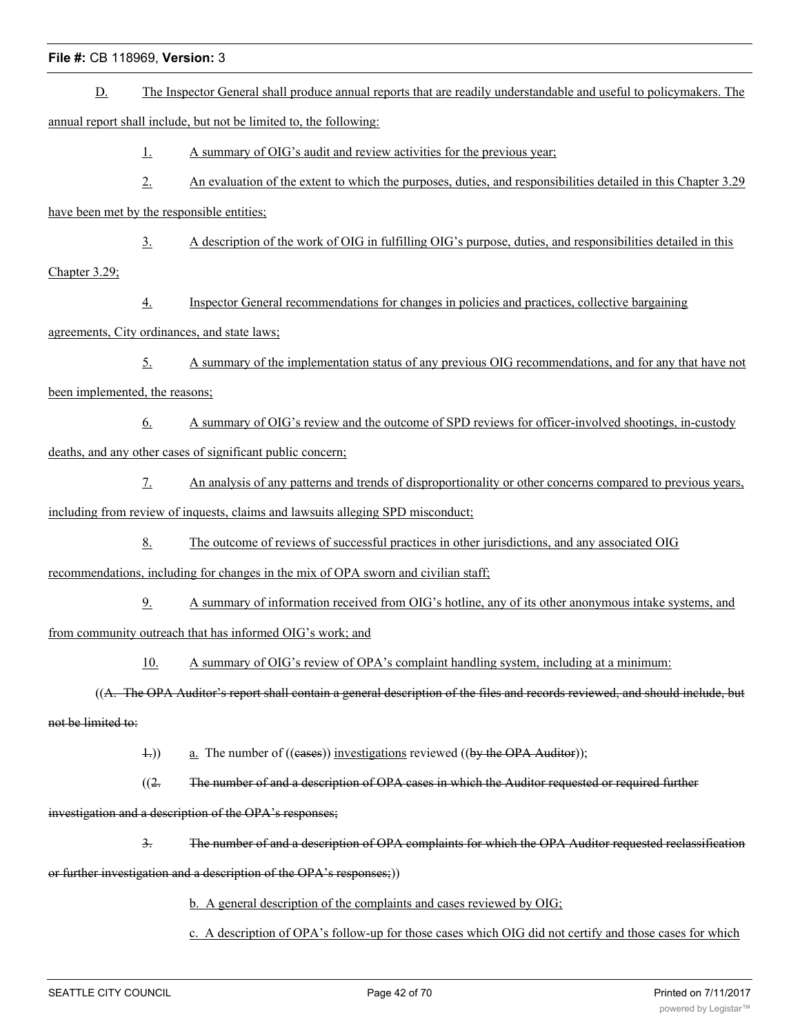D. The Inspector General shall produce annual reports that are readily understandable and useful to policymakers. The annual report shall include, but not be limited to, the following:

1. A summary of OIG's audit and review activities for the previous year;

2. An evaluation of the extent to which the purposes, duties, and responsibilities detailed in this Chapter 3.29 have been met by the responsible entities;

3. A description of the work of OIG in fulfilling OIG's purpose, duties, and responsibilities detailed in this Chapter 3.29;

4. Inspector General recommendations for changes in policies and practices, collective bargaining agreements, City ordinances, and state laws;

5. A summary of the implementation status of any previous OIG recommendations, and for any that have not been implemented, the reasons;

6. A summary of OIG's review and the outcome of SPD reviews for officer-involved shootings, in-custody deaths, and any other cases of significant public concern;

7. An analysis of any patterns and trends of disproportionality or other concerns compared to previous years, including from review of inquests, claims and lawsuits alleging SPD misconduct;

8. The outcome of reviews of successful practices in other jurisdictions, and any associated OIG recommendations, including for changes in the mix of OPA sworn and civilian staff;

9. A summary of information received from OIG's hotline, any of its other anonymous intake systems, and from community outreach that has informed OIG's work; and

10. A summary of OIG's review of OPA's complaint handling system, including at a minimum:

((~~A. The OPA Auditor's report shall contain a general description of the files and records reviewed, and should include, but not be limited to:~~

~~1.~~)) a. The number of ((~~cases~~)) investigations reviewed ((~~by the OPA Auditor~~));

((~~2. The number of and a description of OPA cases in which the Auditor requested or required further investigation and a description of the OPA's responses;~~

~~3. The number of and a description of OPA complaints for which the OPA Auditor requested reclassification or further investigation and a description of the OPA's responses;~~))

b. A general description of the complaints and cases reviewed by OIG;

c. A description of OPA's follow-up for those cases which OIG did not certify and those cases for which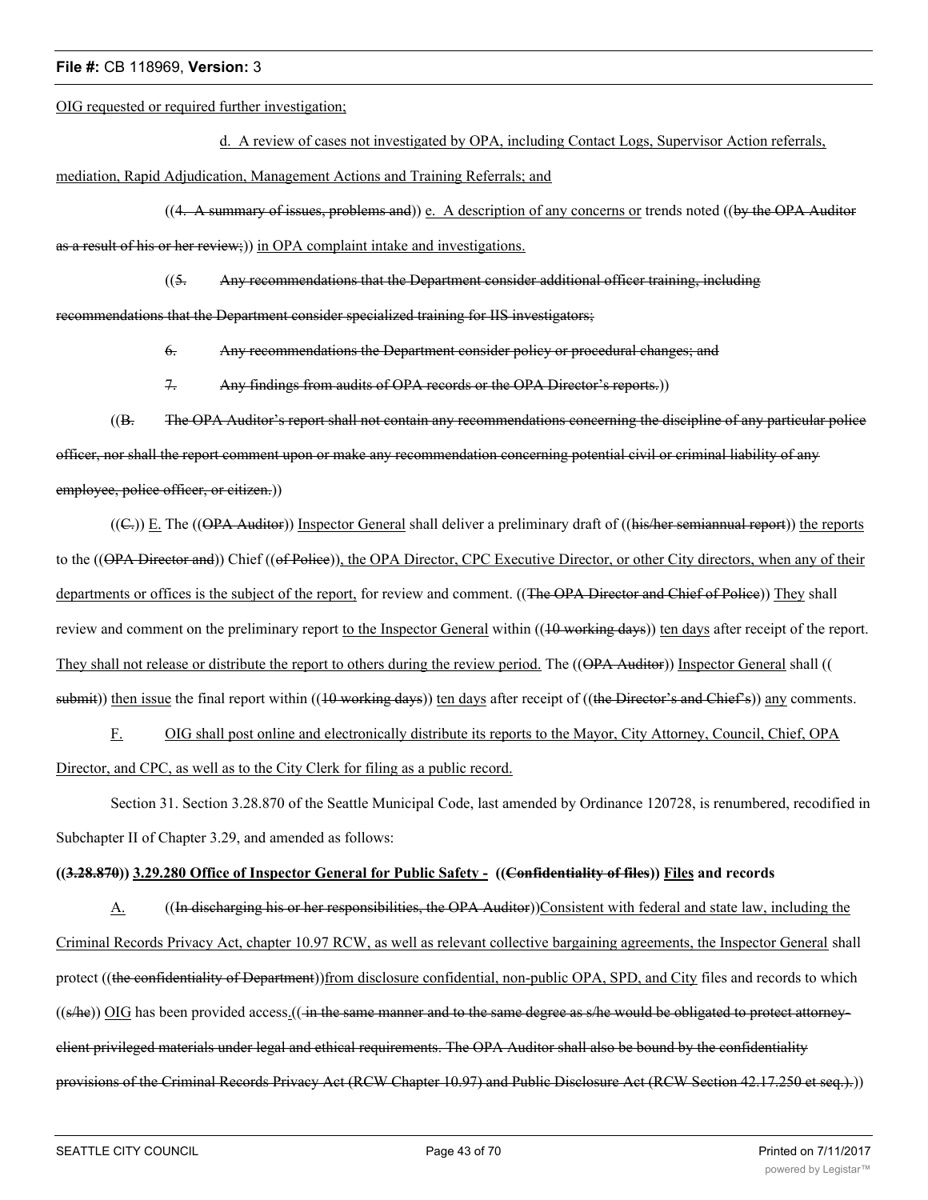OIG requested or required further investigation;

d. A review of cases not investigated by OPA, including Contact Logs, Supervisor Action referrals, mediation, Rapid Adjudication, Management Actions and Training Referrals; and

((4. A summary of issues, problems and)) e. A description of any concerns or trends noted ((by the OPA Auditor as a result of his or her review;)) in OPA complaint intake and investigations.

((5. Any recommendations that the Department consider additional officer training, including recommendations that the Department consider specialized training for IIS investigators;

6. Any recommendations the Department consider policy or procedural changes; and

7. Any findings from audits of OPA records or the OPA Director's reports.))

((B. The OPA Auditor's report shall not contain any recommendations concerning the discipline of any particular police officer, nor shall the report comment upon or make any recommendation concerning potential civil or criminal liability of any employee, police officer, or citizen.))

((C.)) E. The ((OPA Auditor)) Inspector General shall deliver a preliminary draft of ((his/her semiannual report)) the reports to the ((OPA Director and)) Chief ((of Police)), the OPA Director, CPC Executive Director, or other City directors, when any of their departments or offices is the subject of the report, for review and comment. ((The OPA Director and Chief of Police)) They shall review and comment on the preliminary report to the Inspector General within ((10 working days)) ten days after receipt of the report. They shall not release or distribute the report to others during the review period. The ((OPA Auditor)) Inspector General shall ((submit)) then issue the final report within ((10 working days)) ten days after receipt of ((the Director's and Chief's)) any comments.

F. OIG shall post online and electronically distribute its reports to the Mayor, City Attorney, Council, Chief, OPA Director, and CPC, as well as to the City Clerk for filing as a public record.

Section 31. Section 3.28.870 of the Seattle Municipal Code, last amended by Ordinance 120728, is renumbered, recodified in Subchapter II of Chapter 3.29, and amended as follows:

**((3.28.870)) 3.29.280 Office of Inspector General for Public Safety - ((Confidentiality of files)) Files and records**

A. ((In discharging his or her responsibilities, the OPA Auditor))Consistent with federal and state law, including the Criminal Records Privacy Act, chapter 10.97 RCW, as well as relevant collective bargaining agreements, the Inspector General shall protect ((the confidentiality of Department))from disclosure confidential, non-public OPA, SPD, and City files and records to which ((s/he)) OIG has been provided access.(( in the same manner and to the same degree as s/he would be obligated to protect attorney-client privileged materials under legal and ethical requirements. The OPA Auditor shall also be bound by the confidentiality provisions of the Criminal Records Privacy Act (RCW Chapter 10.97) and Public Disclosure Act (RCW Section 42.17.250 et seq.).))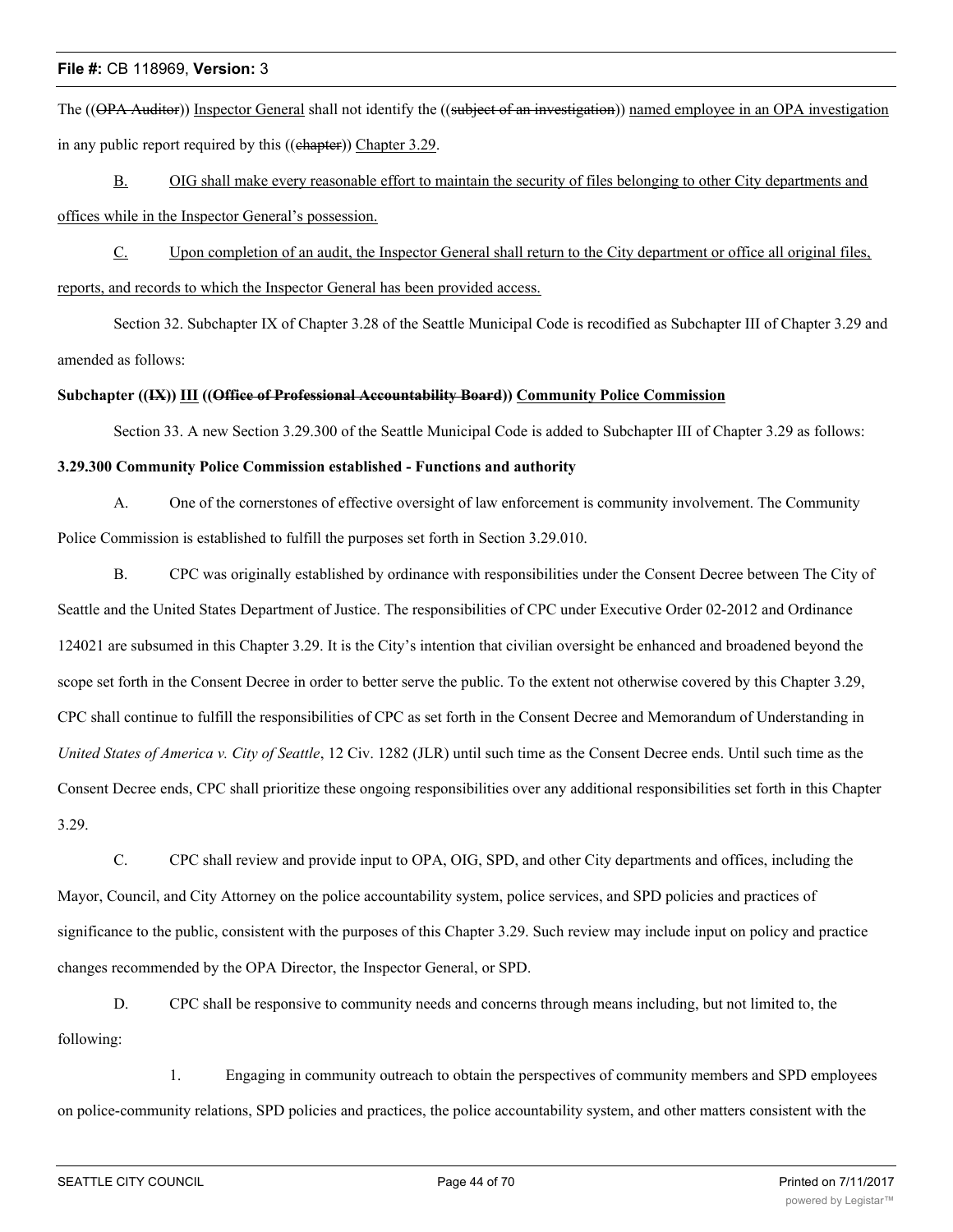The ((OPA Auditor)) Inspector General shall not identify the ((subject of an investigation)) named employee in an OPA investigation in any public report required by this ((chapter)) Chapter 3.29.

B. OIG shall make every reasonable effort to maintain the security of files belonging to other City departments and offices while in the Inspector General's possession.

C. Upon completion of an audit, the Inspector General shall return to the City department or office all original files, reports, and records to which the Inspector General has been provided access.

Section 32. Subchapter IX of Chapter 3.28 of the Seattle Municipal Code is recodified as Subchapter III of Chapter 3.29 and amended as follows:

**Subchapter ((IX)) III ((Office of Professional Accountability Board)) Community Police Commission**

Section 33. A new Section 3.29.300 of the Seattle Municipal Code is added to Subchapter III of Chapter 3.29 as follows:

**3.29.300 Community Police Commission established - Functions and authority**

A. One of the cornerstones of effective oversight of law enforcement is community involvement. The Community Police Commission is established to fulfill the purposes set forth in Section 3.29.010.

B. CPC was originally established by ordinance with responsibilities under the Consent Decree between The City of Seattle and the United States Department of Justice. The responsibilities of CPC under Executive Order 02-2012 and Ordinance 124021 are subsumed in this Chapter 3.29. It is the City's intention that civilian oversight be enhanced and broadened beyond the scope set forth in the Consent Decree in order to better serve the public. To the extent not otherwise covered by this Chapter 3.29, CPC shall continue to fulfill the responsibilities of CPC as set forth in the Consent Decree and Memorandum of Understanding in *United States of America v. City of Seattle*, 12 Civ. 1282 (JLR) until such time as the Consent Decree ends. Until such time as the Consent Decree ends, CPC shall prioritize these ongoing responsibilities over any additional responsibilities set forth in this Chapter 3.29.

C. CPC shall review and provide input to OPA, OIG, SPD, and other City departments and offices, including the Mayor, Council, and City Attorney on the police accountability system, police services, and SPD policies and practices of significance to the public, consistent with the purposes of this Chapter 3.29. Such review may include input on policy and practice changes recommended by the OPA Director, the Inspector General, or SPD.

D. CPC shall be responsive to community needs and concerns through means including, but not limited to, the following:

1. Engaging in community outreach to obtain the perspectives of community members and SPD employees on police-community relations, SPD policies and practices, the police accountability system, and other matters consistent with the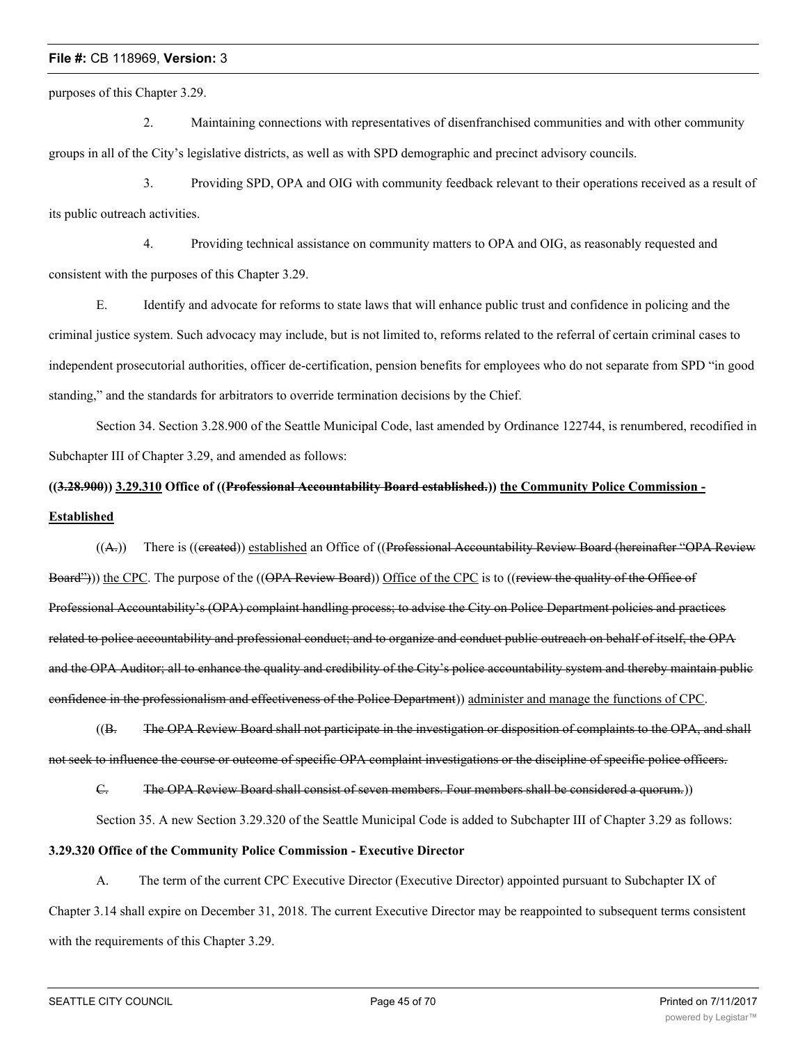purposes of this Chapter 3.29.

2. Maintaining connections with representatives of disenfranchised communities and with other community groups in all of the City's legislative districts, as well as with SPD demographic and precinct advisory councils.

3. Providing SPD, OPA and OIG with community feedback relevant to their operations received as a result of its public outreach activities.

4. Providing technical assistance on community matters to OPA and OIG, as reasonably requested and consistent with the purposes of this Chapter 3.29.

E. Identify and advocate for reforms to state laws that will enhance public trust and confidence in policing and the criminal justice system. Such advocacy may include, but is not limited to, reforms related to the referral of certain criminal cases to independent prosecutorial authorities, officer de-certification, pension benefits for employees who do not separate from SPD "in good standing," and the standards for arbitrators to override termination decisions by the Chief.

Section 34. Section 3.28.900 of the Seattle Municipal Code, last amended by Ordinance 122744, is renumbered, recodified in Subchapter III of Chapter 3.29, and amended as follows:

**((~~3.28.900~~)) <u>3.29.310</u> Office of ((~~Professional Accountability Board established.~~)) <u>the Community Police Commission - Established</u>**

((~~A.~~)) There is ((~~created~~)) <u>established</u> an Office of ((~~Professional Accountability Review Board (hereinafter "OPA Review Board")~~)) <u>the CPC</u>. The purpose of the ((~~OPA Review Board~~)) <u>Office of the CPC</u> is to ((~~review the quality of the Office of Professional Accountability's (OPA) complaint handling process; to advise the City on Police Department policies and practices related to police accountability and professional conduct; and to organize and conduct public outreach on behalf of itself, the OPA and the OPA Auditor; all to enhance the quality and credibility of the City's police accountability system and thereby maintain public confidence in the professionalism and effectiveness of the Police Department~~)) <u>administer and manage the functions of CPC</u>.

((~~B. The OPA Review Board shall not participate in the investigation or disposition of complaints to the OPA, and shall not seek to influence the course or outcome of specific OPA complaint investigations or the discipline of specific police officers.~~

~~C. The OPA Review Board shall consist of seven members. Four members shall be considered a quorum.~~))

Section 35. A new Section 3.29.320 of the Seattle Municipal Code is added to Subchapter III of Chapter 3.29 as follows:

**3.29.320 Office of the Community Police Commission - Executive Director**

A. The term of the current CPC Executive Director (Executive Director) appointed pursuant to Subchapter IX of Chapter 3.14 shall expire on December 31, 2018. The current Executive Director may be reappointed to subsequent terms consistent with the requirements of this Chapter 3.29.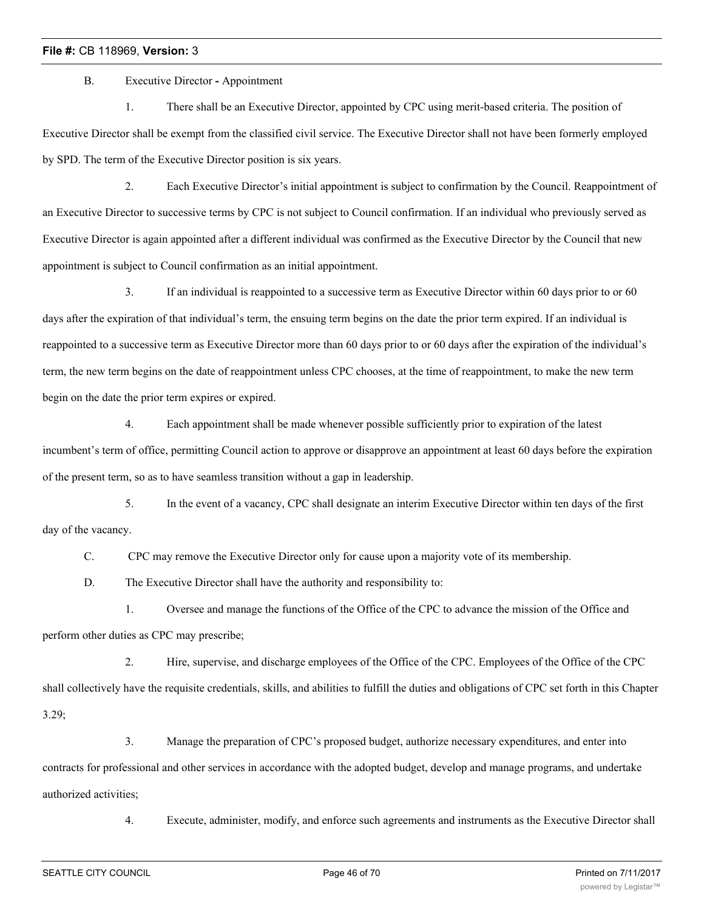B. Executive Director - Appointment

1. There shall be an Executive Director, appointed by CPC using merit-based criteria. The position of Executive Director shall be exempt from the classified civil service. The Executive Director shall not have been formerly employed by SPD. The term of the Executive Director position is six years.

2. Each Executive Director's initial appointment is subject to confirmation by the Council. Reappointment of an Executive Director to successive terms by CPC is not subject to Council confirmation. If an individual who previously served as Executive Director is again appointed after a different individual was confirmed as the Executive Director by the Council that new appointment is subject to Council confirmation as an initial appointment.

3. If an individual is reappointed to a successive term as Executive Director within 60 days prior to or 60 days after the expiration of that individual's term, the ensuing term begins on the date the prior term expired. If an individual is reappointed to a successive term as Executive Director more than 60 days prior to or 60 days after the expiration of the individual's term, the new term begins on the date of reappointment unless CPC chooses, at the time of reappointment, to make the new term begin on the date the prior term expires or expired.

4. Each appointment shall be made whenever possible sufficiently prior to expiration of the latest incumbent's term of office, permitting Council action to approve or disapprove an appointment at least 60 days before the expiration of the present term, so as to have seamless transition without a gap in leadership.

5. In the event of a vacancy, CPC shall designate an interim Executive Director within ten days of the first day of the vacancy.

C. CPC may remove the Executive Director only for cause upon a majority vote of its membership.

D. The Executive Director shall have the authority and responsibility to:

1. Oversee and manage the functions of the Office of the CPC to advance the mission of the Office and perform other duties as CPC may prescribe;

2. Hire, supervise, and discharge employees of the Office of the CPC. Employees of the Office of the CPC shall collectively have the requisite credentials, skills, and abilities to fulfill the duties and obligations of CPC set forth in this Chapter 3.29;

3. Manage the preparation of CPC's proposed budget, authorize necessary expenditures, and enter into contracts for professional and other services in accordance with the adopted budget, develop and manage programs, and undertake authorized activities;

4. Execute, administer, modify, and enforce such agreements and instruments as the Executive Director shall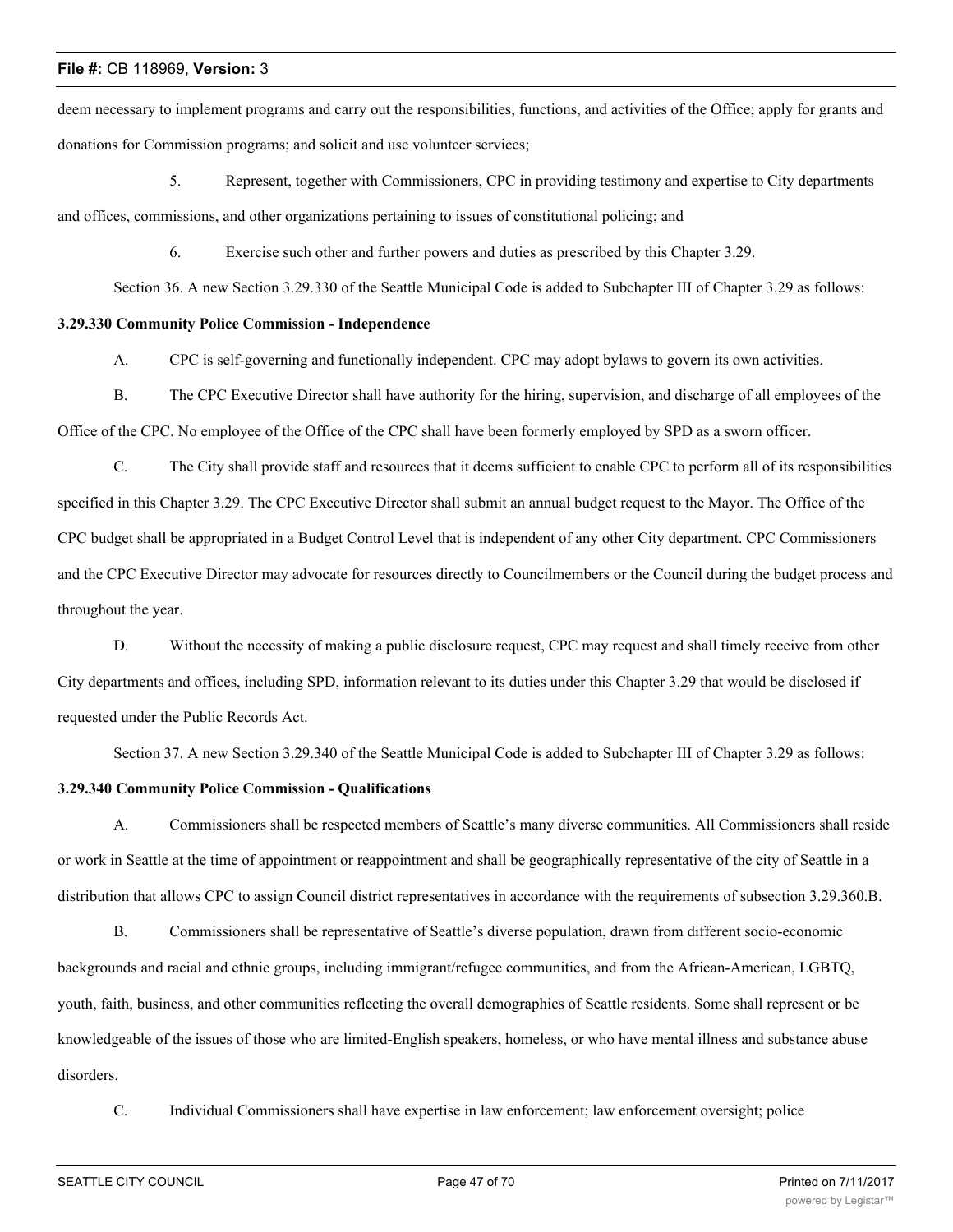deem necessary to implement programs and carry out the responsibilities, functions, and activities of the Office; apply for grants and donations for Commission programs; and solicit and use volunteer services;

5. Represent, together with Commissioners, CPC in providing testimony and expertise to City departments and offices, commissions, and other organizations pertaining to issues of constitutional policing; and

6. Exercise such other and further powers and duties as prescribed by this Chapter 3.29.

Section 36. A new Section 3.29.330 of the Seattle Municipal Code is added to Subchapter III of Chapter 3.29 as follows:

**3.29.330 Community Police Commission - Independence**

A. CPC is self-governing and functionally independent. CPC may adopt bylaws to govern its own activities.

B. The CPC Executive Director shall have authority for the hiring, supervision, and discharge of all employees of the Office of the CPC. No employee of the Office of the CPC shall have been formerly employed by SPD as a sworn officer.

C. The City shall provide staff and resources that it deems sufficient to enable CPC to perform all of its responsibilities specified in this Chapter 3.29. The CPC Executive Director shall submit an annual budget request to the Mayor. The Office of the CPC budget shall be appropriated in a Budget Control Level that is independent of any other City department. CPC Commissioners and the CPC Executive Director may advocate for resources directly to Councilmembers or the Council during the budget process and throughout the year.

D. Without the necessity of making a public disclosure request, CPC may request and shall timely receive from other City departments and offices, including SPD, information relevant to its duties under this Chapter 3.29 that would be disclosed if requested under the Public Records Act.

Section 37. A new Section 3.29.340 of the Seattle Municipal Code is added to Subchapter III of Chapter 3.29 as follows:

**3.29.340 Community Police Commission - Qualifications**

A. Commissioners shall be respected members of Seattle's many diverse communities. All Commissioners shall reside or work in Seattle at the time of appointment or reappointment and shall be geographically representative of the city of Seattle in a distribution that allows CPC to assign Council district representatives in accordance with the requirements of subsection 3.29.360.B.

B. Commissioners shall be representative of Seattle's diverse population, drawn from different socio-economic backgrounds and racial and ethnic groups, including immigrant/refugee communities, and from the African-American, LGBTQ, youth, faith, business, and other communities reflecting the overall demographics of Seattle residents. Some shall represent or be knowledgeable of the issues of those who are limited-English speakers, homeless, or who have mental illness and substance abuse disorders.

C. Individual Commissioners shall have expertise in law enforcement; law enforcement oversight; police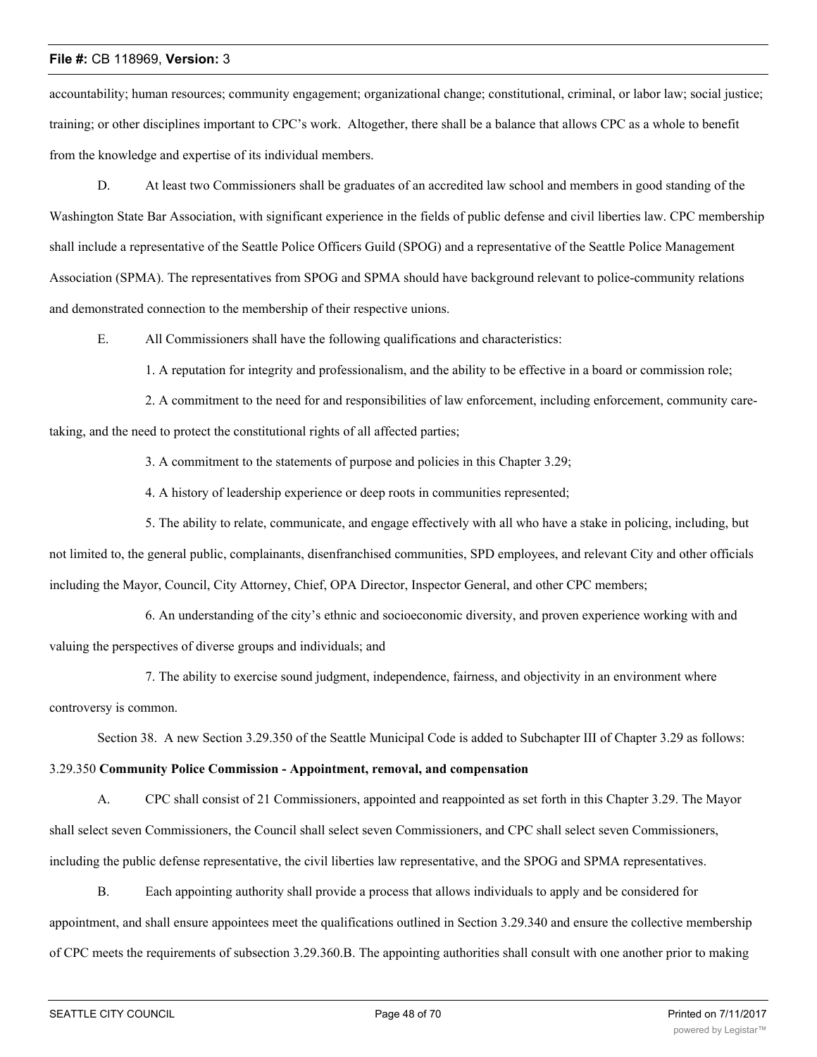accountability; human resources; community engagement; organizational change; constitutional, criminal, or labor law; social justice; training; or other disciplines important to CPC's work. Altogether, there shall be a balance that allows CPC as a whole to benefit from the knowledge and expertise of its individual members.

D. At least two Commissioners shall be graduates of an accredited law school and members in good standing of the Washington State Bar Association, with significant experience in the fields of public defense and civil liberties law. CPC membership shall include a representative of the Seattle Police Officers Guild (SPOG) and a representative of the Seattle Police Management Association (SPMA). The representatives from SPOG and SPMA should have background relevant to police-community relations and demonstrated connection to the membership of their respective unions.

E. All Commissioners shall have the following qualifications and characteristics:

1. A reputation for integrity and professionalism, and the ability to be effective in a board or commission role;

2. A commitment to the need for and responsibilities of law enforcement, including enforcement, community care-taking, and the need to protect the constitutional rights of all affected parties;

3. A commitment to the statements of purpose and policies in this Chapter 3.29;

4. A history of leadership experience or deep roots in communities represented;

5. The ability to relate, communicate, and engage effectively with all who have a stake in policing, including, but not limited to, the general public, complainants, disenfranchised communities, SPD employees, and relevant City and other officials including the Mayor, Council, City Attorney, Chief, OPA Director, Inspector General, and other CPC members;

6. An understanding of the city's ethnic and socioeconomic diversity, and proven experience working with and valuing the perspectives of diverse groups and individuals; and

7. The ability to exercise sound judgment, independence, fairness, and objectivity in an environment where controversy is common.

Section 38. A new Section 3.29.350 of the Seattle Municipal Code is added to Subchapter III of Chapter 3.29 as follows:

3.29.350 **Community Police Commission - Appointment, removal, and compensation**

A. CPC shall consist of 21 Commissioners, appointed and reappointed as set forth in this Chapter 3.29. The Mayor shall select seven Commissioners, the Council shall select seven Commissioners, and CPC shall select seven Commissioners, including the public defense representative, the civil liberties law representative, and the SPOG and SPMA representatives.

B. Each appointing authority shall provide a process that allows individuals to apply and be considered for appointment, and shall ensure appointees meet the qualifications outlined in Section 3.29.340 and ensure the collective membership of CPC meets the requirements of subsection 3.29.360.B. The appointing authorities shall consult with one another prior to making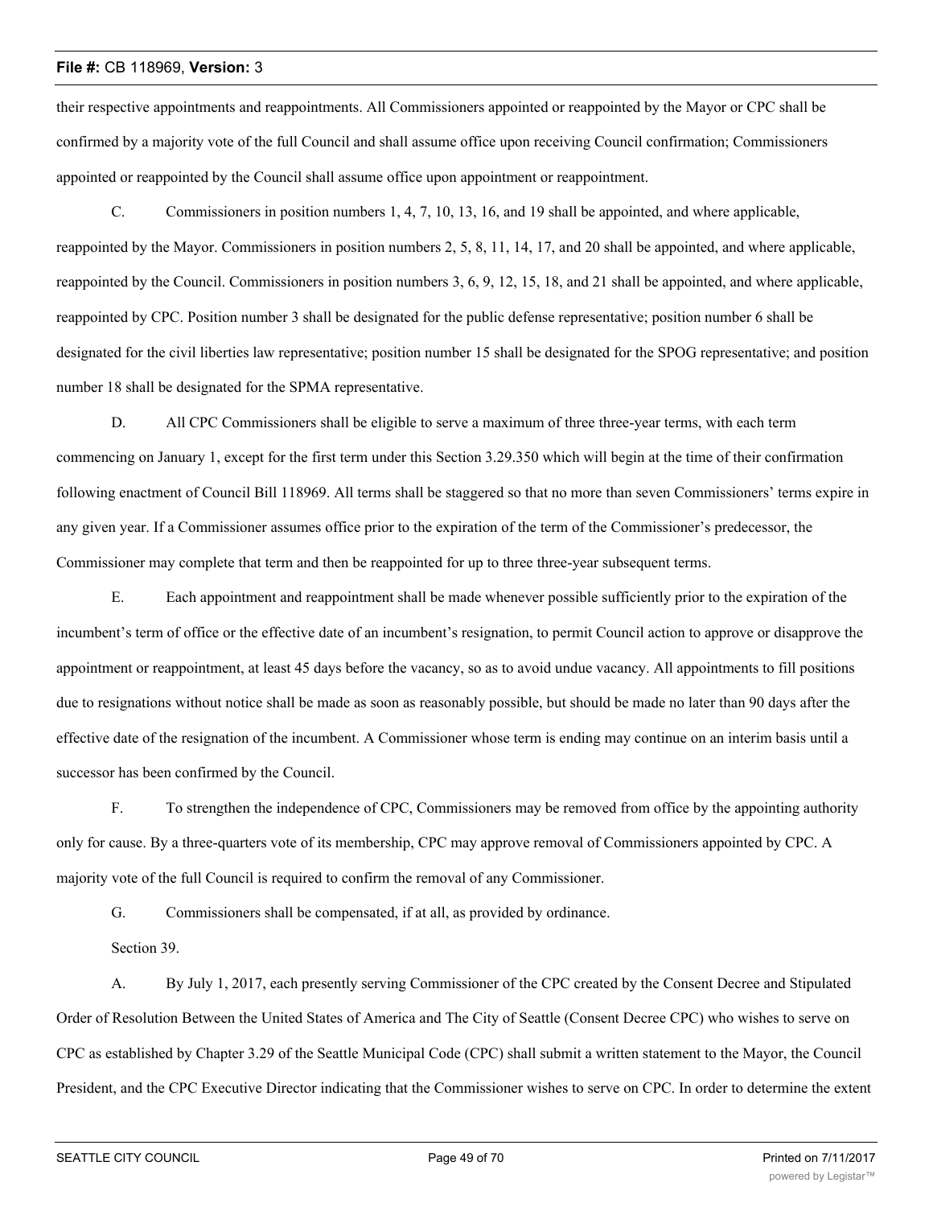their respective appointments and reappointments. All Commissioners appointed or reappointed by the Mayor or CPC shall be confirmed by a majority vote of the full Council and shall assume office upon receiving Council confirmation; Commissioners appointed or reappointed by the Council shall assume office upon appointment or reappointment.

C. Commissioners in position numbers 1, 4, 7, 10, 13, 16, and 19 shall be appointed, and where applicable, reappointed by the Mayor. Commissioners in position numbers 2, 5, 8, 11, 14, 17, and 20 shall be appointed, and where applicable, reappointed by the Council. Commissioners in position numbers 3, 6, 9, 12, 15, 18, and 21 shall be appointed, and where applicable, reappointed by CPC. Position number 3 shall be designated for the public defense representative; position number 6 shall be designated for the civil liberties law representative; position number 15 shall be designated for the SPOG representative; and position number 18 shall be designated for the SPMA representative.

D. All CPC Commissioners shall be eligible to serve a maximum of three three-year terms, with each term commencing on January 1, except for the first term under this Section 3.29.350 which will begin at the time of their confirmation following enactment of Council Bill 118969. All terms shall be staggered so that no more than seven Commissioners' terms expire in any given year. If a Commissioner assumes office prior to the expiration of the term of the Commissioner's predecessor, the Commissioner may complete that term and then be reappointed for up to three three-year subsequent terms.

E. Each appointment and reappointment shall be made whenever possible sufficiently prior to the expiration of the incumbent's term of office or the effective date of an incumbent's resignation, to permit Council action to approve or disapprove the appointment or reappointment, at least 45 days before the vacancy, so as to avoid undue vacancy. All appointments to fill positions due to resignations without notice shall be made as soon as reasonably possible, but should be made no later than 90 days after the effective date of the resignation of the incumbent. A Commissioner whose term is ending may continue on an interim basis until a successor has been confirmed by the Council.

F. To strengthen the independence of CPC, Commissioners may be removed from office by the appointing authority only for cause. By a three-quarters vote of its membership, CPC may approve removal of Commissioners appointed by CPC. A majority vote of the full Council is required to confirm the removal of any Commissioner.

G. Commissioners shall be compensated, if at all, as provided by ordinance.

Section 39.

A. By July 1, 2017, each presently serving Commissioner of the CPC created by the Consent Decree and Stipulated Order of Resolution Between the United States of America and The City of Seattle (Consent Decree CPC) who wishes to serve on CPC as established by Chapter 3.29 of the Seattle Municipal Code (CPC) shall submit a written statement to the Mayor, the Council President, and the CPC Executive Director indicating that the Commissioner wishes to serve on CPC. In order to determine the extent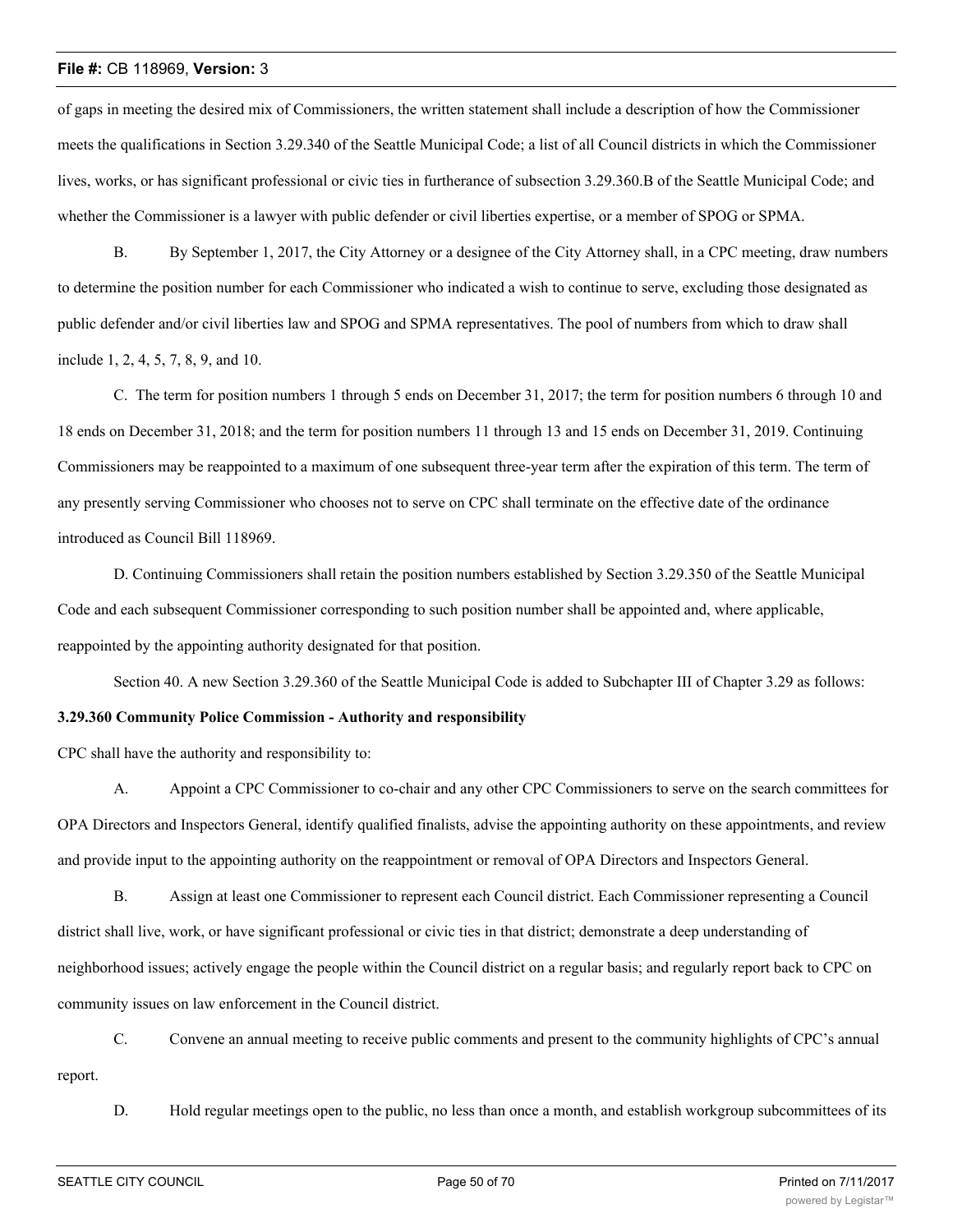of gaps in meeting the desired mix of Commissioners, the written statement shall include a description of how the Commissioner meets the qualifications in Section 3.29.340 of the Seattle Municipal Code; a list of all Council districts in which the Commissioner lives, works, or has significant professional or civic ties in furtherance of subsection 3.29.360.B of the Seattle Municipal Code; and whether the Commissioner is a lawyer with public defender or civil liberties expertise, or a member of SPOG or SPMA.

B. By September 1, 2017, the City Attorney or a designee of the City Attorney shall, in a CPC meeting, draw numbers to determine the position number for each Commissioner who indicated a wish to continue to serve, excluding those designated as public defender and/or civil liberties law and SPOG and SPMA representatives. The pool of numbers from which to draw shall include 1, 2, 4, 5, 7, 8, 9, and 10.

C. The term for position numbers 1 through 5 ends on December 31, 2017; the term for position numbers 6 through 10 and 18 ends on December 31, 2018; and the term for position numbers 11 through 13 and 15 ends on December 31, 2019. Continuing Commissioners may be reappointed to a maximum of one subsequent three-year term after the expiration of this term. The term of any presently serving Commissioner who chooses not to serve on CPC shall terminate on the effective date of the ordinance introduced as Council Bill 118969.

D. Continuing Commissioners shall retain the position numbers established by Section 3.29.350 of the Seattle Municipal Code and each subsequent Commissioner corresponding to such position number shall be appointed and, where applicable, reappointed by the appointing authority designated for that position.

Section 40. A new Section 3.29.360 of the Seattle Municipal Code is added to Subchapter III of Chapter 3.29 as follows:

**3.29.360 Community Police Commission - Authority and responsibility**

CPC shall have the authority and responsibility to:

A. Appoint a CPC Commissioner to co-chair and any other CPC Commissioners to serve on the search committees for OPA Directors and Inspectors General, identify qualified finalists, advise the appointing authority on these appointments, and review and provide input to the appointing authority on the reappointment or removal of OPA Directors and Inspectors General.

B. Assign at least one Commissioner to represent each Council district. Each Commissioner representing a Council district shall live, work, or have significant professional or civic ties in that district; demonstrate a deep understanding of neighborhood issues; actively engage the people within the Council district on a regular basis; and regularly report back to CPC on community issues on law enforcement in the Council district.

C. Convene an annual meeting to receive public comments and present to the community highlights of CPC's annual report.

D. Hold regular meetings open to the public, no less than once a month, and establish workgroup subcommittees of its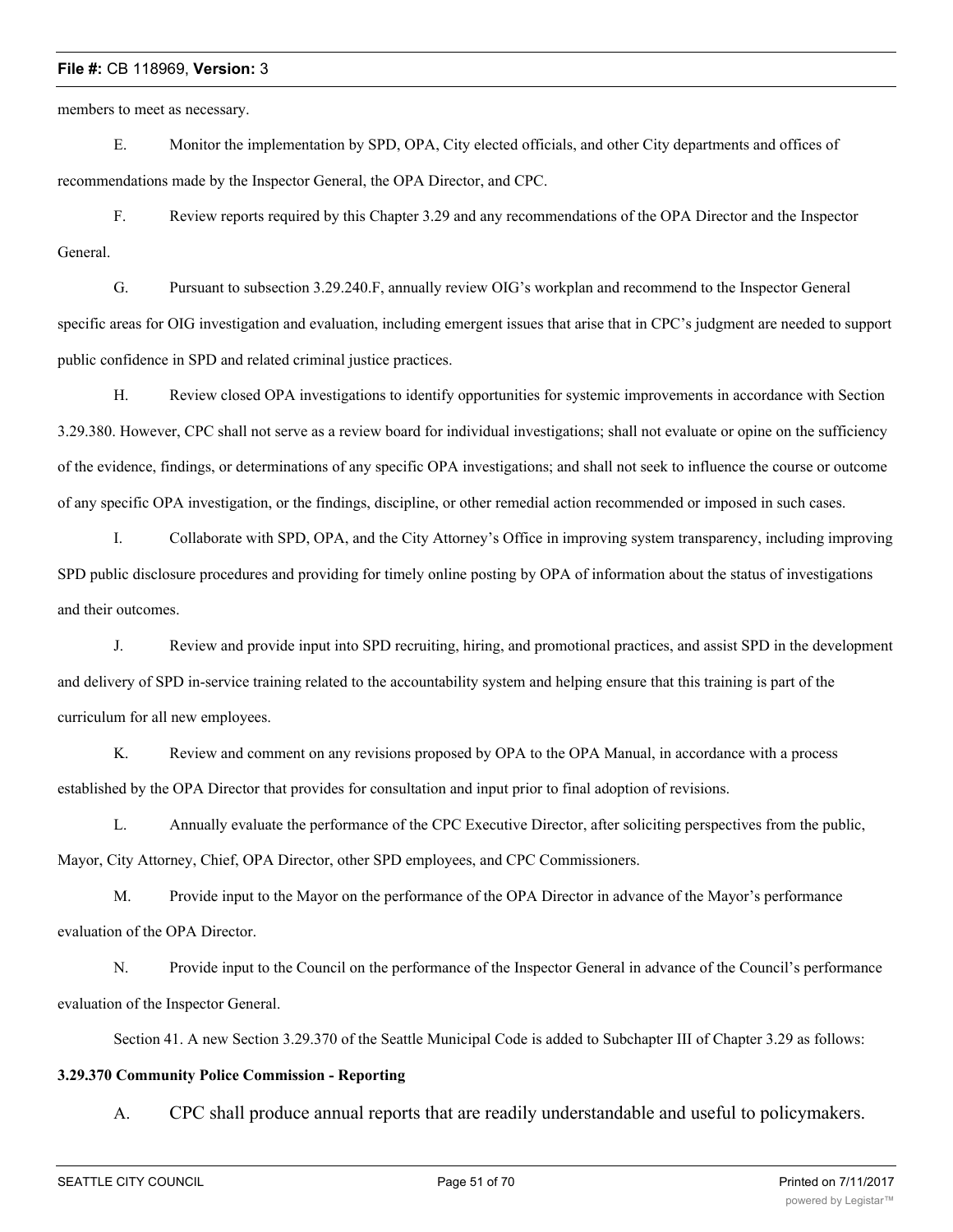members to meet as necessary.

E. Monitor the implementation by SPD, OPA, City elected officials, and other City departments and offices of recommendations made by the Inspector General, the OPA Director, and CPC.

F. Review reports required by this Chapter 3.29 and any recommendations of the OPA Director and the Inspector General.

G. Pursuant to subsection 3.29.240.F, annually review OIG's workplan and recommend to the Inspector General specific areas for OIG investigation and evaluation, including emergent issues that arise that in CPC's judgment are needed to support public confidence in SPD and related criminal justice practices.

H. Review closed OPA investigations to identify opportunities for systemic improvements in accordance with Section 3.29.380. However, CPC shall not serve as a review board for individual investigations; shall not evaluate or opine on the sufficiency of the evidence, findings, or determinations of any specific OPA investigations; and shall not seek to influence the course or outcome of any specific OPA investigation, or the findings, discipline, or other remedial action recommended or imposed in such cases.

I. Collaborate with SPD, OPA, and the City Attorney's Office in improving system transparency, including improving SPD public disclosure procedures and providing for timely online posting by OPA of information about the status of investigations and their outcomes.

J. Review and provide input into SPD recruiting, hiring, and promotional practices, and assist SPD in the development and delivery of SPD in-service training related to the accountability system and helping ensure that this training is part of the curriculum for all new employees.

K. Review and comment on any revisions proposed by OPA to the OPA Manual, in accordance with a process established by the OPA Director that provides for consultation and input prior to final adoption of revisions.

L. Annually evaluate the performance of the CPC Executive Director, after soliciting perspectives from the public, Mayor, City Attorney, Chief, OPA Director, other SPD employees, and CPC Commissioners.

M. Provide input to the Mayor on the performance of the OPA Director in advance of the Mayor's performance evaluation of the OPA Director.

N. Provide input to the Council on the performance of the Inspector General in advance of the Council's performance evaluation of the Inspector General.

Section 41. A new Section 3.29.370 of the Seattle Municipal Code is added to Subchapter III of Chapter 3.29 as follows:

**3.29.370 Community Police Commission - Reporting**

A. CPC shall produce annual reports that are readily understandable and useful to policymakers.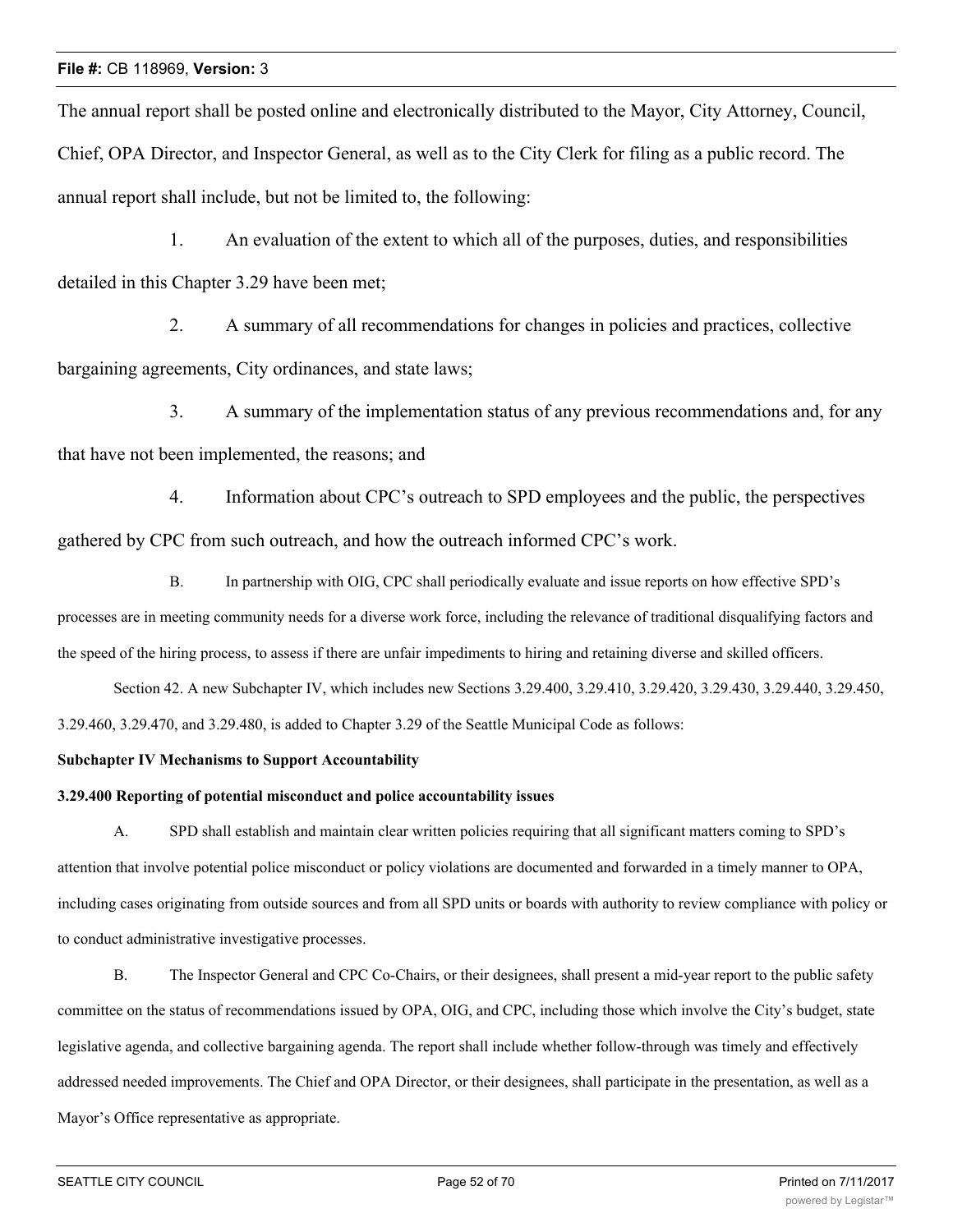The annual report shall be posted online and electronically distributed to the Mayor, City Attorney, Council, Chief, OPA Director, and Inspector General, as well as to the City Clerk for filing as a public record. The annual report shall include, but not be limited to, the following:

1. An evaluation of the extent to which all of the purposes, duties, and responsibilities detailed in this Chapter 3.29 have been met;

2. A summary of all recommendations for changes in policies and practices, collective bargaining agreements, City ordinances, and state laws;

3. A summary of the implementation status of any previous recommendations and, for any that have not been implemented, the reasons; and

4. Information about CPC's outreach to SPD employees and the public, the perspectives gathered by CPC from such outreach, and how the outreach informed CPC's work.

B. In partnership with OIG, CPC shall periodically evaluate and issue reports on how effective SPD's processes are in meeting community needs for a diverse work force, including the relevance of traditional disqualifying factors and the speed of the hiring process, to assess if there are unfair impediments to hiring and retaining diverse and skilled officers.

Section 42. A new Subchapter IV, which includes new Sections 3.29.400, 3.29.410, 3.29.420, 3.29.430, 3.29.440, 3.29.450, 3.29.460, 3.29.470, and 3.29.480, is added to Chapter 3.29 of the Seattle Municipal Code as follows:

**Subchapter IV Mechanisms to Support Accountability**

**3.29.400 Reporting of potential misconduct and police accountability issues**

A. SPD shall establish and maintain clear written policies requiring that all significant matters coming to SPD's attention that involve potential police misconduct or policy violations are documented and forwarded in a timely manner to OPA, including cases originating from outside sources and from all SPD units or boards with authority to review compliance with policy or to conduct administrative investigative processes.

B. The Inspector General and CPC Co-Chairs, or their designees, shall present a mid-year report to the public safety committee on the status of recommendations issued by OPA, OIG, and CPC, including those which involve the City's budget, state legislative agenda, and collective bargaining agenda. The report shall include whether follow-through was timely and effectively addressed needed improvements. The Chief and OPA Director, or their designees, shall participate in the presentation, as well as a Mayor's Office representative as appropriate.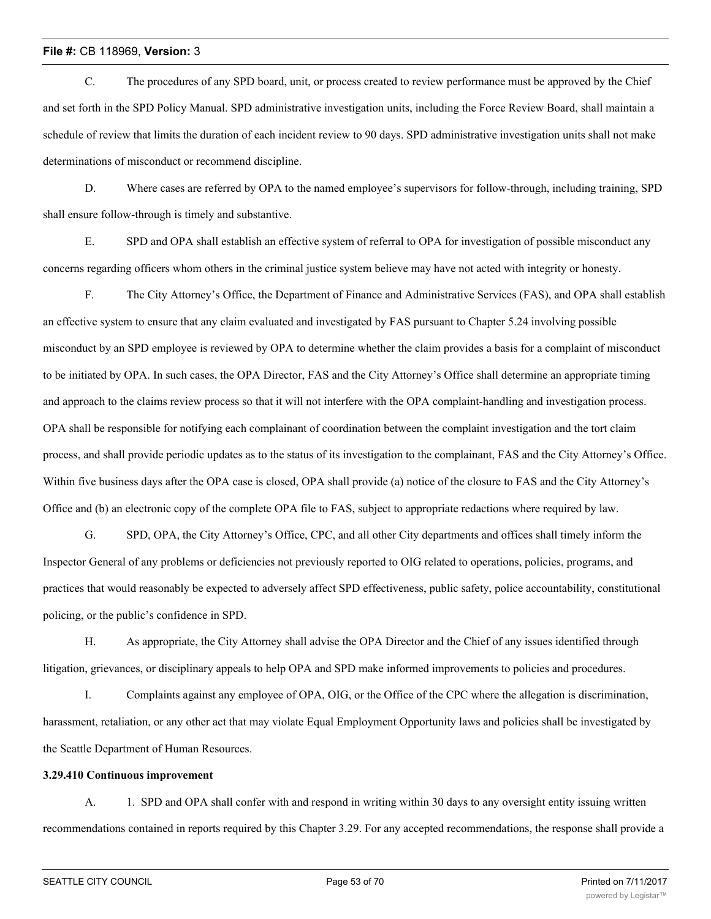C. The procedures of any SPD board, unit, or process created to review performance must be approved by the Chief and set forth in the SPD Policy Manual. SPD administrative investigation units, including the Force Review Board, shall maintain a schedule of review that limits the duration of each incident review to 90 days. SPD administrative investigation units shall not make determinations of misconduct or recommend discipline.

D. Where cases are referred by OPA to the named employee's supervisors for follow-through, including training, SPD shall ensure follow-through is timely and substantive.

E. SPD and OPA shall establish an effective system of referral to OPA for investigation of possible misconduct any concerns regarding officers whom others in the criminal justice system believe may have not acted with integrity or honesty.

F. The City Attorney's Office, the Department of Finance and Administrative Services (FAS), and OPA shall establish an effective system to ensure that any claim evaluated and investigated by FAS pursuant to Chapter 5.24 involving possible misconduct by an SPD employee is reviewed by OPA to determine whether the claim provides a basis for a complaint of misconduct to be initiated by OPA. In such cases, the OPA Director, FAS and the City Attorney's Office shall determine an appropriate timing and approach to the claims review process so that it will not interfere with the OPA complaint-handling and investigation process. OPA shall be responsible for notifying each complainant of coordination between the complaint investigation and the tort claim process, and shall provide periodic updates as to the status of its investigation to the complainant, FAS and the City Attorney's Office. Within five business days after the OPA case is closed, OPA shall provide (a) notice of the closure to FAS and the City Attorney's Office and (b) an electronic copy of the complete OPA file to FAS, subject to appropriate redactions where required by law.

G. SPD, OPA, the City Attorney's Office, CPC, and all other City departments and offices shall timely inform the Inspector General of any problems or deficiencies not previously reported to OIG related to operations, policies, programs, and practices that would reasonably be expected to adversely affect SPD effectiveness, public safety, police accountability, constitutional policing, or the public's confidence in SPD.

H. As appropriate, the City Attorney shall advise the OPA Director and the Chief of any issues identified through litigation, grievances, or disciplinary appeals to help OPA and SPD make informed improvements to policies and procedures.

I. Complaints against any employee of OPA, OIG, or the Office of the CPC where the allegation is discrimination, harassment, retaliation, or any other act that may violate Equal Employment Opportunity laws and policies shall be investigated by the Seattle Department of Human Resources.

**3.29.410 Continuous improvement**

A. 1. SPD and OPA shall confer with and respond in writing within 30 days to any oversight entity issuing written recommendations contained in reports required by this Chapter 3.29. For any accepted recommendations, the response shall provide a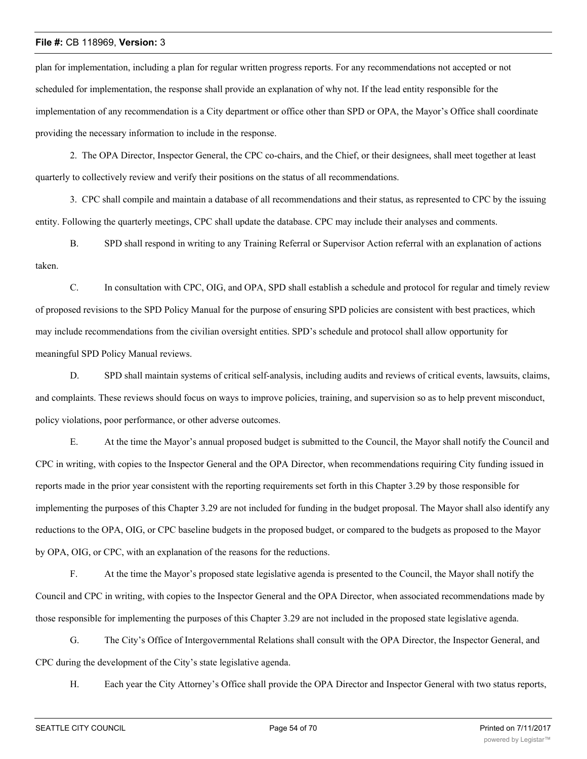plan for implementation, including a plan for regular written progress reports. For any recommendations not accepted or not scheduled for implementation, the response shall provide an explanation of why not. If the lead entity responsible for the implementation of any recommendation is a City department or office other than SPD or OPA, the Mayor's Office shall coordinate providing the necessary information to include in the response.

2. The OPA Director, Inspector General, the CPC co-chairs, and the Chief, or their designees, shall meet together at least quarterly to collectively review and verify their positions on the status of all recommendations.

3. CPC shall compile and maintain a database of all recommendations and their status, as represented to CPC by the issuing entity. Following the quarterly meetings, CPC shall update the database. CPC may include their analyses and comments.

B. SPD shall respond in writing to any Training Referral or Supervisor Action referral with an explanation of actions taken.

C. In consultation with CPC, OIG, and OPA, SPD shall establish a schedule and protocol for regular and timely review of proposed revisions to the SPD Policy Manual for the purpose of ensuring SPD policies are consistent with best practices, which may include recommendations from the civilian oversight entities. SPD's schedule and protocol shall allow opportunity for meaningful SPD Policy Manual reviews.

D. SPD shall maintain systems of critical self-analysis, including audits and reviews of critical events, lawsuits, claims, and complaints. These reviews should focus on ways to improve policies, training, and supervision so as to help prevent misconduct, policy violations, poor performance, or other adverse outcomes.

E. At the time the Mayor's annual proposed budget is submitted to the Council, the Mayor shall notify the Council and CPC in writing, with copies to the Inspector General and the OPA Director, when recommendations requiring City funding issued in reports made in the prior year consistent with the reporting requirements set forth in this Chapter 3.29 by those responsible for implementing the purposes of this Chapter 3.29 are not included for funding in the budget proposal. The Mayor shall also identify any reductions to the OPA, OIG, or CPC baseline budgets in the proposed budget, or compared to the budgets as proposed to the Mayor by OPA, OIG, or CPC, with an explanation of the reasons for the reductions.

F. At the time the Mayor's proposed state legislative agenda is presented to the Council, the Mayor shall notify the Council and CPC in writing, with copies to the Inspector General and the OPA Director, when associated recommendations made by those responsible for implementing the purposes of this Chapter 3.29 are not included in the proposed state legislative agenda.

G. The City's Office of Intergovernmental Relations shall consult with the OPA Director, the Inspector General, and CPC during the development of the City's state legislative agenda.

H. Each year the City Attorney's Office shall provide the OPA Director and Inspector General with two status reports,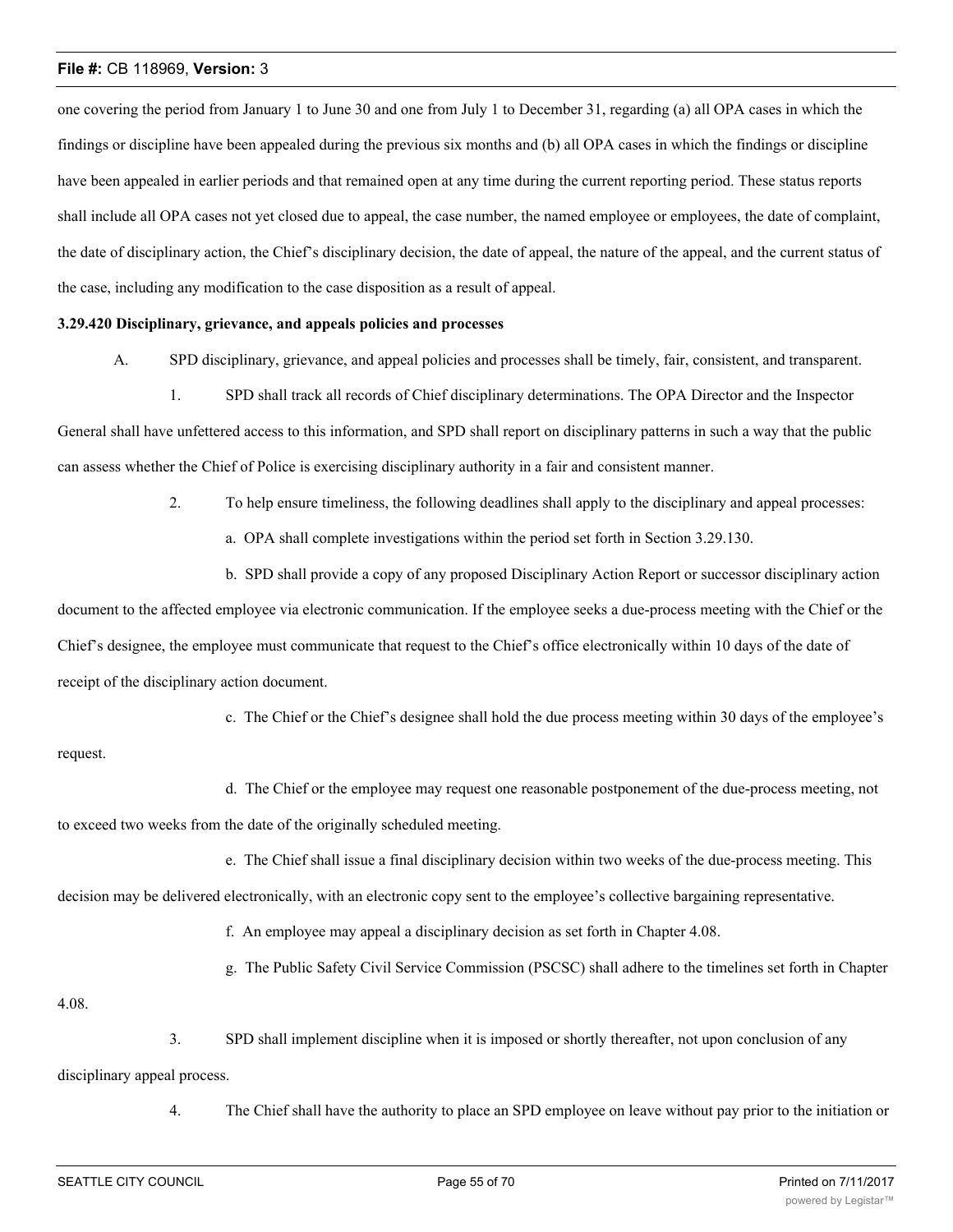one covering the period from January 1 to June 30 and one from July 1 to December 31, regarding (a) all OPA cases in which the findings or discipline have been appealed during the previous six months and (b) all OPA cases in which the findings or discipline have been appealed in earlier periods and that remained open at any time during the current reporting period. These status reports shall include all OPA cases not yet closed due to appeal, the case number, the named employee or employees, the date of complaint, the date of disciplinary action, the Chief's disciplinary decision, the date of appeal, the nature of the appeal, and the current status of the case, including any modification to the case disposition as a result of appeal.

**3.29.420 Disciplinary, grievance, and appeals policies and processes**

A. SPD disciplinary, grievance, and appeal policies and processes shall be timely, fair, consistent, and transparent.

1. SPD shall track all records of Chief disciplinary determinations. The OPA Director and the Inspector General shall have unfettered access to this information, and SPD shall report on disciplinary patterns in such a way that the public can assess whether the Chief of Police is exercising disciplinary authority in a fair and consistent manner.

2. To help ensure timeliness, the following deadlines shall apply to the disciplinary and appeal processes:

a. OPA shall complete investigations within the period set forth in Section 3.29.130.

b. SPD shall provide a copy of any proposed Disciplinary Action Report or successor disciplinary action document to the affected employee via electronic communication. If the employee seeks a due-process meeting with the Chief or the Chief's designee, the employee must communicate that request to the Chief's office electronically within 10 days of the date of receipt of the disciplinary action document.

c. The Chief or the Chief's designee shall hold the due process meeting within 30 days of the employee's request.

d. The Chief or the employee may request one reasonable postponement of the due-process meeting, not to exceed two weeks from the date of the originally scheduled meeting.

e. The Chief shall issue a final disciplinary decision within two weeks of the due-process meeting. This decision may be delivered electronically, with an electronic copy sent to the employee's collective bargaining representative.

f. An employee may appeal a disciplinary decision as set forth in Chapter 4.08.

g. The Public Safety Civil Service Commission (PSCSC) shall adhere to the timelines set forth in Chapter 4.08.

3. SPD shall implement discipline when it is imposed or shortly thereafter, not upon conclusion of any disciplinary appeal process.

4. The Chief shall have the authority to place an SPD employee on leave without pay prior to the initiation or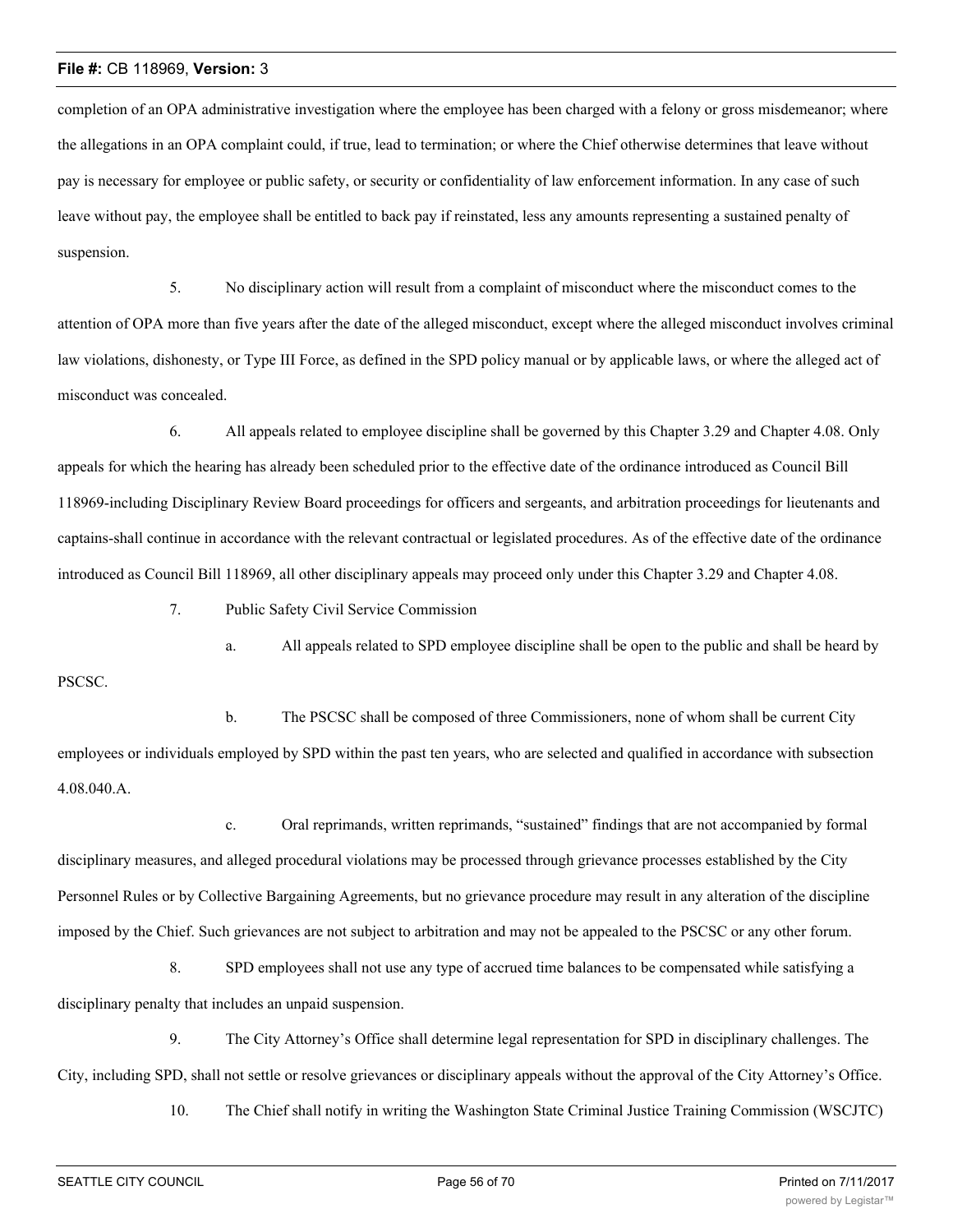completion of an OPA administrative investigation where the employee has been charged with a felony or gross misdemeanor; where the allegations in an OPA complaint could, if true, lead to termination; or where the Chief otherwise determines that leave without pay is necessary for employee or public safety, or security or confidentiality of law enforcement information. In any case of such leave without pay, the employee shall be entitled to back pay if reinstated, less any amounts representing a sustained penalty of suspension.

5. No disciplinary action will result from a complaint of misconduct where the misconduct comes to the attention of OPA more than five years after the date of the alleged misconduct, except where the alleged misconduct involves criminal law violations, dishonesty, or Type III Force, as defined in the SPD policy manual or by applicable laws, or where the alleged act of misconduct was concealed.

6. All appeals related to employee discipline shall be governed by this Chapter 3.29 and Chapter 4.08. Only appeals for which the hearing has already been scheduled prior to the effective date of the ordinance introduced as Council Bill 118969-including Disciplinary Review Board proceedings for officers and sergeants, and arbitration proceedings for lieutenants and captains-shall continue in accordance with the relevant contractual or legislated procedures. As of the effective date of the ordinance introduced as Council Bill 118969, all other disciplinary appeals may proceed only under this Chapter 3.29 and Chapter 4.08.

7. Public Safety Civil Service Commission

a. All appeals related to SPD employee discipline shall be open to the public and shall be heard by PSCSC.

b. The PSCSC shall be composed of three Commissioners, none of whom shall be current City employees or individuals employed by SPD within the past ten years, who are selected and qualified in accordance with subsection 4.08.040.A.

c. Oral reprimands, written reprimands, "sustained" findings that are not accompanied by formal disciplinary measures, and alleged procedural violations may be processed through grievance processes established by the City Personnel Rules or by Collective Bargaining Agreements, but no grievance procedure may result in any alteration of the discipline imposed by the Chief. Such grievances are not subject to arbitration and may not be appealed to the PSCSC or any other forum.

8. SPD employees shall not use any type of accrued time balances to be compensated while satisfying a disciplinary penalty that includes an unpaid suspension.

9. The City Attorney's Office shall determine legal representation for SPD in disciplinary challenges. The City, including SPD, shall not settle or resolve grievances or disciplinary appeals without the approval of the City Attorney's Office.

10. The Chief shall notify in writing the Washington State Criminal Justice Training Commission (WSCJTC)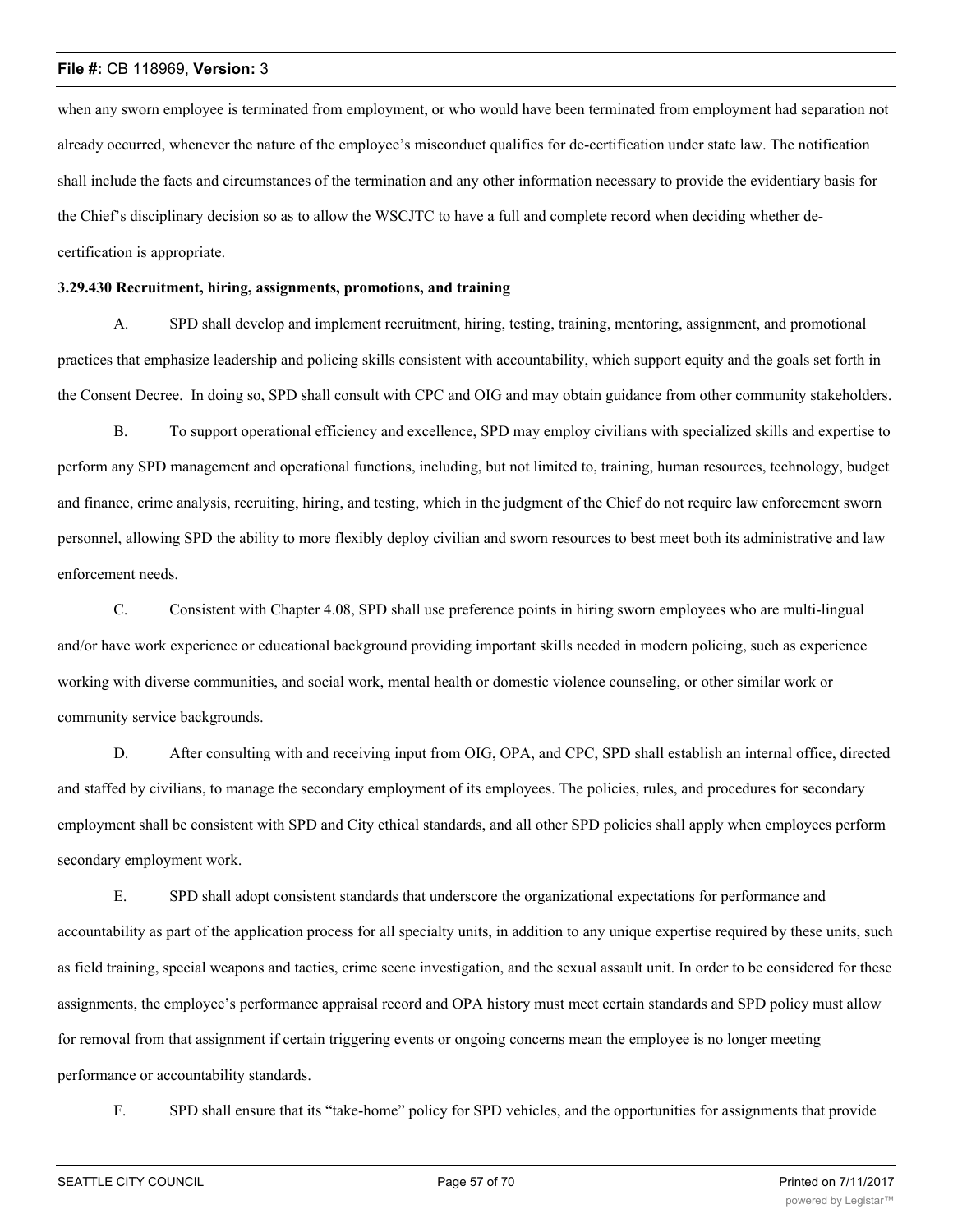when any sworn employee is terminated from employment, or who would have been terminated from employment had separation not already occurred, whenever the nature of the employee's misconduct qualifies for de-certification under state law. The notification shall include the facts and circumstances of the termination and any other information necessary to provide the evidentiary basis for the Chief's disciplinary decision so as to allow the WSCJTC to have a full and complete record when deciding whether de-certification is appropriate.

**3.29.430 Recruitment, hiring, assignments, promotions, and training**

A. SPD shall develop and implement recruitment, hiring, testing, training, mentoring, assignment, and promotional practices that emphasize leadership and policing skills consistent with accountability, which support equity and the goals set forth in the Consent Decree. In doing so, SPD shall consult with CPC and OIG and may obtain guidance from other community stakeholders.

B. To support operational efficiency and excellence, SPD may employ civilians with specialized skills and expertise to perform any SPD management and operational functions, including, but not limited to, training, human resources, technology, budget and finance, crime analysis, recruiting, hiring, and testing, which in the judgment of the Chief do not require law enforcement sworn personnel, allowing SPD the ability to more flexibly deploy civilian and sworn resources to best meet both its administrative and law enforcement needs.

C. Consistent with Chapter 4.08, SPD shall use preference points in hiring sworn employees who are multi-lingual and/or have work experience or educational background providing important skills needed in modern policing, such as experience working with diverse communities, and social work, mental health or domestic violence counseling, or other similar work or community service backgrounds.

D. After consulting with and receiving input from OIG, OPA, and CPC, SPD shall establish an internal office, directed and staffed by civilians, to manage the secondary employment of its employees. The policies, rules, and procedures for secondary employment shall be consistent with SPD and City ethical standards, and all other SPD policies shall apply when employees perform secondary employment work.

E. SPD shall adopt consistent standards that underscore the organizational expectations for performance and accountability as part of the application process for all specialty units, in addition to any unique expertise required by these units, such as field training, special weapons and tactics, crime scene investigation, and the sexual assault unit. In order to be considered for these assignments, the employee's performance appraisal record and OPA history must meet certain standards and SPD policy must allow for removal from that assignment if certain triggering events or ongoing concerns mean the employee is no longer meeting performance or accountability standards.

F. SPD shall ensure that its "take-home" policy for SPD vehicles, and the opportunities for assignments that provide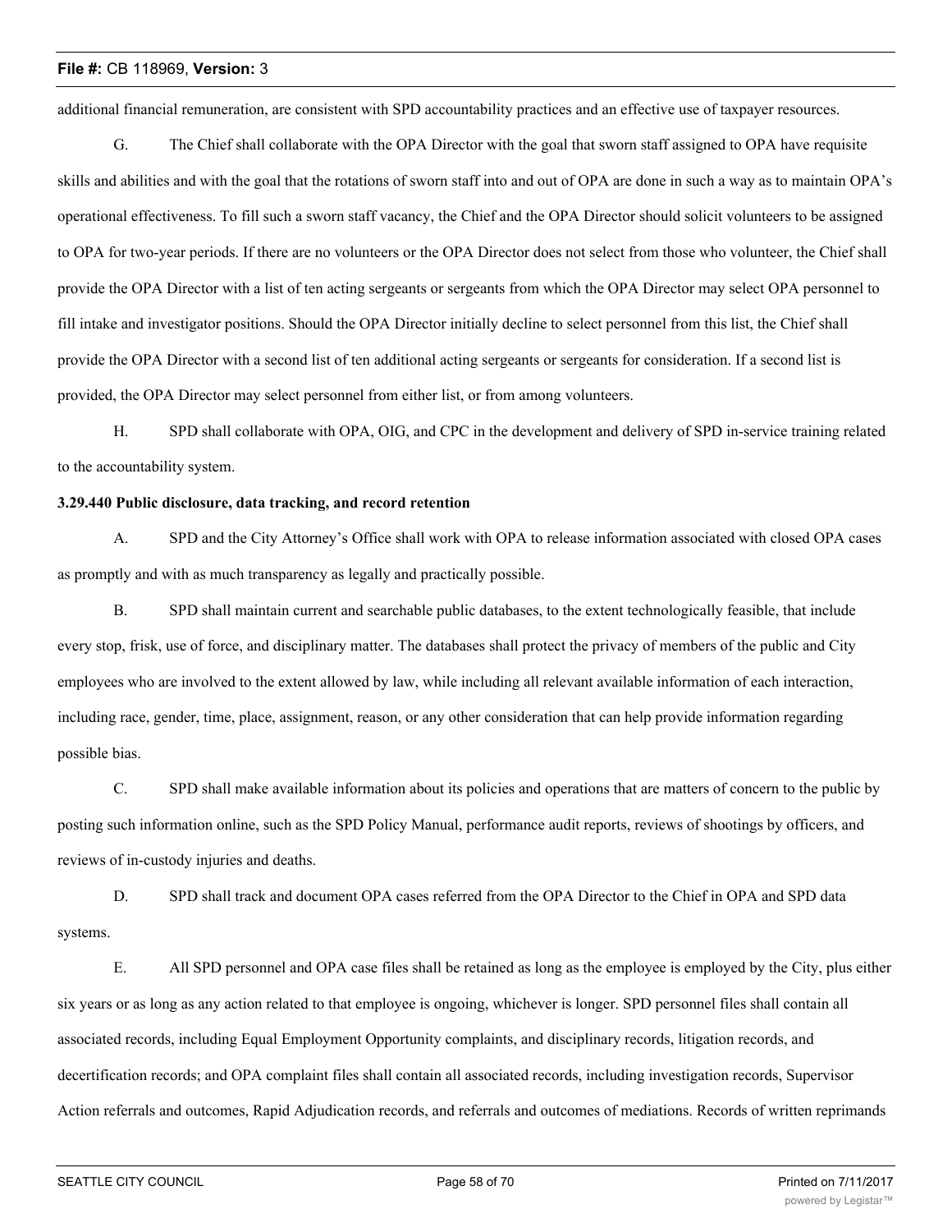additional financial remuneration, are consistent with SPD accountability practices and an effective use of taxpayer resources.

G. The Chief shall collaborate with the OPA Director with the goal that sworn staff assigned to OPA have requisite skills and abilities and with the goal that the rotations of sworn staff into and out of OPA are done in such a way as to maintain OPA's operational effectiveness. To fill such a sworn staff vacancy, the Chief and the OPA Director should solicit volunteers to be assigned to OPA for two-year periods. If there are no volunteers or the OPA Director does not select from those who volunteer, the Chief shall provide the OPA Director with a list of ten acting sergeants or sergeants from which the OPA Director may select OPA personnel to fill intake and investigator positions. Should the OPA Director initially decline to select personnel from this list, the Chief shall provide the OPA Director with a second list of ten additional acting sergeants or sergeants for consideration. If a second list is provided, the OPA Director may select personnel from either list, or from among volunteers.

H. SPD shall collaborate with OPA, OIG, and CPC in the development and delivery of SPD in-service training related to the accountability system.

**3.29.440 Public disclosure, data tracking, and record retention**

A. SPD and the City Attorney's Office shall work with OPA to release information associated with closed OPA cases as promptly and with as much transparency as legally and practically possible.

B. SPD shall maintain current and searchable public databases, to the extent technologically feasible, that include every stop, frisk, use of force, and disciplinary matter. The databases shall protect the privacy of members of the public and City employees who are involved to the extent allowed by law, while including all relevant available information of each interaction, including race, gender, time, place, assignment, reason, or any other consideration that can help provide information regarding possible bias.

C. SPD shall make available information about its policies and operations that are matters of concern to the public by posting such information online, such as the SPD Policy Manual, performance audit reports, reviews of shootings by officers, and reviews of in-custody injuries and deaths.

D. SPD shall track and document OPA cases referred from the OPA Director to the Chief in OPA and SPD data systems.

E. All SPD personnel and OPA case files shall be retained as long as the employee is employed by the City, plus either six years or as long as any action related to that employee is ongoing, whichever is longer. SPD personnel files shall contain all associated records, including Equal Employment Opportunity complaints, and disciplinary records, litigation records, and decertification records; and OPA complaint files shall contain all associated records, including investigation records, Supervisor Action referrals and outcomes, Rapid Adjudication records, and referrals and outcomes of mediations. Records of written reprimands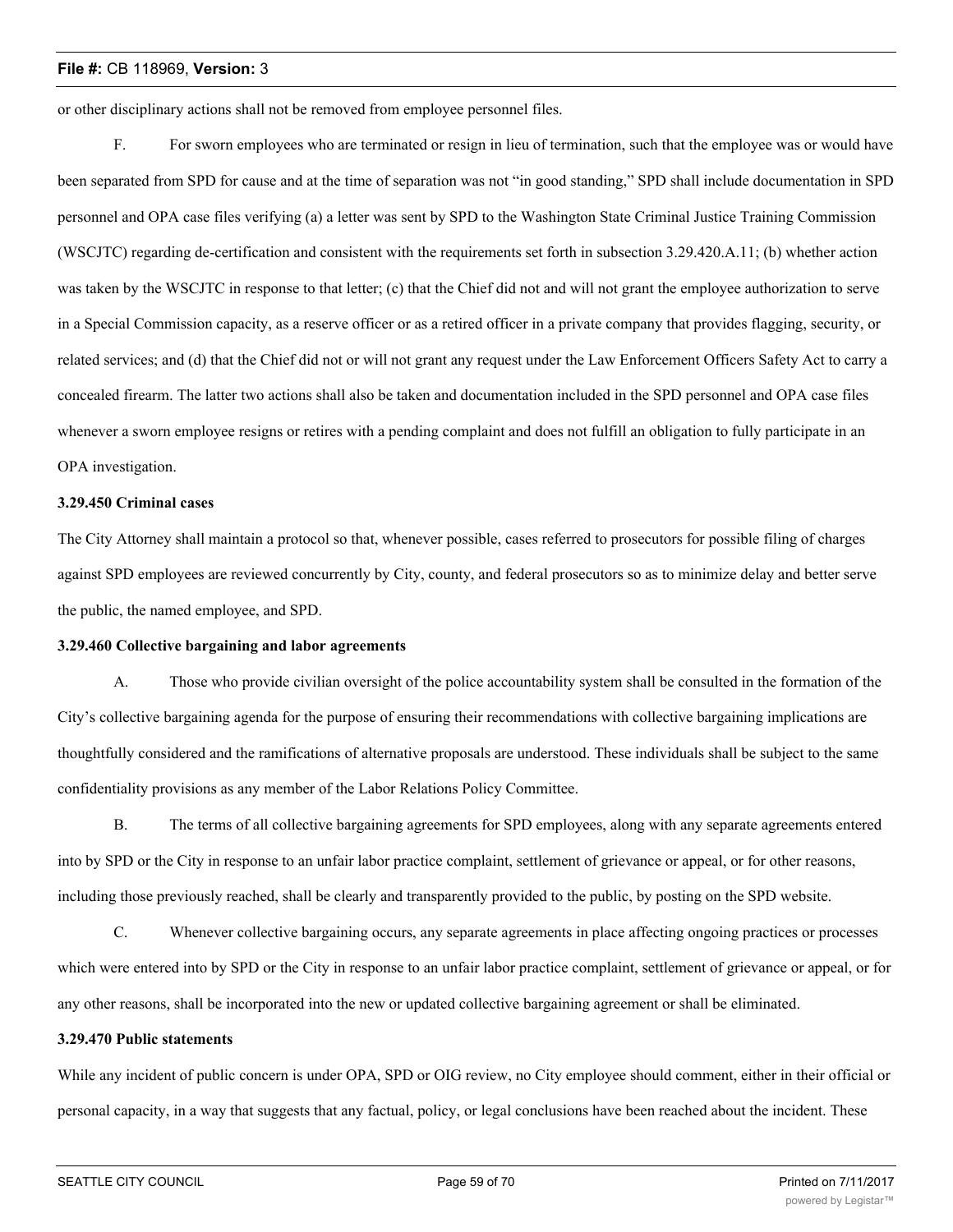or other disciplinary actions shall not be removed from employee personnel files.

F. For sworn employees who are terminated or resign in lieu of termination, such that the employee was or would have been separated from SPD for cause and at the time of separation was not "in good standing," SPD shall include documentation in SPD personnel and OPA case files verifying (a) a letter was sent by SPD to the Washington State Criminal Justice Training Commission (WSCJTC) regarding de-certification and consistent with the requirements set forth in subsection 3.29.420.A.11; (b) whether action was taken by the WSCJTC in response to that letter; (c) that the Chief did not and will not grant the employee authorization to serve in a Special Commission capacity, as a reserve officer or as a retired officer in a private company that provides flagging, security, or related services; and (d) that the Chief did not or will not grant any request under the Law Enforcement Officers Safety Act to carry a concealed firearm. The latter two actions shall also be taken and documentation included in the SPD personnel and OPA case files whenever a sworn employee resigns or retires with a pending complaint and does not fulfill an obligation to fully participate in an OPA investigation.

**3.29.450 Criminal cases**

The City Attorney shall maintain a protocol so that, whenever possible, cases referred to prosecutors for possible filing of charges against SPD employees are reviewed concurrently by City, county, and federal prosecutors so as to minimize delay and better serve the public, the named employee, and SPD.

**3.29.460 Collective bargaining and labor agreements**

A. Those who provide civilian oversight of the police accountability system shall be consulted in the formation of the City's collective bargaining agenda for the purpose of ensuring their recommendations with collective bargaining implications are thoughtfully considered and the ramifications of alternative proposals are understood. These individuals shall be subject to the same confidentiality provisions as any member of the Labor Relations Policy Committee.

B. The terms of all collective bargaining agreements for SPD employees, along with any separate agreements entered into by SPD or the City in response to an unfair labor practice complaint, settlement of grievance or appeal, or for other reasons, including those previously reached, shall be clearly and transparently provided to the public, by posting on the SPD website.

C. Whenever collective bargaining occurs, any separate agreements in place affecting ongoing practices or processes which were entered into by SPD or the City in response to an unfair labor practice complaint, settlement of grievance or appeal, or for any other reasons, shall be incorporated into the new or updated collective bargaining agreement or shall be eliminated.

**3.29.470 Public statements**

While any incident of public concern is under OPA, SPD or OIG review, no City employee should comment, either in their official or personal capacity, in a way that suggests that any factual, policy, or legal conclusions have been reached about the incident. These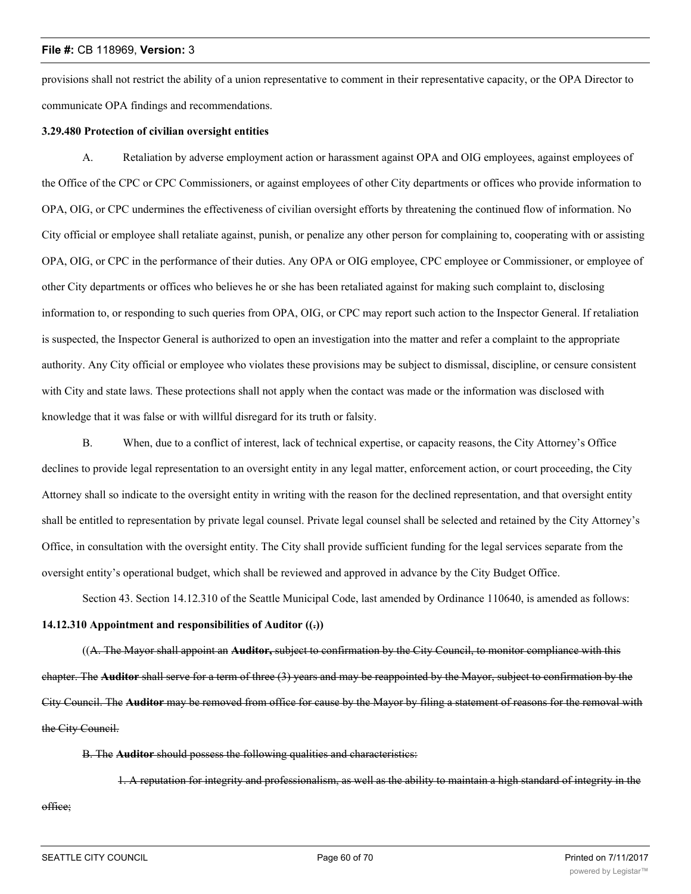provisions shall not restrict the ability of a union representative to comment in their representative capacity, or the OPA Director to communicate OPA findings and recommendations.

**3.29.480 Protection of civilian oversight entities**

A. Retaliation by adverse employment action or harassment against OPA and OIG employees, against employees of the Office of the CPC or CPC Commissioners, or against employees of other City departments or offices who provide information to OPA, OIG, or CPC undermines the effectiveness of civilian oversight efforts by threatening the continued flow of information. No City official or employee shall retaliate against, punish, or penalize any other person for complaining to, cooperating with or assisting OPA, OIG, or CPC in the performance of their duties. Any OPA or OIG employee, CPC employee or Commissioner, or employee of other City departments or offices who believes he or she has been retaliated against for making such complaint to, disclosing information to, or responding to such queries from OPA, OIG, or CPC may report such action to the Inspector General. If retaliation is suspected, the Inspector General is authorized to open an investigation into the matter and refer a complaint to the appropriate authority. Any City official or employee who violates these provisions may be subject to dismissal, discipline, or censure consistent with City and state laws. These protections shall not apply when the contact was made or the information was disclosed with knowledge that it was false or with willful disregard for its truth or falsity.

B. When, due to a conflict of interest, lack of technical expertise, or capacity reasons, the City Attorney's Office declines to provide legal representation to an oversight entity in any legal matter, enforcement action, or court proceeding, the City Attorney shall so indicate to the oversight entity in writing with the reason for the declined representation, and that oversight entity shall be entitled to representation by private legal counsel. Private legal counsel shall be selected and retained by the City Attorney's Office, in consultation with the oversight entity. The City shall provide sufficient funding for the legal services separate from the oversight entity's operational budget, which shall be reviewed and approved in advance by the City Budget Office.

Section 43. Section 14.12.310 of the Seattle Municipal Code, last amended by Ordinance 110640, is amended as follows:

**14.12.310 Appointment and responsibilities of Auditor ((~~.~~))**

((~~A. The Mayor shall appoint an **Auditor,** subject to confirmation by the City Council, to monitor compliance with this chapter. The **Auditor** shall serve for a term of three (3) years and may be reappointed by the Mayor, subject to confirmation by the City Council. The **Auditor** may be removed from office for cause by the Mayor by filing a statement of reasons for the removal with the City Council.~~

~~B. The **Auditor** should possess the following qualities and characteristics:~~

~~1. A reputation for integrity and professionalism, as well as the ability to maintain a high standard of integrity in the office;~~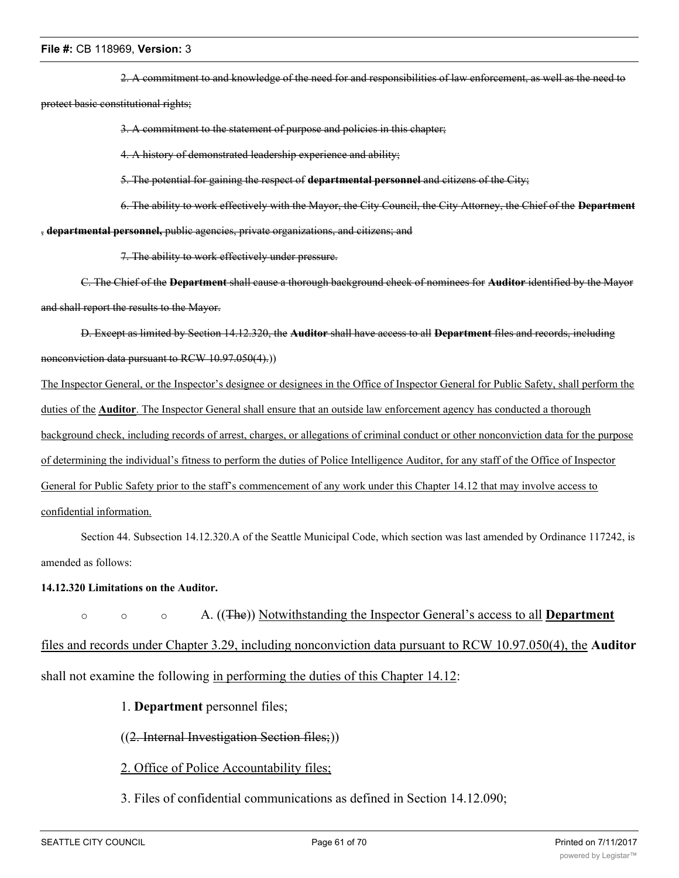~~2. A commitment to and knowledge of the need for and responsibilities of law enforcement, as well as the need to protect basic constitutional rights;~~

~~3. A commitment to the statement of purpose and policies in this chapter;~~

~~4. A history of demonstrated leadership experience and ability;~~

~~5. The potential for gaining the respect of **departmental personnel** and citizens of the City;~~

~~6. The ability to work effectively with the Mayor, the City Council, the City Attorney, the Chief of the **Department**, **departmental personnel,** public agencies, private organizations, and citizens; and~~

~~7. The ability to work effectively under pressure.~~

~~C. The Chief of the **Department** shall cause a thorough background check of nominees for **Auditor** identified by the Mayor and shall report the results to the Mayor.~~

~~D. Except as limited by Section 14.12.320, the **Auditor** shall have access to all **Department** files and records, including nonconviction data pursuant to RCW 10.97.050(4).~~))

<u>The Inspector General, or the Inspector's designee or designees in the Office of Inspector General for Public Safety, shall perform the duties of the **Auditor**. The Inspector General shall ensure that an outside law enforcement agency has conducted a thorough background check, including records of arrest, charges, or allegations of criminal conduct or other nonconviction data for the purpose of determining the individual's fitness to perform the duties of Police Intelligence Auditor, for any staff of the Office of Inspector General for Public Safety prior to the staff's commencement of any work under this Chapter 14.12 that may involve access to confidential information.</u>

Section 44. Subsection 14.12.320.A of the Seattle Municipal Code, which section was last amended by Ordinance 117242, is amended as follows:

**14.12.320 Limitations on the Auditor.**

\* \* \* A. ((~~The~~)) <u>Notwithstanding the Inspector General's access to all **Department** files and records under Chapter 3.29, including nonconviction data pursuant to RCW 10.97.050(4), the</u> **Auditor** shall not examine the following <u>in performing the duties of this Chapter 14.12</u>:

1. **Department** personnel files;

((~~2. Internal Investigation Section files;~~))

<u>2. Office of Police Accountability files;</u>

3. Files of confidential communications as defined in Section 14.12.090;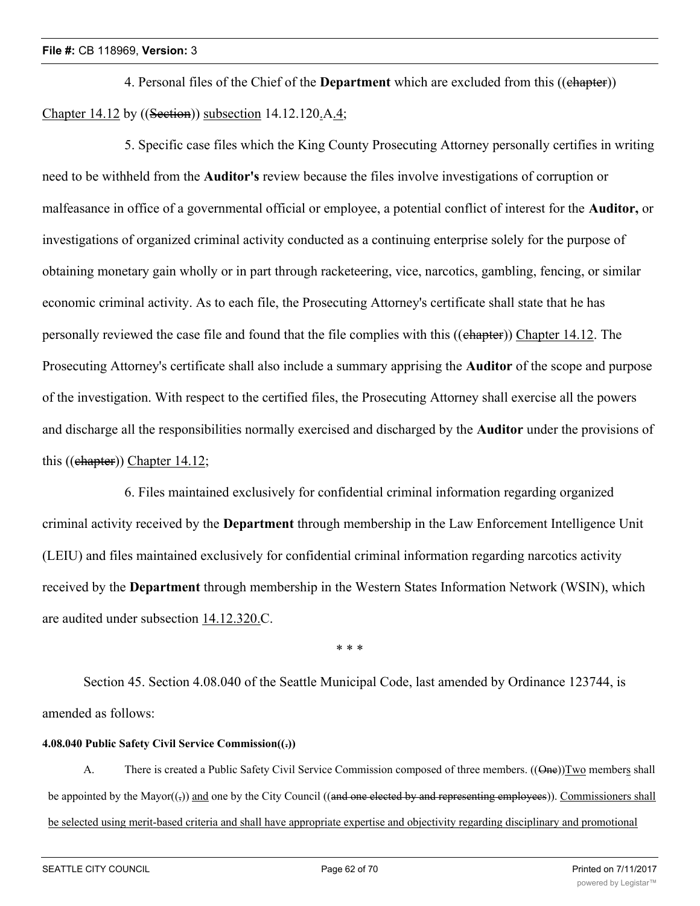4. Personal files of the Chief of the **Department** which are excluded from this ((~~chapter~~)) <u>Chapter 14.12</u> by ((~~Section~~)) <u>subsection</u> 14.12.120<u>.</u>A<u>.4</u>;

5. Specific case files which the King County Prosecuting Attorney personally certifies in writing need to be withheld from the **Auditor's** review because the files involve investigations of corruption or malfeasance in office of a governmental official or employee, a potential conflict of interest for the **Auditor,** or investigations of organized criminal activity conducted as a continuing enterprise solely for the purpose of obtaining monetary gain wholly or in part through racketeering, vice, narcotics, gambling, fencing, or similar economic criminal activity. As to each file, the Prosecuting Attorney's certificate shall state that he has personally reviewed the case file and found that the file complies with this ((~~chapter~~)) <u>Chapter 14.12</u>. The Prosecuting Attorney's certificate shall also include a summary apprising the **Auditor** of the scope and purpose of the investigation. With respect to the certified files, the Prosecuting Attorney shall exercise all the powers and discharge all the responsibilities normally exercised and discharged by the **Auditor** under the provisions of this ((~~chapter~~)) <u>Chapter 14.12</u>;

6. Files maintained exclusively for confidential criminal information regarding organized criminal activity received by the **Department** through membership in the Law Enforcement Intelligence Unit (LEIU) and files maintained exclusively for confidential criminal information regarding narcotics activity received by the **Department** through membership in the Western States Information Network (WSIN), which are audited under subsection <u>14.12.320.</u>C.

\* \* \*

Section 45. Section 4.08.040 of the Seattle Municipal Code, last amended by Ordinance 123744, is amended as follows:

**4.08.040 Public Safety Civil Service Commission((~~.~~))**

A. There is created a Public Safety Civil Service Commission composed of three members. ((~~One~~))<u>Two</u> member<u>s</u> shall be appointed by the Mayor((~~,~~)) <u>and</u> one by the City Council ((~~and one elected by and representing employees~~)). <u>Commissioners shall be selected using merit-based criteria and shall have appropriate expertise and objectivity regarding disciplinary and promotional</u>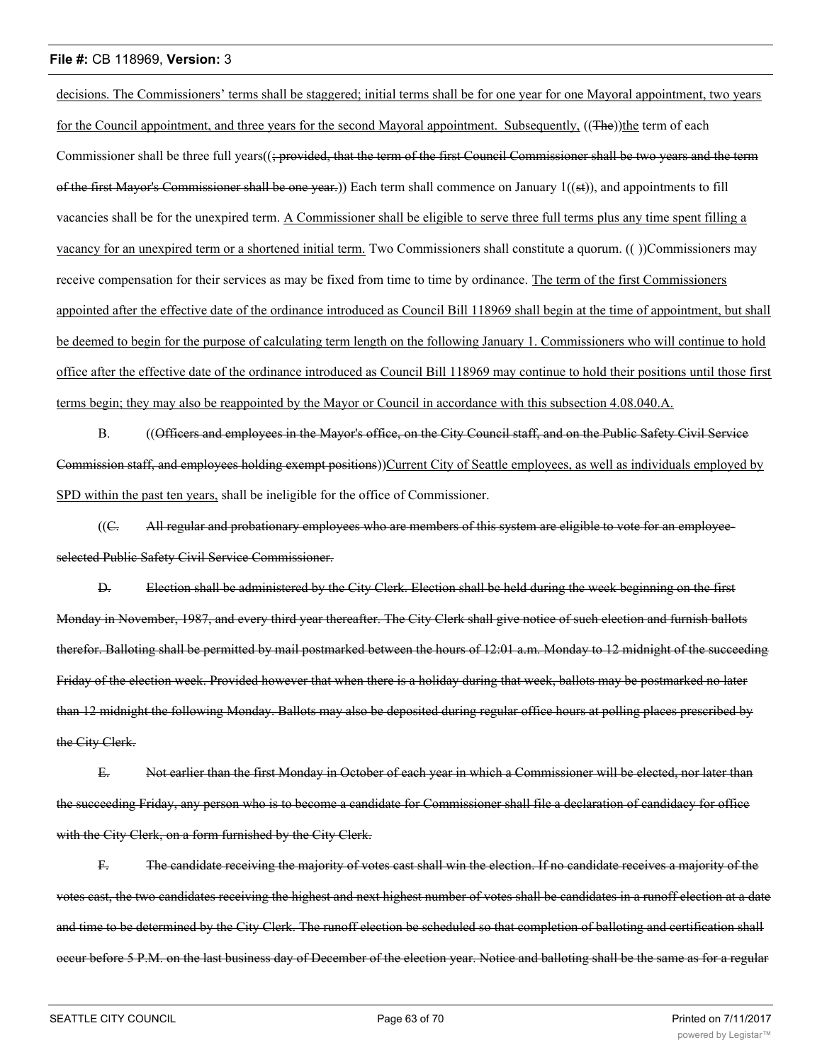decisions. The Commissioners' terms shall be staggered; initial terms shall be for one year for one Mayoral appointment, two years for the Council appointment, and three years for the second Mayoral appointment. Subsequently, ((The))the term of each Commissioner shall be three full years((; provided, that the term of the first Council Commissioner shall be two years and the term of the first Mayor's Commissioner shall be one year.)) Each term shall commence on January 1((st)), and appointments to fill vacancies shall be for the unexpired term. A Commissioner shall be eligible to serve three full terms plus any time spent filling a vacancy for an unexpired term or a shortened initial term. Two Commissioners shall constitute a quorum. (( ))Commissioners may receive compensation for their services as may be fixed from time to time by ordinance. The term of the first Commissioners appointed after the effective date of the ordinance introduced as Council Bill 118969 shall begin at the time of appointment, but shall be deemed to begin for the purpose of calculating term length on the following January 1. Commissioners who will continue to hold office after the effective date of the ordinance introduced as Council Bill 118969 may continue to hold their positions until those first terms begin; they may also be reappointed by the Mayor or Council in accordance with this subsection 4.08.040.A.

B. ((Officers and employees in the Mayor's office, on the City Council staff, and on the Public Safety Civil Service Commission staff, and employees holding exempt positions))Current City of Seattle employees, as well as individuals employed by SPD within the past ten years, shall be ineligible for the office of Commissioner.

((C. All regular and probationary employees who are members of this system are eligible to vote for an employee-selected Public Safety Civil Service Commissioner.

D. Election shall be administered by the City Clerk. Election shall be held during the week beginning on the first Monday in November, 1987, and every third year thereafter. The City Clerk shall give notice of such election and furnish ballots therefor. Balloting shall be permitted by mail postmarked between the hours of 12:01 a.m. Monday to 12 midnight of the succeeding Friday of the election week. Provided however that when there is a holiday during that week, ballots may be postmarked no later than 12 midnight the following Monday. Ballots may also be deposited during regular office hours at polling places prescribed by the City Clerk.

E. Not earlier than the first Monday in October of each year in which a Commissioner will be elected, nor later than the succeeding Friday, any person who is to become a candidate for Commissioner shall file a declaration of candidacy for office with the City Clerk, on a form furnished by the City Clerk.

F. The candidate receiving the majority of votes cast shall win the election. If no candidate receives a majority of the votes cast, the two candidates receiving the highest and next highest number of votes shall be candidates in a runoff election at a date and time to be determined by the City Clerk. The runoff election be scheduled so that completion of balloting and certification shall occur before 5 P.M. on the last business day of December of the election year. Notice and balloting shall be the same as for a regular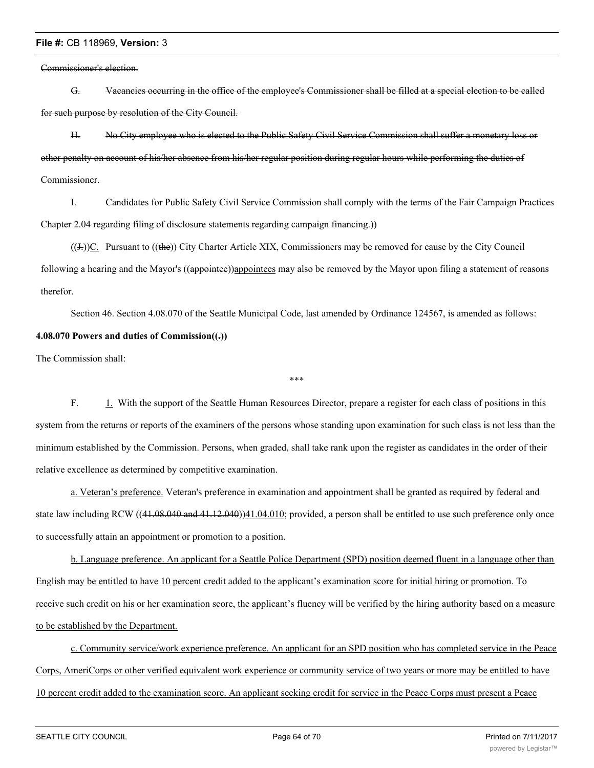~~Commissioner's election.~~

~~G. Vacancies occurring in the office of the employee's Commissioner shall be filled at a special election to be called for such purpose by resolution of the City Council.~~

~~H. No City employee who is elected to the Public Safety Civil Service Commission shall suffer a monetary loss or other penalty on account of his/her absence from his/her regular position during regular hours while performing the duties of Commissioner.~~

I. Candidates for Public Safety Civil Service Commission shall comply with the terms of the Fair Campaign Practices Chapter 2.04 regarding filing of disclosure statements regarding campaign financing.))

((~~J.~~))<u>C.</u> Pursuant to ((~~the~~)) City Charter Article XIX, Commissioners may be removed for cause by the City Council following a hearing and the Mayor's ((~~appointee~~))<u>appointees</u> may also be removed by the Mayor upon filing a statement of reasons therefor.

Section 46. Section 4.08.070 of the Seattle Municipal Code, last amended by Ordinance 124567, is amended as follows:

**4.08.070 Powers and duties of Commission((~~.~~))**

The Commission shall:

\*\*\*

F. <u>1.</u> With the support of the Seattle Human Resources Director, prepare a register for each class of positions in this system from the returns or reports of the examiners of the persons whose standing upon examination for such class is not less than the minimum established by the Commission. Persons, when graded, shall take rank upon the register as candidates in the order of their relative excellence as determined by competitive examination.

<u>a. Veteran's preference.</u> Veteran's preference in examination and appointment shall be granted as required by federal and state law including RCW ((~~41.08.040 and 41.12.040~~))<u>41.04.010</u>; provided, a person shall be entitled to use such preference only once to successfully attain an appointment or promotion to a position.

<u>b. Language preference. An applicant for a Seattle Police Department (SPD) position deemed fluent in a language other than English may be entitled to have 10 percent credit added to the applicant's examination score for initial hiring or promotion. To receive such credit on his or her examination score, the applicant's fluency will be verified by the hiring authority based on a measure to be established by the Department.</u>

<u>c. Community service/work experience preference. An applicant for an SPD position who has completed service in the Peace Corps, AmeriCorps or other verified equivalent work experience or community service of two years or more may be entitled to have 10 percent credit added to the examination score. An applicant seeking credit for service in the Peace Corps must present a Peace</u>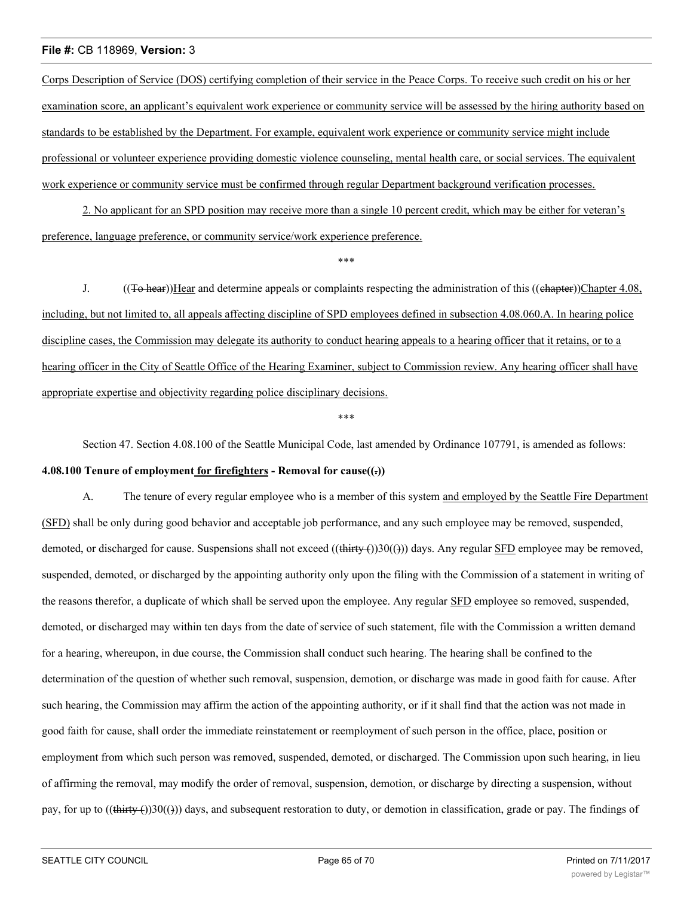Corps Description of Service (DOS) certifying completion of their service in the Peace Corps. To receive such credit on his or her examination score, an applicant's equivalent work experience or community service will be assessed by the hiring authority based on standards to be established by the Department. For example, equivalent work experience or community service might include professional or volunteer experience providing domestic violence counseling, mental health care, or social services. The equivalent work experience or community service must be confirmed through regular Department background verification processes.

2. No applicant for an SPD position may receive more than a single 10 percent credit, which may be either for veteran's preference, language preference, or community service/work experience preference.

\*\*\*

J. ((To hear))Hear and determine appeals or complaints respecting the administration of this ((chapter))Chapter 4.08, including, but not limited to, all appeals affecting discipline of SPD employees defined in subsection 4.08.060.A. In hearing police discipline cases, the Commission may delegate its authority to conduct hearing appeals to a hearing officer that it retains, or to a hearing officer in the City of Seattle Office of the Hearing Examiner, subject to Commission review. Any hearing officer shall have appropriate expertise and objectivity regarding police disciplinary decisions.

\*\*\*

Section 47. Section 4.08.100 of the Seattle Municipal Code, last amended by Ordinance 107791, is amended as follows:

**4.08.100 Tenure of employment for firefighters - Removal for cause((.))**

A. The tenure of every regular employee who is a member of this system and employed by the Seattle Fire Department (SFD) shall be only during good behavior and acceptable job performance, and any such employee may be removed, suspended, demoted, or discharged for cause. Suspensions shall not exceed ((thirty ())30(())) days. Any regular SFD employee may be removed, suspended, demoted, or discharged by the appointing authority only upon the filing with the Commission of a statement in writing of the reasons therefor, a duplicate of which shall be served upon the employee. Any regular SFD employee so removed, suspended, demoted, or discharged may within ten days from the date of service of such statement, file with the Commission a written demand for a hearing, whereupon, in due course, the Commission shall conduct such hearing. The hearing shall be confined to the determination of the question of whether such removal, suspension, demotion, or discharge was made in good faith for cause. After such hearing, the Commission may affirm the action of the appointing authority, or if it shall find that the action was not made in good faith for cause, shall order the immediate reinstatement or reemployment of such person in the office, place, position or employment from which such person was removed, suspended, demoted, or discharged. The Commission upon such hearing, in lieu of affirming the removal, may modify the order of removal, suspension, demotion, or discharge by directing a suspension, without pay, for up to ((thirty ())30(())) days, and subsequent restoration to duty, or demotion in classification, grade or pay. The findings of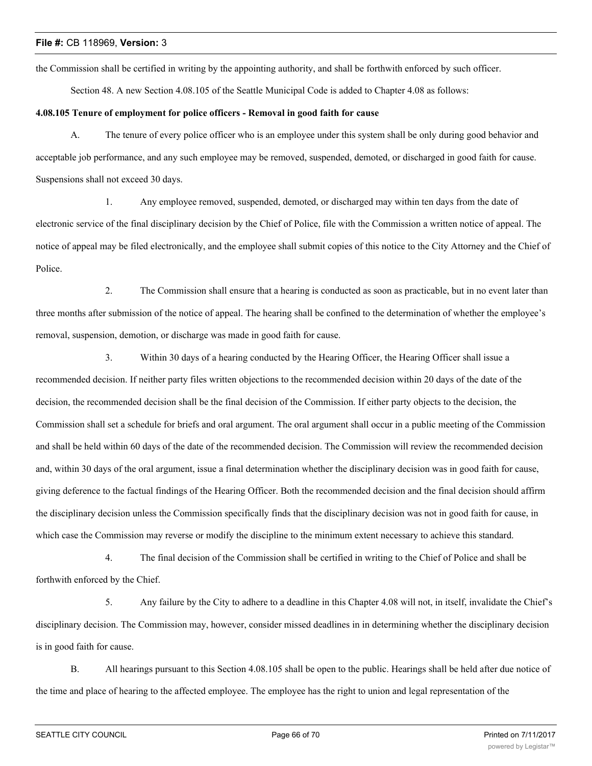the Commission shall be certified in writing by the appointing authority, and shall be forthwith enforced by such officer.

Section 48. A new Section 4.08.105 of the Seattle Municipal Code is added to Chapter 4.08 as follows:

**4.08.105 Tenure of employment for police officers - Removal in good faith for cause**

A. The tenure of every police officer who is an employee under this system shall be only during good behavior and acceptable job performance, and any such employee may be removed, suspended, demoted, or discharged in good faith for cause. Suspensions shall not exceed 30 days.

1. Any employee removed, suspended, demoted, or discharged may within ten days from the date of electronic service of the final disciplinary decision by the Chief of Police, file with the Commission a written notice of appeal. The notice of appeal may be filed electronically, and the employee shall submit copies of this notice to the City Attorney and the Chief of Police.

2. The Commission shall ensure that a hearing is conducted as soon as practicable, but in no event later than three months after submission of the notice of appeal. The hearing shall be confined to the determination of whether the employee's removal, suspension, demotion, or discharge was made in good faith for cause.

3. Within 30 days of a hearing conducted by the Hearing Officer, the Hearing Officer shall issue a recommended decision. If neither party files written objections to the recommended decision within 20 days of the date of the decision, the recommended decision shall be the final decision of the Commission. If either party objects to the decision, the Commission shall set a schedule for briefs and oral argument. The oral argument shall occur in a public meeting of the Commission and shall be held within 60 days of the date of the recommended decision. The Commission will review the recommended decision and, within 30 days of the oral argument, issue a final determination whether the disciplinary decision was in good faith for cause, giving deference to the factual findings of the Hearing Officer. Both the recommended decision and the final decision should affirm the disciplinary decision unless the Commission specifically finds that the disciplinary decision was not in good faith for cause, in which case the Commission may reverse or modify the discipline to the minimum extent necessary to achieve this standard.

4. The final decision of the Commission shall be certified in writing to the Chief of Police and shall be forthwith enforced by the Chief.

5. Any failure by the City to adhere to a deadline in this Chapter 4.08 will not, in itself, invalidate the Chief's disciplinary decision. The Commission may, however, consider missed deadlines in in determining whether the disciplinary decision is in good faith for cause.

B. All hearings pursuant to this Section 4.08.105 shall be open to the public. Hearings shall be held after due notice of the time and place of hearing to the affected employee. The employee has the right to union and legal representation of the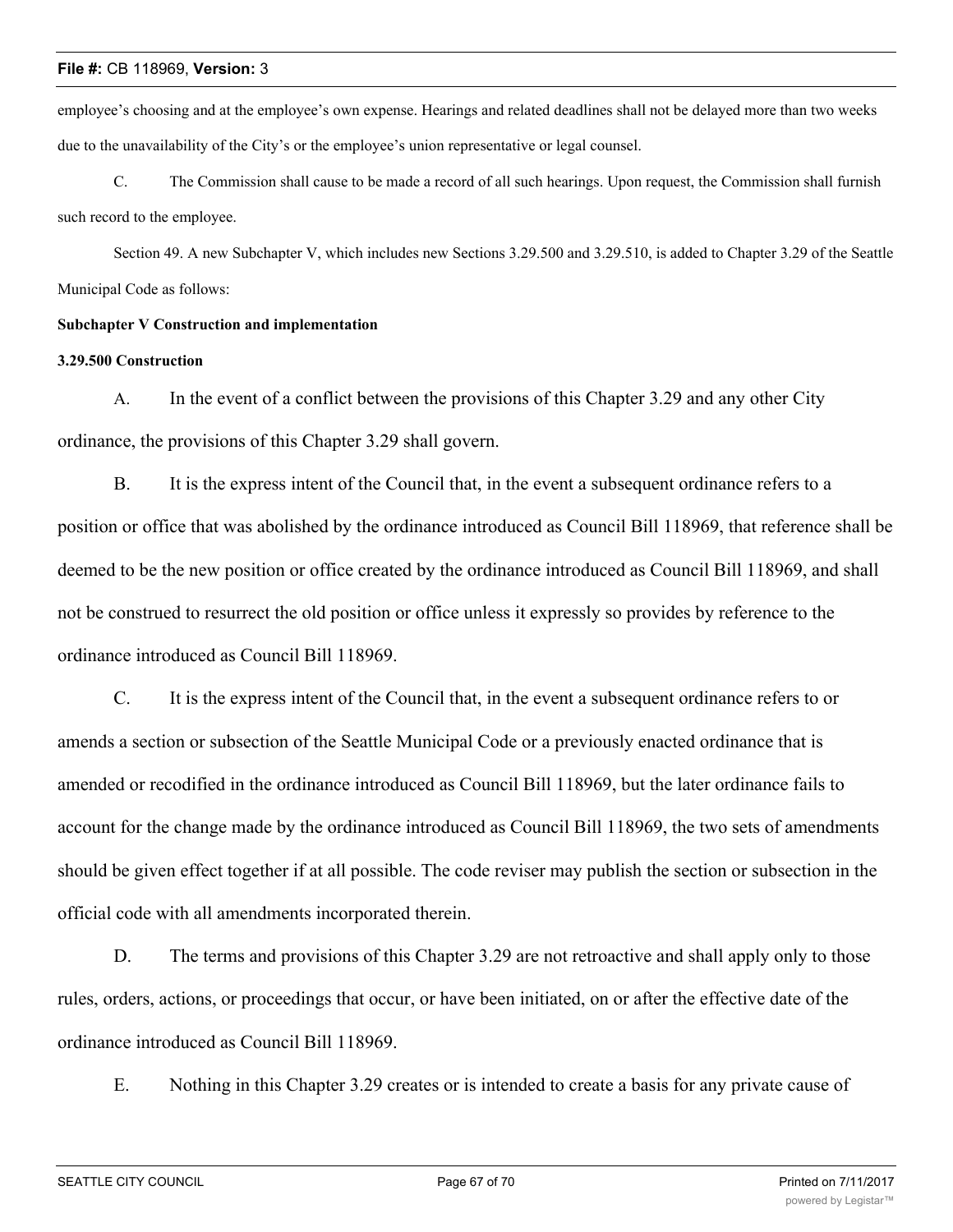employee's choosing and at the employee's own expense. Hearings and related deadlines shall not be delayed more than two weeks due to the unavailability of the City's or the employee's union representative or legal counsel.

C. The Commission shall cause to be made a record of all such hearings. Upon request, the Commission shall furnish such record to the employee.

Section 49. A new Subchapter V, which includes new Sections 3.29.500 and 3.29.510, is added to Chapter 3.29 of the Seattle Municipal Code as follows:

**Subchapter V Construction and implementation**

**3.29.500 Construction**

A. In the event of a conflict between the provisions of this Chapter 3.29 and any other City ordinance, the provisions of this Chapter 3.29 shall govern.

B. It is the express intent of the Council that, in the event a subsequent ordinance refers to a position or office that was abolished by the ordinance introduced as Council Bill 118969, that reference shall be deemed to be the new position or office created by the ordinance introduced as Council Bill 118969, and shall not be construed to resurrect the old position or office unless it expressly so provides by reference to the ordinance introduced as Council Bill 118969.

C. It is the express intent of the Council that, in the event a subsequent ordinance refers to or amends a section or subsection of the Seattle Municipal Code or a previously enacted ordinance that is amended or recodified in the ordinance introduced as Council Bill 118969, but the later ordinance fails to account for the change made by the ordinance introduced as Council Bill 118969, the two sets of amendments should be given effect together if at all possible. The code reviser may publish the section or subsection in the official code with all amendments incorporated therein.

D. The terms and provisions of this Chapter 3.29 are not retroactive and shall apply only to those rules, orders, actions, or proceedings that occur, or have been initiated, on or after the effective date of the ordinance introduced as Council Bill 118969.

E. Nothing in this Chapter 3.29 creates or is intended to create a basis for any private cause of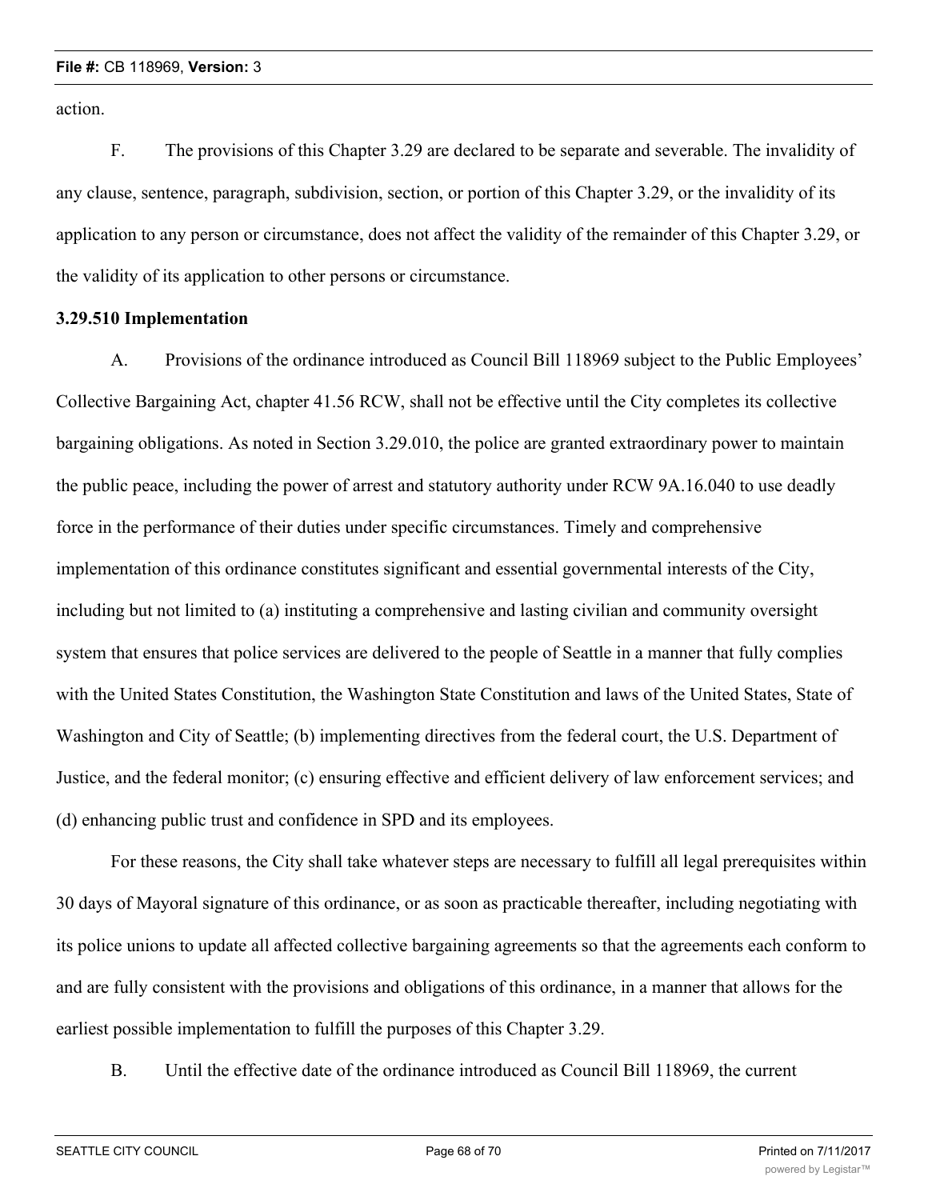action.

F. The provisions of this Chapter 3.29 are declared to be separate and severable. The invalidity of any clause, sentence, paragraph, subdivision, section, or portion of this Chapter 3.29, or the invalidity of its application to any person or circumstance, does not affect the validity of the remainder of this Chapter 3.29, or the validity of its application to other persons or circumstance.

**3.29.510 Implementation**

A. Provisions of the ordinance introduced as Council Bill 118969 subject to the Public Employees' Collective Bargaining Act, chapter 41.56 RCW, shall not be effective until the City completes its collective bargaining obligations. As noted in Section 3.29.010, the police are granted extraordinary power to maintain the public peace, including the power of arrest and statutory authority under RCW 9A.16.040 to use deadly force in the performance of their duties under specific circumstances. Timely and comprehensive implementation of this ordinance constitutes significant and essential governmental interests of the City, including but not limited to (a) instituting a comprehensive and lasting civilian and community oversight system that ensures that police services are delivered to the people of Seattle in a manner that fully complies with the United States Constitution, the Washington State Constitution and laws of the United States, State of Washington and City of Seattle; (b) implementing directives from the federal court, the U.S. Department of Justice, and the federal monitor; (c) ensuring effective and efficient delivery of law enforcement services; and (d) enhancing public trust and confidence in SPD and its employees.

For these reasons, the City shall take whatever steps are necessary to fulfill all legal prerequisites within 30 days of Mayoral signature of this ordinance, or as soon as practicable thereafter, including negotiating with its police unions to update all affected collective bargaining agreements so that the agreements each conform to and are fully consistent with the provisions and obligations of this ordinance, in a manner that allows for the earliest possible implementation to fulfill the purposes of this Chapter 3.29.

B. Until the effective date of the ordinance introduced as Council Bill 118969, the current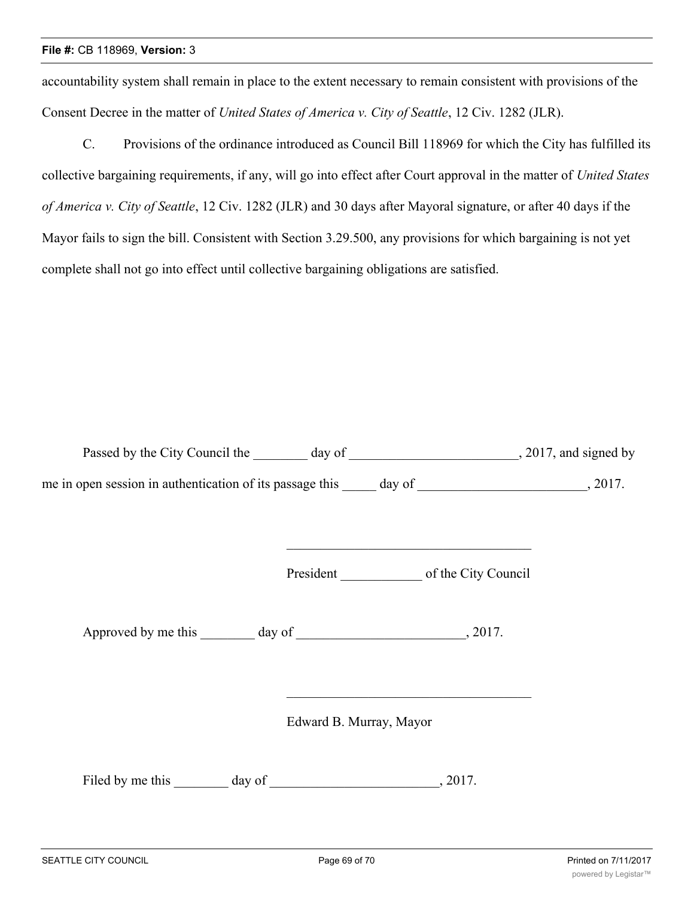accountability system shall remain in place to the extent necessary to remain consistent with provisions of the Consent Decree in the matter of *United States of America v. City of Seattle*, 12 Civ. 1282 (JLR).

C. Provisions of the ordinance introduced as Council Bill 118969 for which the City has fulfilled its collective bargaining requirements, if any, will go into effect after Court approval in the matter of *United States of America v. City of Seattle*, 12 Civ. 1282 (JLR) and 30 days after Mayoral signature, or after 40 days if the Mayor fails to sign the bill. Consistent with Section 3.29.500, any provisions for which bargaining is not yet complete shall not go into effect until collective bargaining obligations are satisfied.

Passed by the City Council the ________ day of _________________________, 2017, and signed by me in open session in authentication of its passage this _____ day of _________________________, 2017.

_____________________________________

President ____________ of the City Council

Approved by me this ________ day of _________________________, 2017.

_____________________________________

Edward B. Murray, Mayor

Filed by me this ________ day of _________________________, 2017.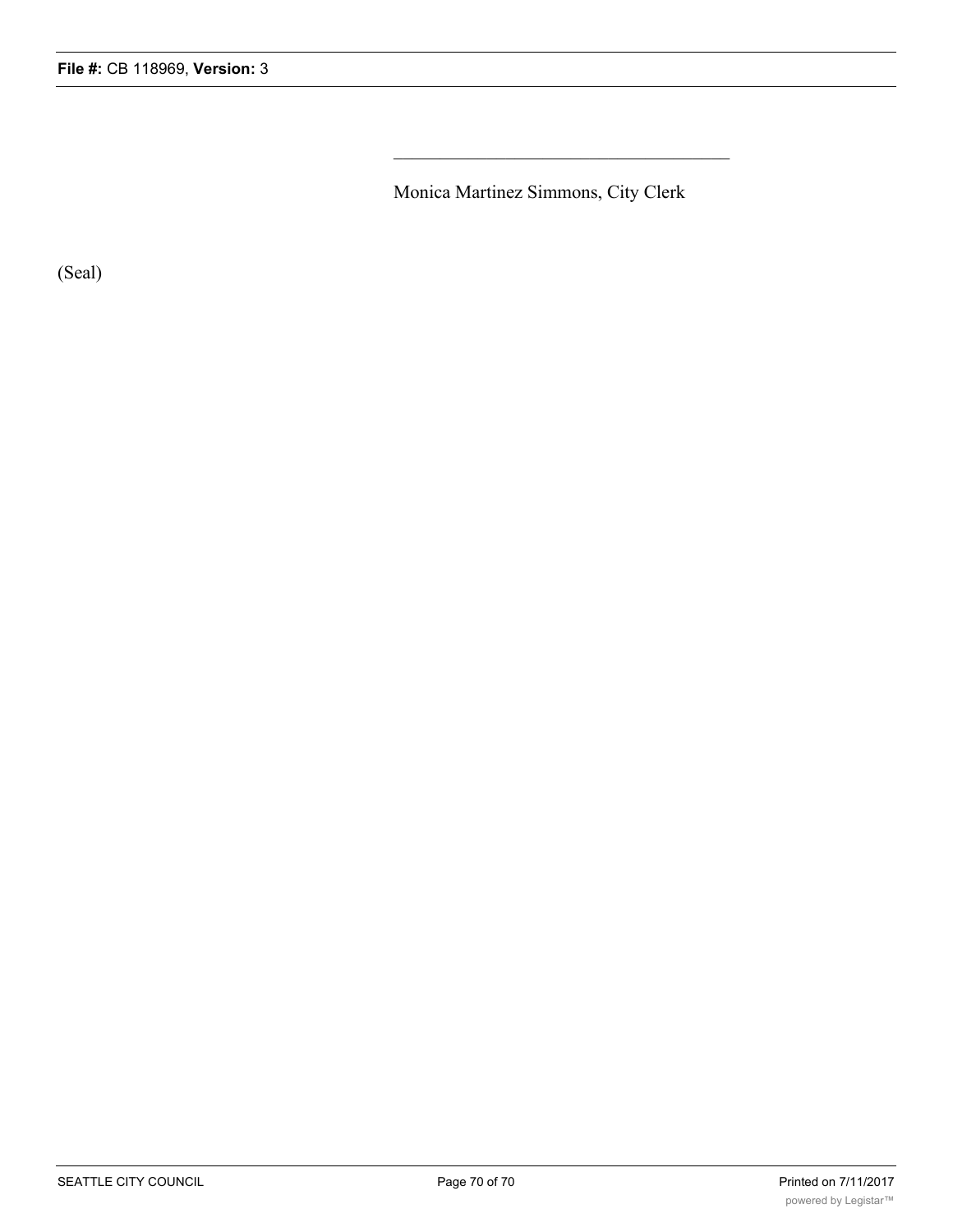\_\_\_\_\_\_\_\_\_\_\_\_\_\_\_\_\_\_\_\_\_\_\_\_\_\_\_\_\_\_\_\_\_\_\_\_\_\_

Monica Martinez Simmons, City Clerk

(Seal)